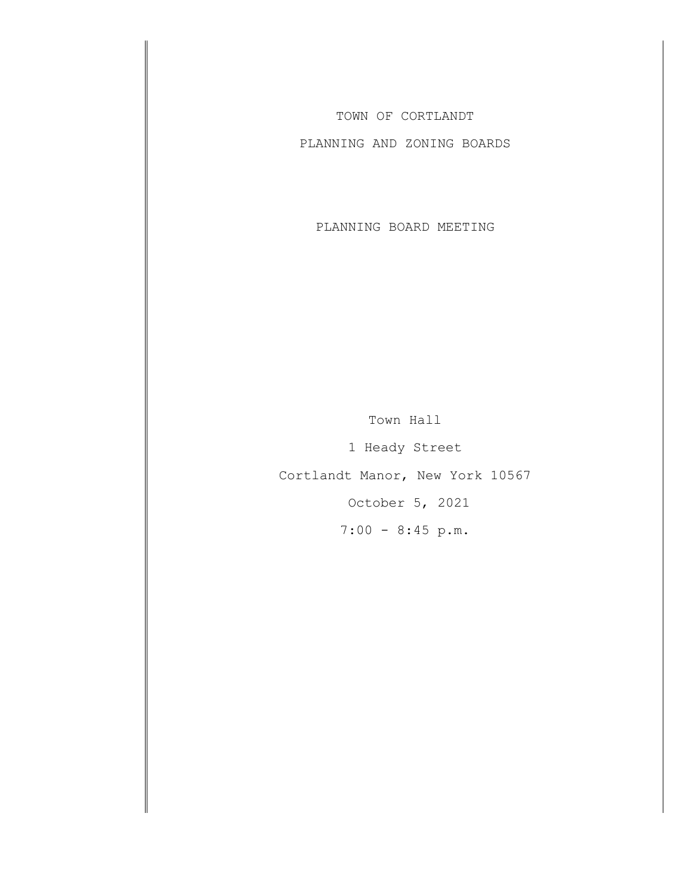TOWN OF CORTLANDT

PLANNING AND ZONING BOARDS

PLANNING BOARD MEETING

Town Hall

1 Heady Street

Cortlandt Manor, New York 10567

October 5, 2021

7:00 - 8:45 p.m.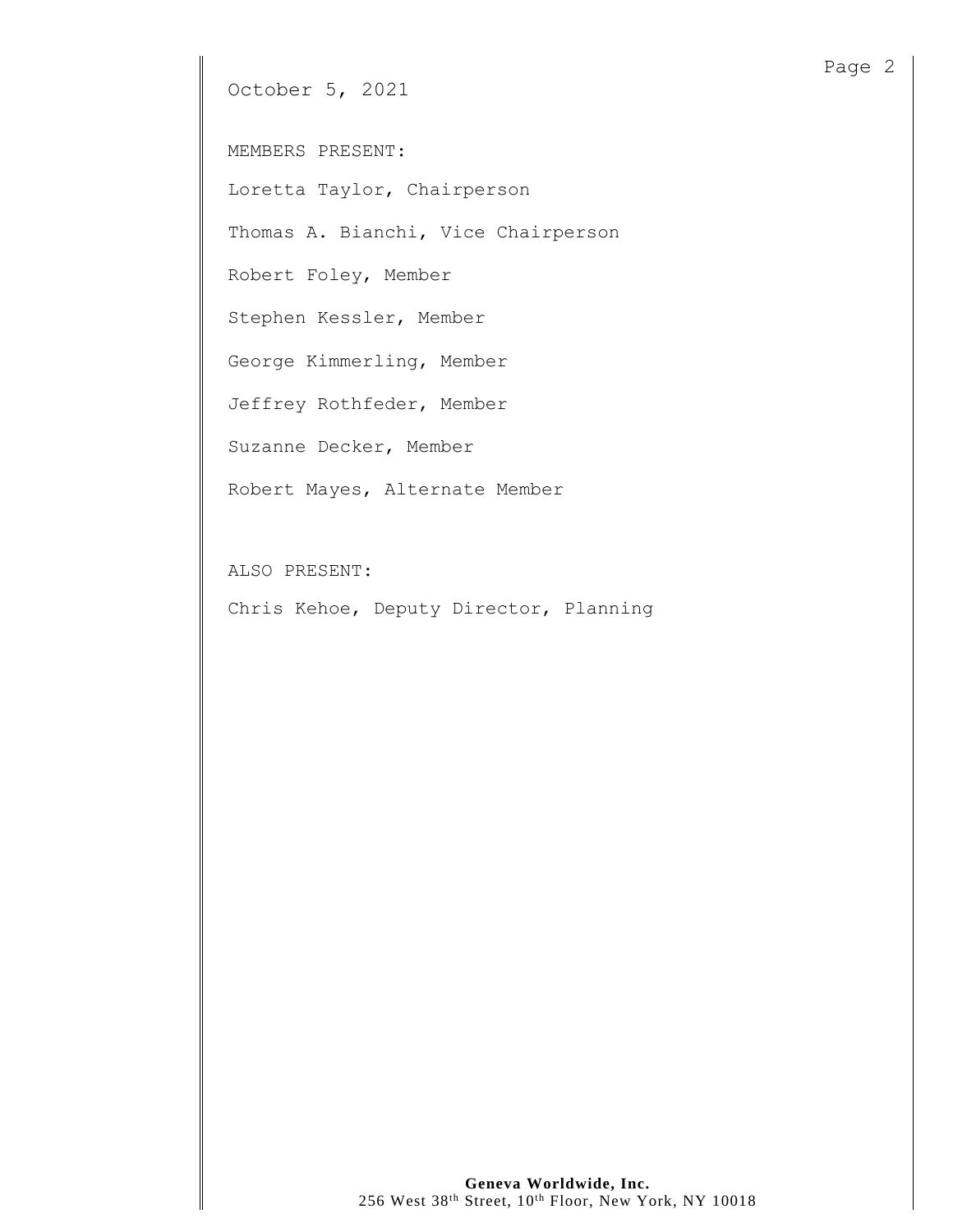October 5, 2021

MEMBERS PRESENT:

Loretta Taylor, Chairperson

Thomas A. Bianchi, Vice Chairperson

Robert Foley, Member

Stephen Kessler, Member

George Kimmerling, Member

Jeffrey Rothfeder, Member

Suzanne Decker, Member

Robert Mayes, Alternate Member

ALSO PRESENT:

Chris Kehoe, Deputy Director, Planning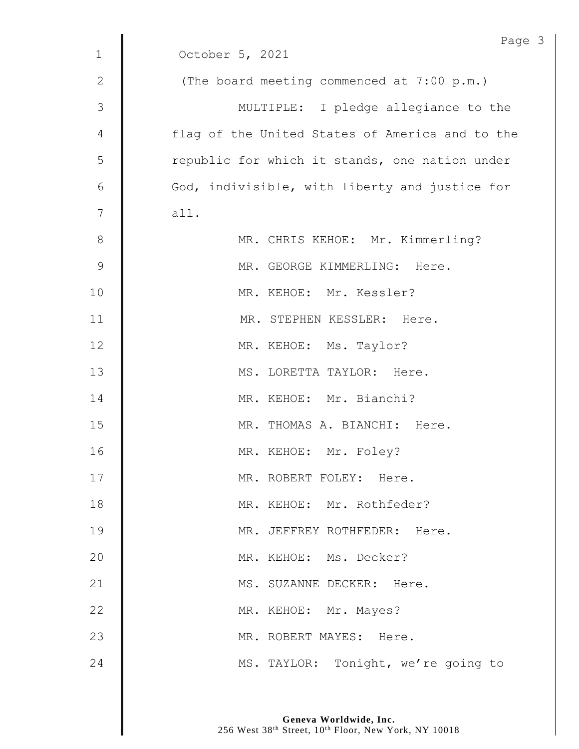October 5, 2021

(The board meeting commenced at 7:00 p.m.)

MULTIPLE: I pledge allegiance to the flag of the United States of America and to the republic for which it stands, one nation under God, indivisible, with liberty and justice for all.

MR. CHRIS KEHOE: Mr. Kimmerling?

MR. GEORGE KIMMERLING: Here.

MR. KEHOE: Mr. Kessler?

MR. STEPHEN KESSLER: Here.

MR. KEHOE: Ms. Taylor?

MS. LORETTA TAYLOR: Here.

MR. KEHOE: Mr. Bianchi?

MR. THOMAS A. BIANCHI: Here.

MR. KEHOE: Mr. Foley?

MR. ROBERT FOLEY: Here.

MR. KEHOE: Mr. Rothfeder?

MR. JEFFREY ROTHFEDER: Here.

MR. KEHOE: Ms. Decker?

MS. SUZANNE DECKER: Here.

MR. KEHOE: Mr. Mayes?

MR. ROBERT MAYES: Here.

MS. TAYLOR: Tonight, we're going to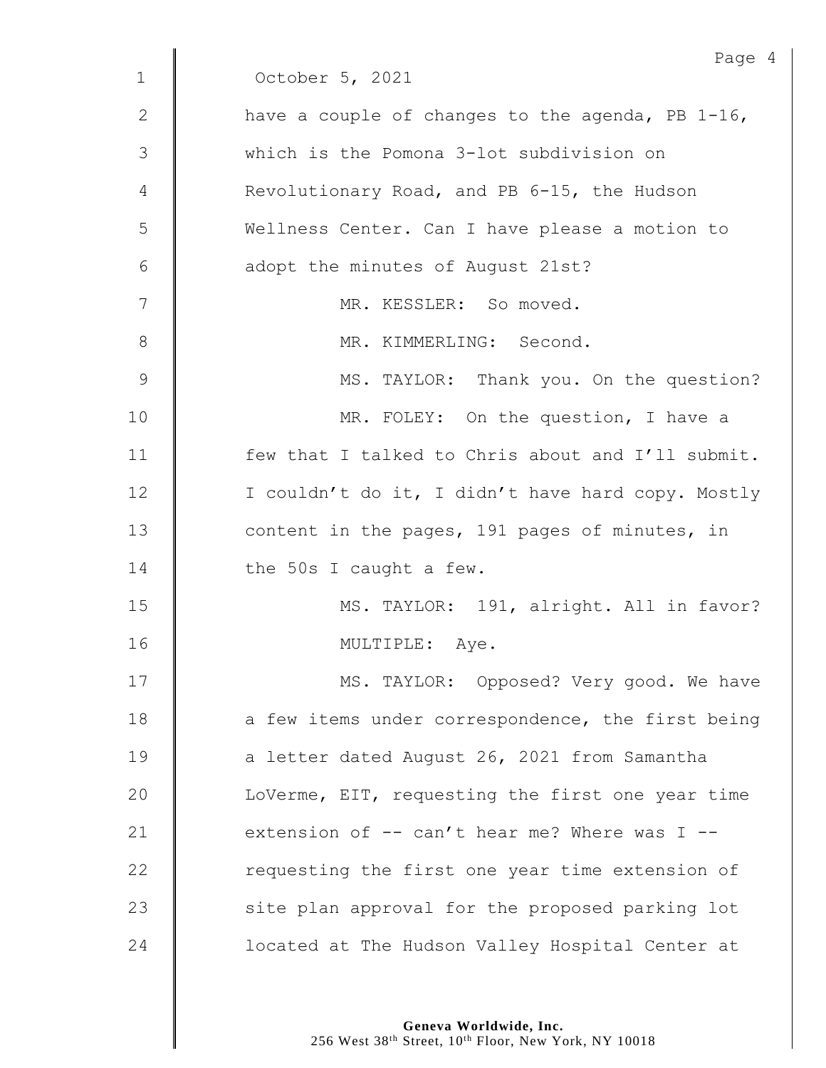October 5, 2021

have a couple of changes to the agenda, PB 1-16, which is the Pomona 3-lot subdivision on Revolutionary Road, and PB 6-15, the Hudson Wellness Center. Can I have please a motion to adopt the minutes of August 21st?

MR. KESSLER: So moved.

MR. KIMMERLING: Second.

MS. TAYLOR: Thank you. On the question?

MR. FOLEY: On the question, I have a few that I talked to Chris about and I'll submit. I couldn't do it, I didn't have hard copy. Mostly content in the pages, 191 pages of minutes, in the 50s I caught a few.

MS. TAYLOR: 191, alright. All in favor?

MULTIPLE: Aye.

MS. TAYLOR: Opposed? Very good. We have a few items under correspondence, the first being a letter dated August 26, 2021 from Samantha LoVerme, EIT, requesting the first one year time extension of -- can't hear me? Where was I -- requesting the first one year time extension of site plan approval for the proposed parking lot located at The Hudson Valley Hospital Center at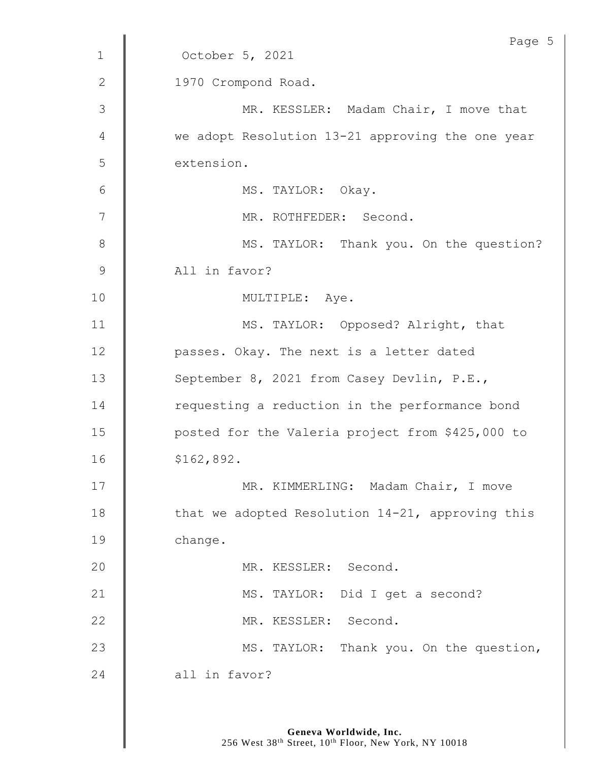October 5, 2021

1970 Crompond Road.

MR. KESSLER: Madam Chair, I move that we adopt Resolution 13-21 approving the one year extension.

MS. TAYLOR: Okay.

MR. ROTHFEDER: Second.

MS. TAYLOR: Thank you. On the question? All in favor?

MULTIPLE: Aye.

MS. TAYLOR: Opposed? Alright, that passes. Okay. The next is a letter dated September 8, 2021 from Casey Devlin, P.E., requesting a reduction in the performance bond posted for the Valeria project from $425,000 to $162,892.

MR. KIMMERLING: Madam Chair, I move that we adopted Resolution 14-21, approving this change.

MR. KESSLER: Second.

MS. TAYLOR: Did I get a second?

MR. KESSLER: Second.

MS. TAYLOR: Thank you. On the question, all in favor?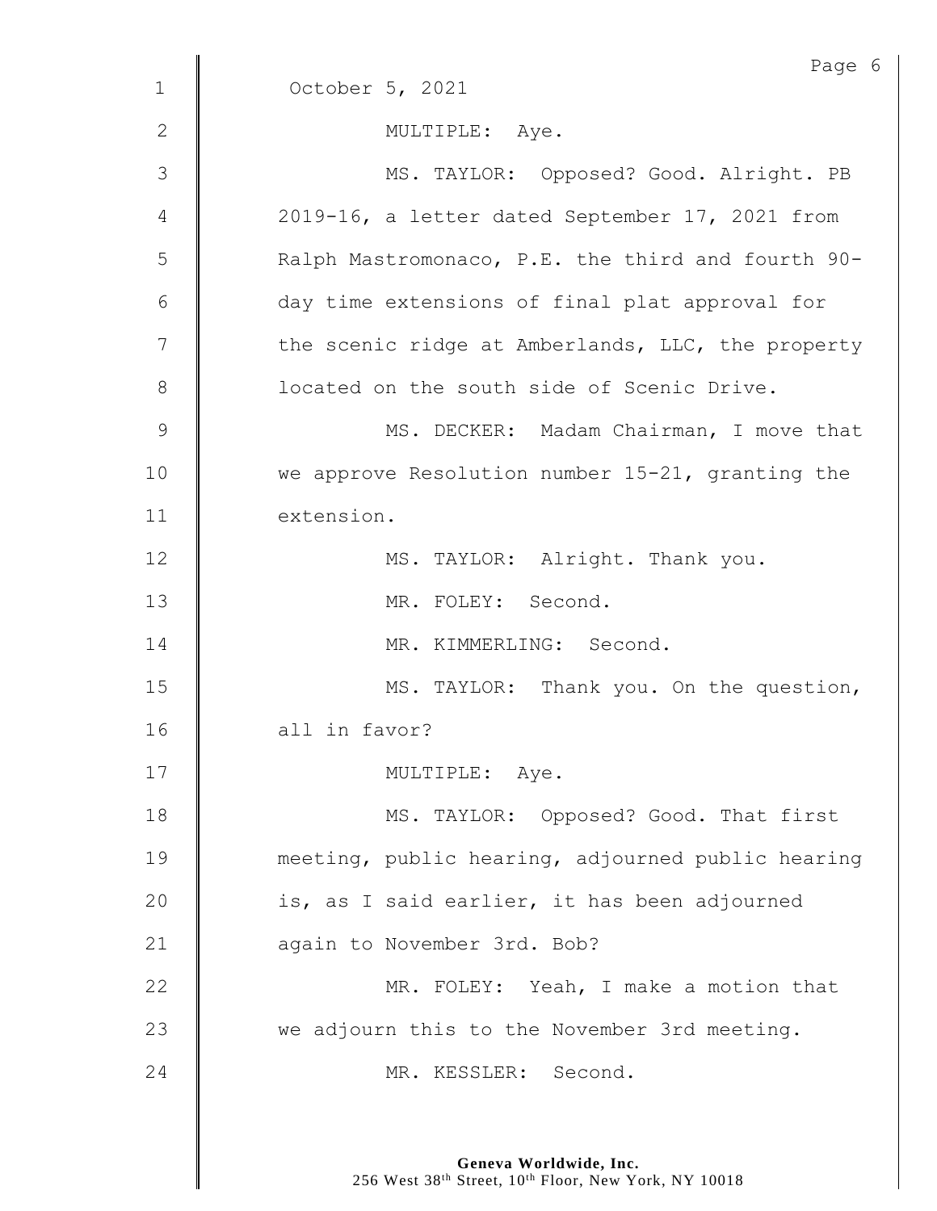October 5, 2021

MULTIPLE: Aye.

MS. TAYLOR: Opposed? Good. Alright. PB 2019-16, a letter dated September 17, 2021 from Ralph Mastromonaco, P.E. the third and fourth 90-day time extensions of final plat approval for the scenic ridge at Amberlands, LLC, the property located on the south side of Scenic Drive.

MS. DECKER: Madam Chairman, I move that we approve Resolution number 15-21, granting the extension.

MS. TAYLOR: Alright. Thank you.

MR. FOLEY: Second.

MR. KIMMERLING: Second.

MS. TAYLOR: Thank you. On the question, all in favor?

MULTIPLE: Aye.

MS. TAYLOR: Opposed? Good. That first meeting, public hearing, adjourned public hearing is, as I said earlier, it has been adjourned again to November 3rd. Bob?

MR. FOLEY: Yeah, I make a motion that we adjourn this to the November 3rd meeting.

MR. KESSLER: Second.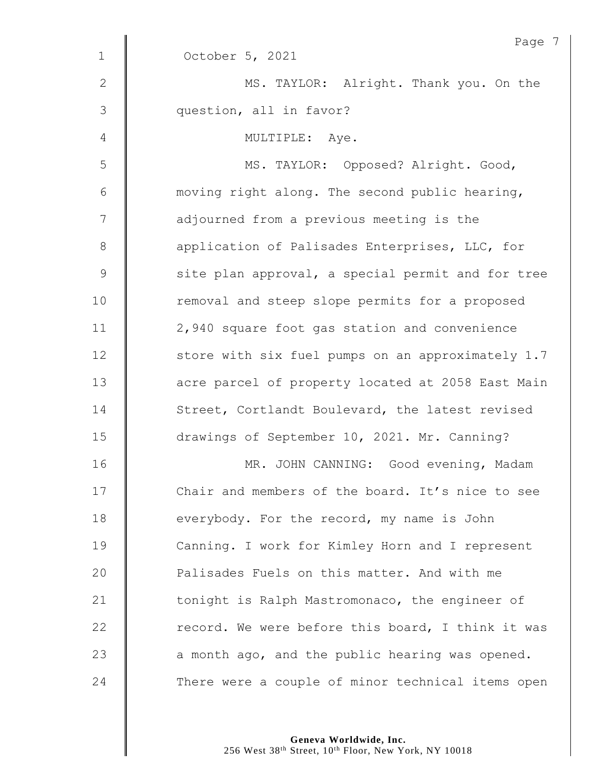October 5, 2021

MS. TAYLOR: Alright. Thank you. On the question, all in favor?

MULTIPLE: Aye.

MS. TAYLOR: Opposed? Alright. Good, moving right along. The second public hearing, adjourned from a previous meeting is the application of Palisades Enterprises, LLC, for site plan approval, a special permit and for tree removal and steep slope permits for a proposed 2,940 square foot gas station and convenience store with six fuel pumps on an approximately 1.7 acre parcel of property located at 2058 East Main Street, Cortlandt Boulevard, the latest revised drawings of September 10, 2021. Mr. Canning?

MR. JOHN CANNING: Good evening, Madam Chair and members of the board. It's nice to see everybody. For the record, my name is John Canning. I work for Kimley Horn and I represent Palisades Fuels on this matter. And with me tonight is Ralph Mastromonaco, the engineer of record. We were before this board, I think it was a month ago, and the public hearing was opened. There were a couple of minor technical items open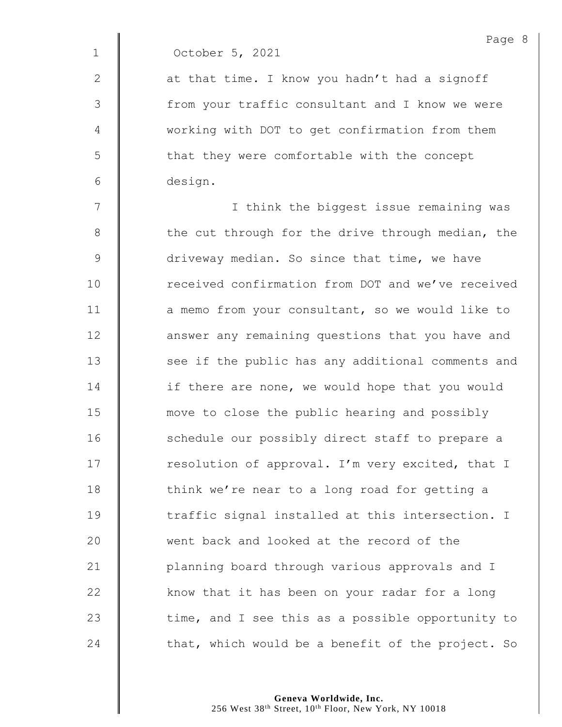October 5, 2021

at that time. I know you hadn't had a signoff from your traffic consultant and I know we were working with DOT to get confirmation from them that they were comfortable with the concept design.

I think the biggest issue remaining was the cut through for the drive through median, the driveway median. So since that time, we have received confirmation from DOT and we've received a memo from your consultant, so we would like to answer any remaining questions that you have and see if the public has any additional comments and if there are none, we would hope that you would move to close the public hearing and possibly schedule our possibly direct staff to prepare a resolution of approval. I'm very excited, that I think we're near to a long road for getting a traffic signal installed at this intersection. I went back and looked at the record of the planning board through various approvals and I know that it has been on your radar for a long time, and I see this as a possible opportunity to that, which would be a benefit of the project. So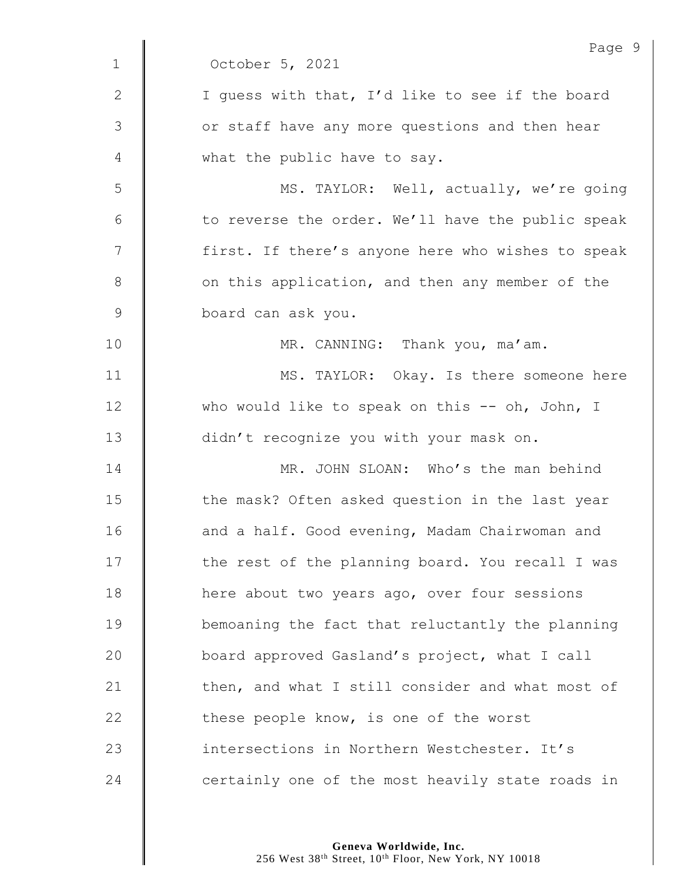October 5, 2021

I guess with that, I'd like to see if the board or staff have any more questions and then hear what the public have to say.

MS. TAYLOR: Well, actually, we're going to reverse the order. We'll have the public speak first. If there's anyone here who wishes to speak on this application, and then any member of the board can ask you.

MR. CANNING: Thank you, ma'am.

MS. TAYLOR: Okay. Is there someone here who would like to speak on this -- oh, John, I didn't recognize you with your mask on.

MR. JOHN SLOAN: Who's the man behind the mask? Often asked question in the last year and a half. Good evening, Madam Chairwoman and the rest of the planning board. You recall I was here about two years ago, over four sessions bemoaning the fact that reluctantly the planning board approved Gasland's project, what I call then, and what I still consider and what most of these people know, is one of the worst intersections in Northern Westchester. It's certainly one of the most heavily state roads in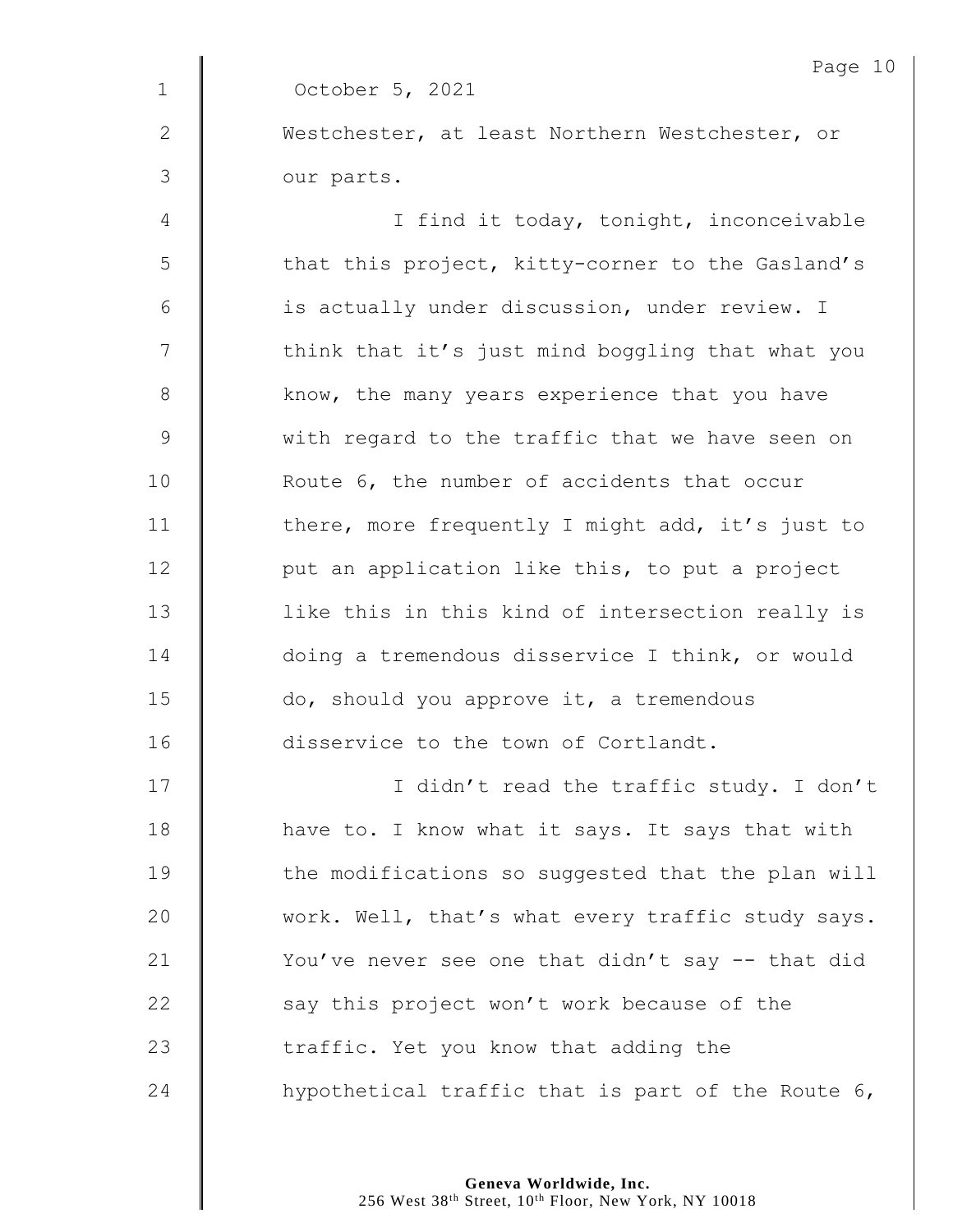October 5, 2021

Westchester, at least Northern Westchester, or our parts.

I find it today, tonight, inconceivable that this project, kitty-corner to the Gasland's is actually under discussion, under review. I think that it's just mind boggling that what you know, the many years experience that you have with regard to the traffic that we have seen on Route 6, the number of accidents that occur there, more frequently I might add, it's just to put an application like this, to put a project like this in this kind of intersection really is doing a tremendous disservice I think, or would do, should you approve it, a tremendous disservice to the town of Cortlandt.

I didn't read the traffic study. I don't have to. I know what it says. It says that with the modifications so suggested that the plan will work. Well, that's what every traffic study says. You've never see one that didn't say -- that did say this project won't work because of the traffic. Yet you know that adding the hypothetical traffic that is part of the Route 6,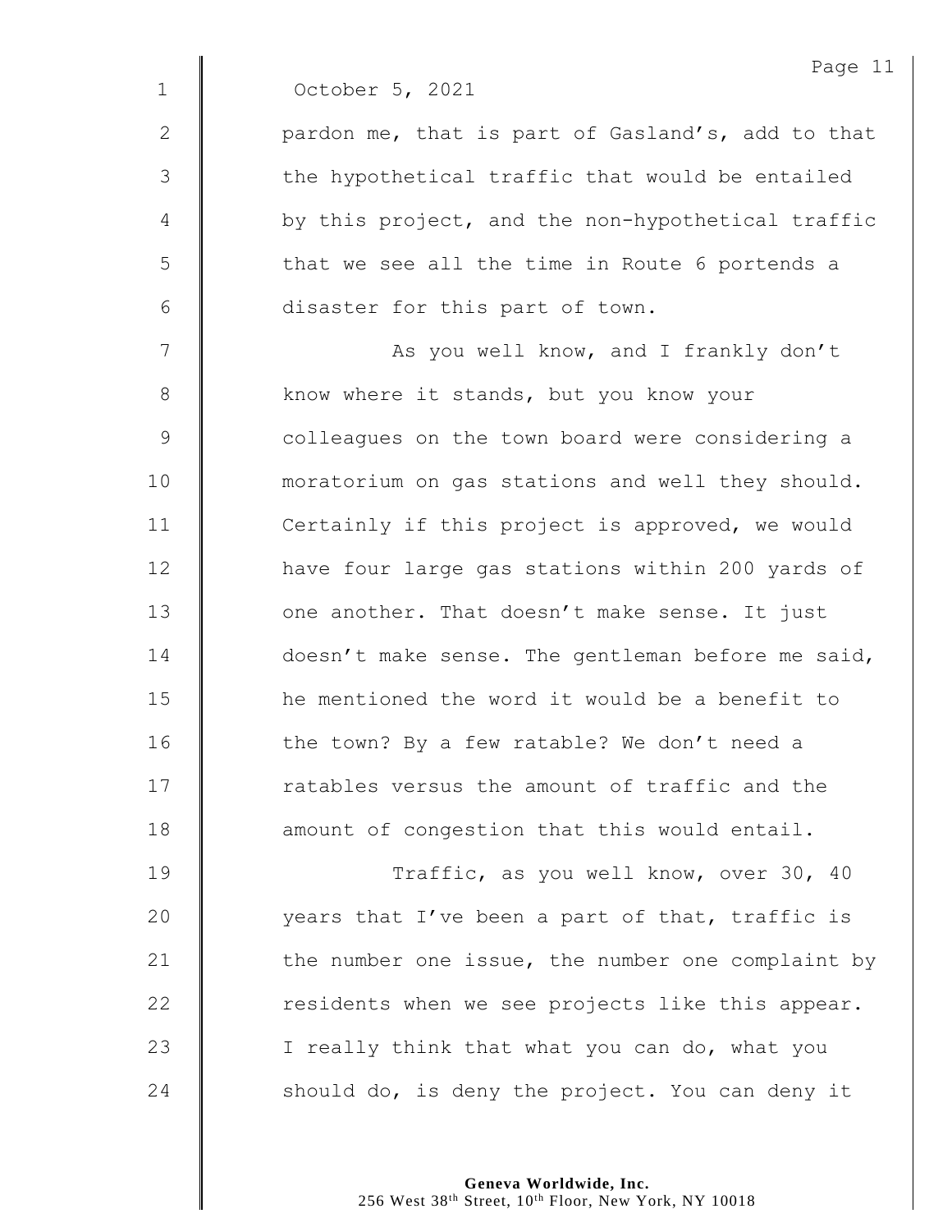October 5, 2021

pardon me, that is part of Gasland's, add to that the hypothetical traffic that would be entailed by this project, and the non-hypothetical traffic that we see all the time in Route 6 portends a disaster for this part of town.

As you well know, and I frankly don't know where it stands, but you know your colleagues on the town board were considering a moratorium on gas stations and well they should. Certainly if this project is approved, we would have four large gas stations within 200 yards of one another. That doesn't make sense. It just doesn't make sense. The gentleman before me said, he mentioned the word it would be a benefit to the town? By a few ratable? We don't need a ratables versus the amount of traffic and the amount of congestion that this would entail.

Traffic, as you well know, over 30, 40 years that I've been a part of that, traffic is the number one issue, the number one complaint by residents when we see projects like this appear. I really think that what you can do, what you should do, is deny the project. You can deny it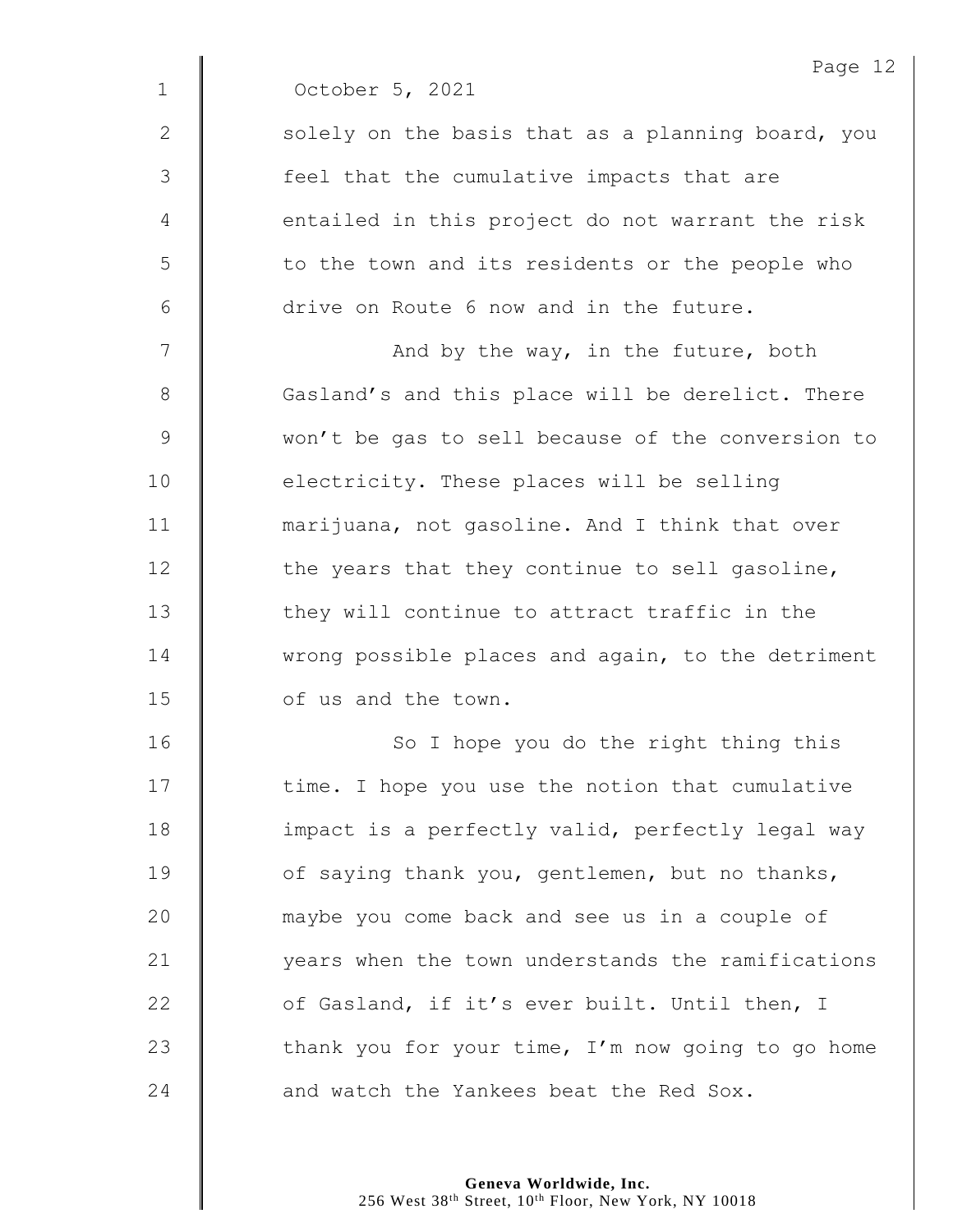October 5, 2021

solely on the basis that as a planning board, you feel that the cumulative impacts that are entailed in this project do not warrant the risk to the town and its residents or the people who drive on Route 6 now and in the future.

And by the way, in the future, both Gasland's and this place will be derelict. There won't be gas to sell because of the conversion to electricity. These places will be selling marijuana, not gasoline. And I think that over the years that they continue to sell gasoline, they will continue to attract traffic in the wrong possible places and again, to the detriment of us and the town.

So I hope you do the right thing this time. I hope you use the notion that cumulative impact is a perfectly valid, perfectly legal way of saying thank you, gentlemen, but no thanks, maybe you come back and see us in a couple of years when the town understands the ramifications of Gasland, if it's ever built. Until then, I thank you for your time, I'm now going to go home and watch the Yankees beat the Red Sox.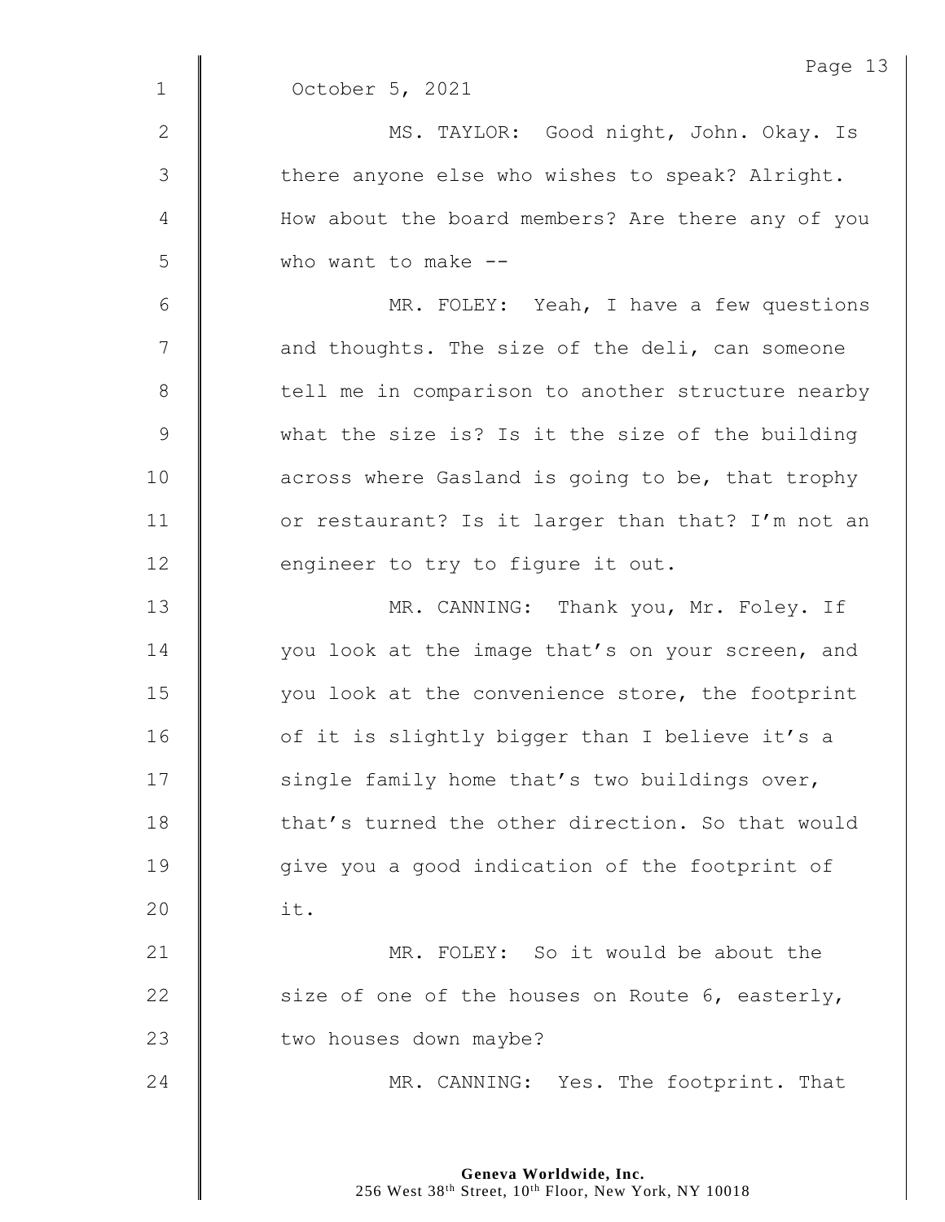October 5, 2021

MS. TAYLOR: Good night, John. Okay. Is there anyone else who wishes to speak? Alright. How about the board members? Are there any of you who want to make --

MR. FOLEY: Yeah, I have a few questions and thoughts. The size of the deli, can someone tell me in comparison to another structure nearby what the size is? Is it the size of the building across where Gasland is going to be, that trophy or restaurant? Is it larger than that? I'm not an engineer to try to figure it out.

MR. CANNING: Thank you, Mr. Foley. If you look at the image that's on your screen, and you look at the convenience store, the footprint of it is slightly bigger than I believe it's a single family home that's two buildings over, that's turned the other direction. So that would give you a good indication of the footprint of it.

MR. FOLEY: So it would be about the size of one of the houses on Route 6, easterly, two houses down maybe?

MR. CANNING: Yes. The footprint. That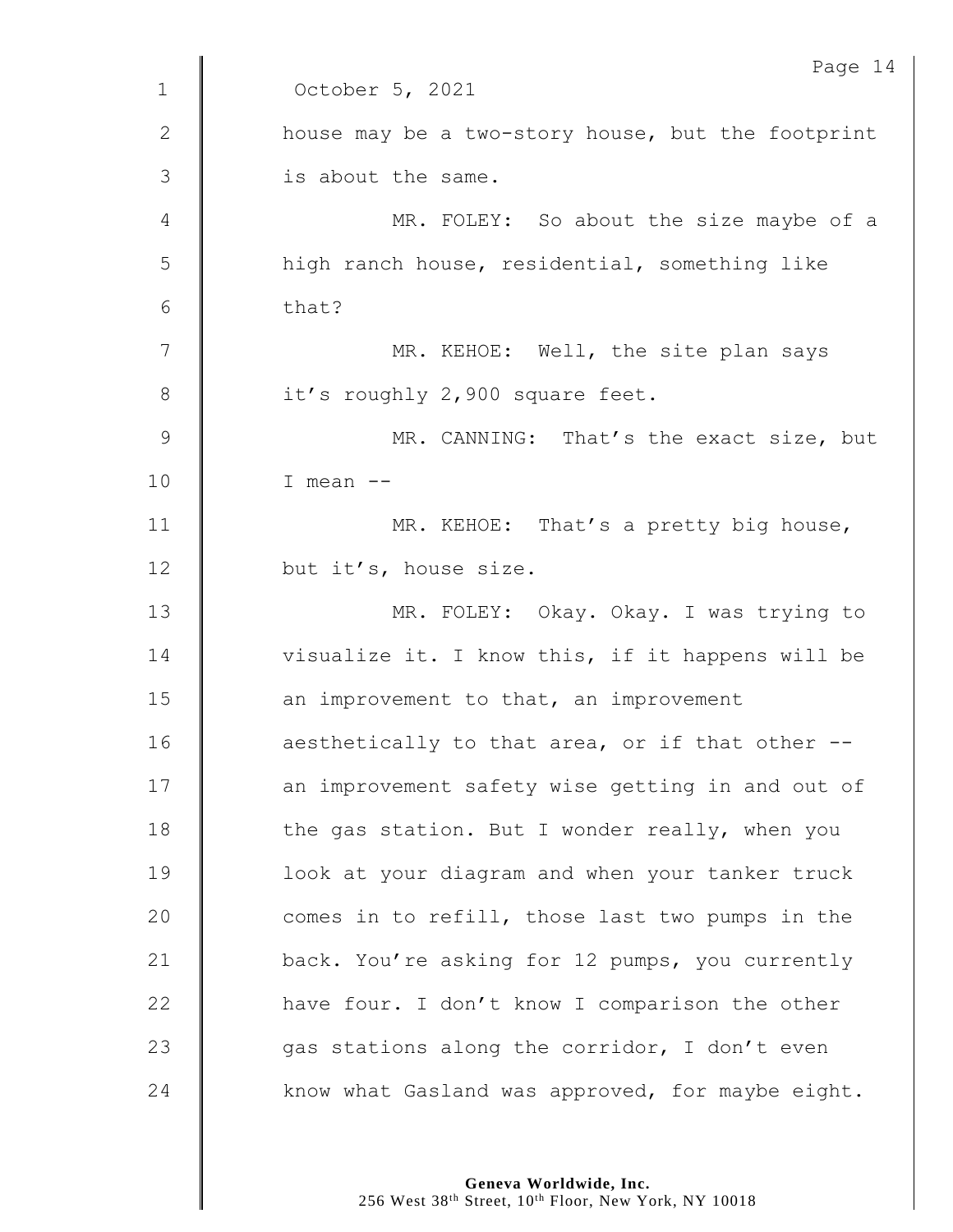October 5, 2021

house may be a two-story house, but the footprint is about the same.

MR. FOLEY: So about the size maybe of a high ranch house, residential, something like that?

MR. KEHOE: Well, the site plan says it's roughly 2,900 square feet.

MR. CANNING: That's the exact size, but I mean --

MR. KEHOE: That's a pretty big house, but it's, house size.

MR. FOLEY: Okay. Okay. I was trying to visualize it. I know this, if it happens will be an improvement to that, an improvement aesthetically to that area, or if that other -- an improvement safety wise getting in and out of the gas station. But I wonder really, when you look at your diagram and when your tanker truck comes in to refill, those last two pumps in the back. You're asking for 12 pumps, you currently have four. I don't know I comparison the other gas stations along the corridor, I don't even know what Gasland was approved, for maybe eight.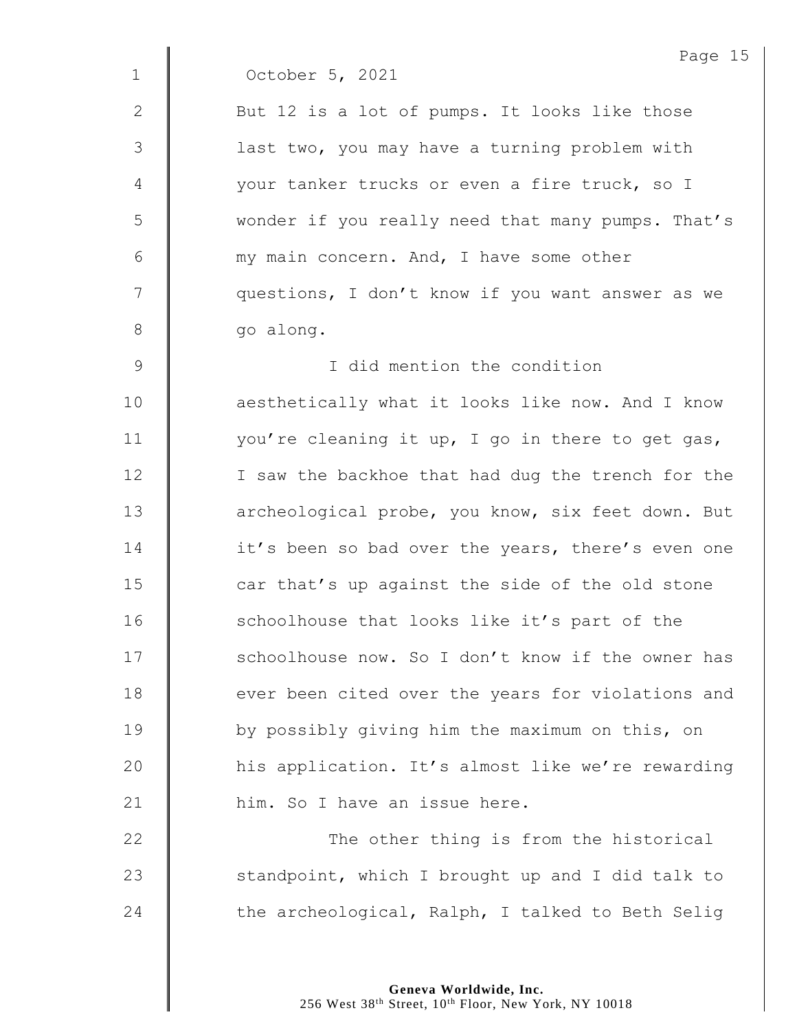October 5, 2021

But 12 is a lot of pumps. It looks like those last two, you may have a turning problem with your tanker trucks or even a fire truck, so I wonder if you really need that many pumps. That's my main concern. And, I have some other questions, I don't know if you want answer as we go along.

I did mention the condition aesthetically what it looks like now. And I know you're cleaning it up, I go in there to get gas, I saw the backhoe that had dug the trench for the archeological probe, you know, six feet down. But it's been so bad over the years, there's even one car that's up against the side of the old stone schoolhouse that looks like it's part of the schoolhouse now. So I don't know if the owner has ever been cited over the years for violations and by possibly giving him the maximum on this, on his application. It's almost like we're rewarding him. So I have an issue here.

The other thing is from the historical standpoint, which I brought up and I did talk to the archeological, Ralph, I talked to Beth Selig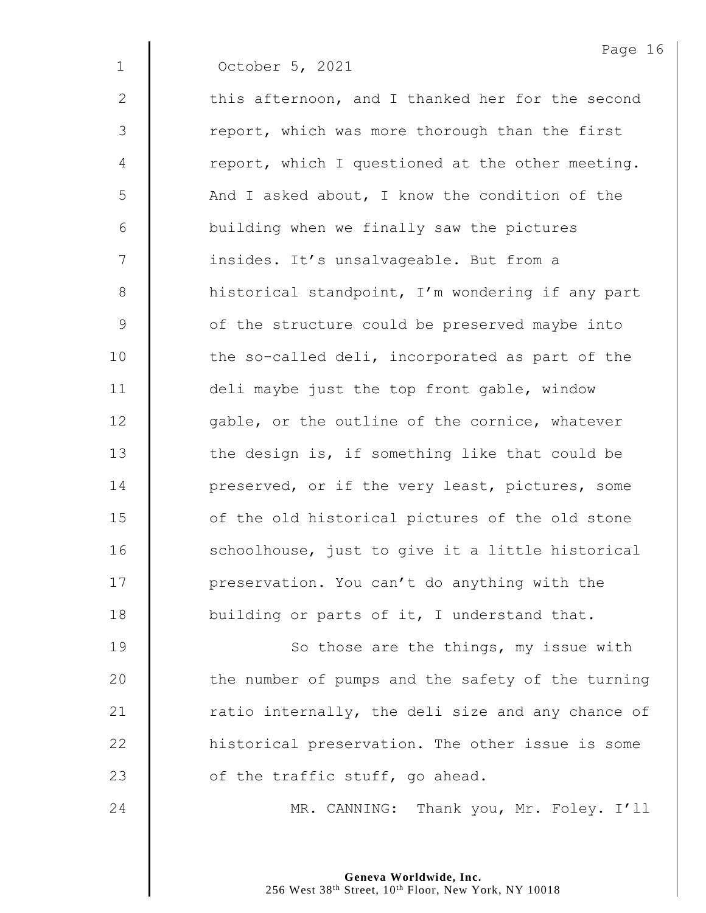October 5, 2021

this afternoon, and I thanked her for the second report, which was more thorough than the first report, which I questioned at the other meeting. And I asked about, I know the condition of the building when we finally saw the pictures insides. It's unsalvageable. But from a historical standpoint, I'm wondering if any part of the structure could be preserved maybe into the so-called deli, incorporated as part of the deli maybe just the top front gable, window gable, or the outline of the cornice, whatever the design is, if something like that could be preserved, or if the very least, pictures, some of the old historical pictures of the old stone schoolhouse, just to give it a little historical preservation. You can't do anything with the building or parts of it, I understand that.

So those are the things, my issue with the number of pumps and the safety of the turning ratio internally, the deli size and any chance of historical preservation. The other issue is some of the traffic stuff, go ahead.

MR. CANNING: Thank you, Mr. Foley. I'll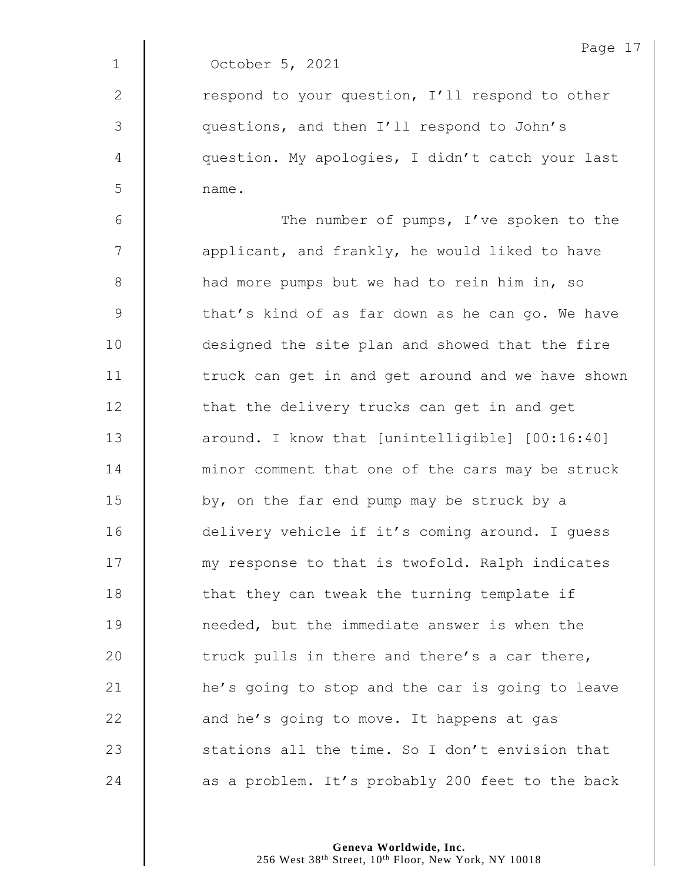October 5, 2021

respond to your question, I'll respond to other questions, and then I'll respond to John's question. My apologies, I didn't catch your last name.

The number of pumps, I've spoken to the applicant, and frankly, he would liked to have had more pumps but we had to rein him in, so that's kind of as far down as he can go. We have designed the site plan and showed that the fire truck can get in and get around and we have shown that the delivery trucks can get in and get around. I know that [unintelligible] [00:16:40] minor comment that one of the cars may be struck by, on the far end pump may be struck by a delivery vehicle if it's coming around. I guess my response to that is twofold. Ralph indicates that they can tweak the turning template if needed, but the immediate answer is when the truck pulls in there and there's a car there, he's going to stop and the car is going to leave and he's going to move. It happens at gas stations all the time. So I don't envision that as a problem. It's probably 200 feet to the back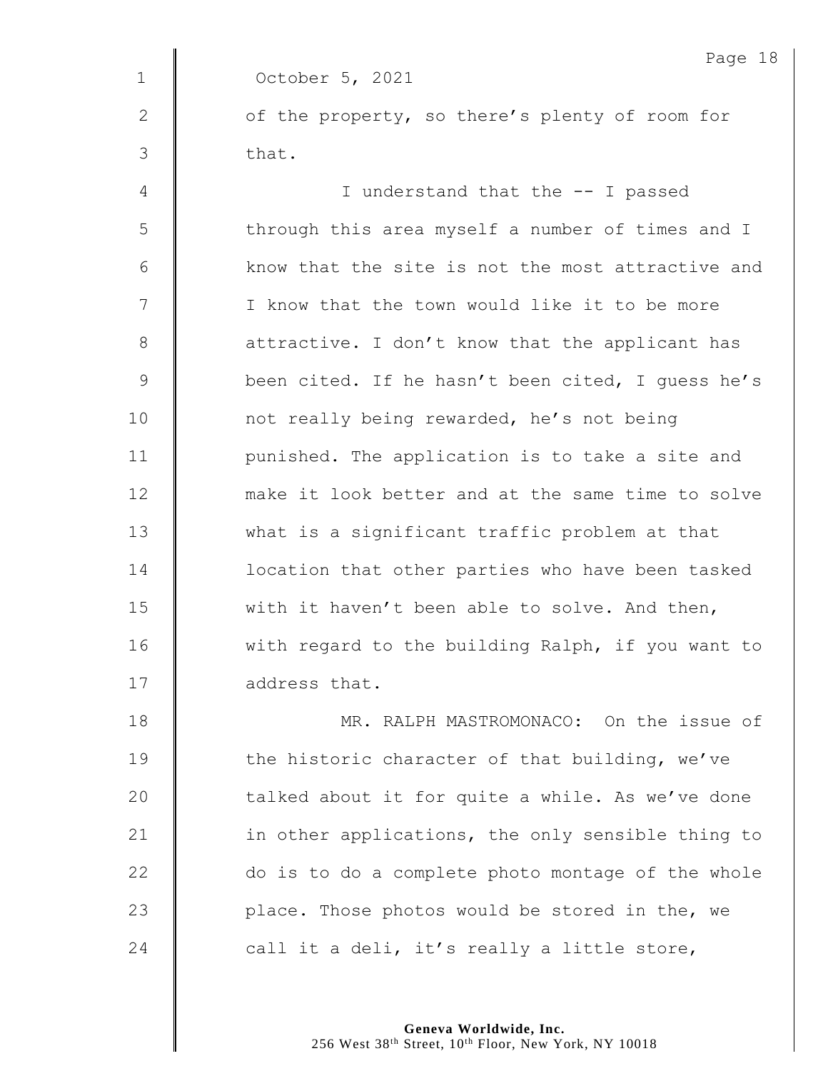October 5, 2021

of the property, so there's plenty of room for that.

I understand that the -- I passed through this area myself a number of times and I know that the site is not the most attractive and I know that the town would like it to be more attractive. I don't know that the applicant has been cited. If he hasn't been cited, I guess he's not really being rewarded, he's not being punished. The application is to take a site and make it look better and at the same time to solve what is a significant traffic problem at that location that other parties who have been tasked with it haven't been able to solve. And then, with regard to the building Ralph, if you want to address that.

MR. RALPH MASTROMONACO: On the issue of the historic character of that building, we've talked about it for quite a while. As we've done in other applications, the only sensible thing to do is to do a complete photo montage of the whole place. Those photos would be stored in the, we call it a deli, it's really a little store,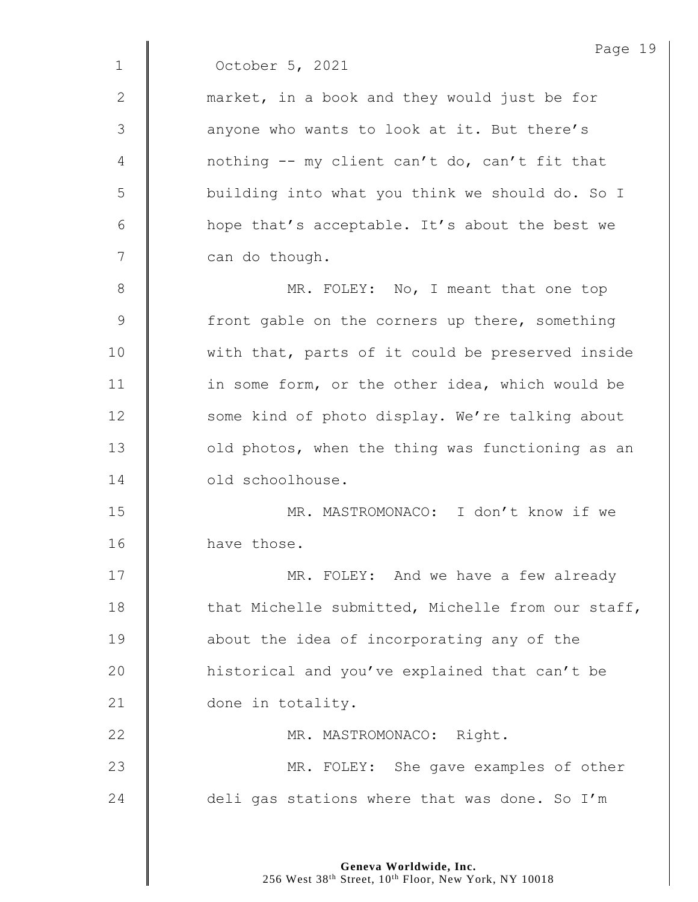October 5, 2021

market, in a book and they would just be for anyone who wants to look at it. But there's nothing -- my client can't do, can't fit that building into what you think we should do. So I hope that's acceptable. It's about the best we can do though.

MR. FOLEY: No, I meant that one top front gable on the corners up there, something with that, parts of it could be preserved inside in some form, or the other idea, which would be some kind of photo display. We're talking about old photos, when the thing was functioning as an old schoolhouse.

MR. MASTROMONACO: I don't know if we have those.

MR. FOLEY: And we have a few already that Michelle submitted, Michelle from our staff, about the idea of incorporating any of the historical and you've explained that can't be done in totality.

MR. MASTROMONACO: Right.

MR. FOLEY: She gave examples of other deli gas stations where that was done. So I'm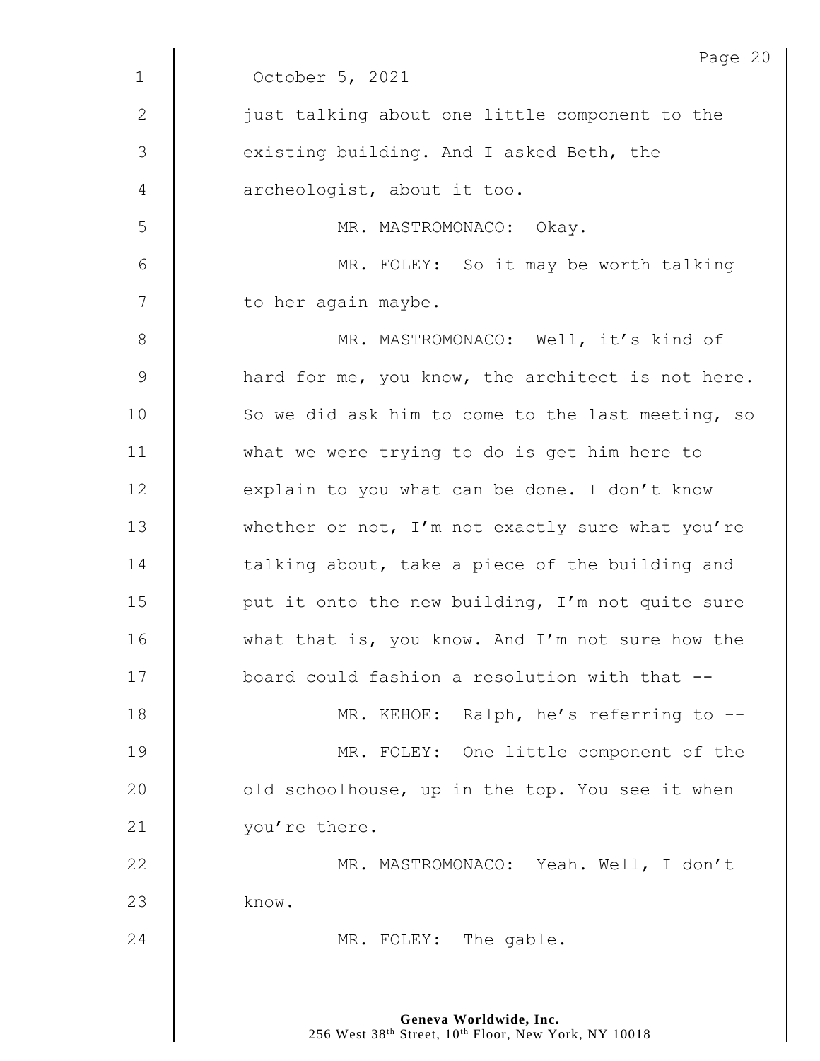October 5, 2021

just talking about one little component to the existing building. And I asked Beth, the archeologist, about it too.

MR. MASTROMONACO: Okay.

MR. FOLEY: So it may be worth talking to her again maybe.

MR. MASTROMONACO: Well, it's kind of hard for me, you know, the architect is not here. So we did ask him to come to the last meeting, so what we were trying to do is get him here to explain to you what can be done. I don't know whether or not, I'm not exactly sure what you're talking about, take a piece of the building and put it onto the new building, I'm not quite sure what that is, you know. And I'm not sure how the board could fashion a resolution with that --

MR. KEHOE: Ralph, he's referring to --

MR. FOLEY: One little component of the old schoolhouse, up in the top. You see it when you're there.

MR. MASTROMONACO: Yeah. Well, I don't know.

MR. FOLEY: The gable.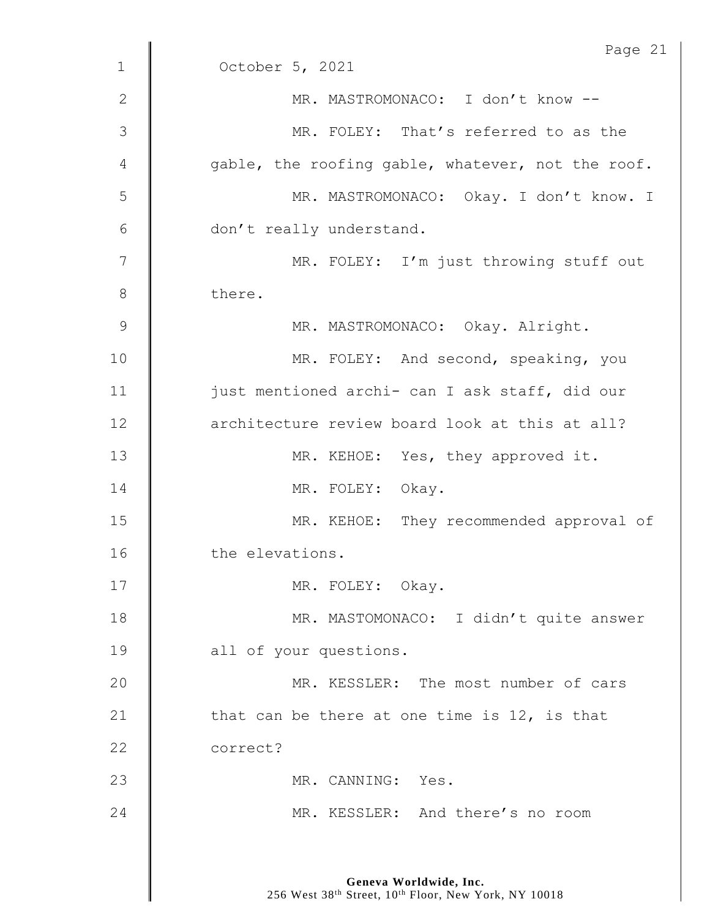October 5, 2021

MR. MASTROMONACO: I don't know --

MR. FOLEY: That's referred to as the gable, the roofing gable, whatever, not the roof.

MR. MASTROMONACO: Okay. I don't know. I don't really understand.

MR. FOLEY: I'm just throwing stuff out there.

MR. MASTROMONACO: Okay. Alright.

MR. FOLEY: And second, speaking, you just mentioned archi- can I ask staff, did our architecture review board look at this at all?

MR. KEHOE: Yes, they approved it.

MR. FOLEY: Okay.

MR. KEHOE: They recommended approval of the elevations.

MR. FOLEY: Okay.

MR. MASTOMONACO: I didn't quite answer all of your questions.

MR. KESSLER: The most number of cars that can be there at one time is 12, is that correct?

MR. CANNING: Yes.

MR. KESSLER: And there's no room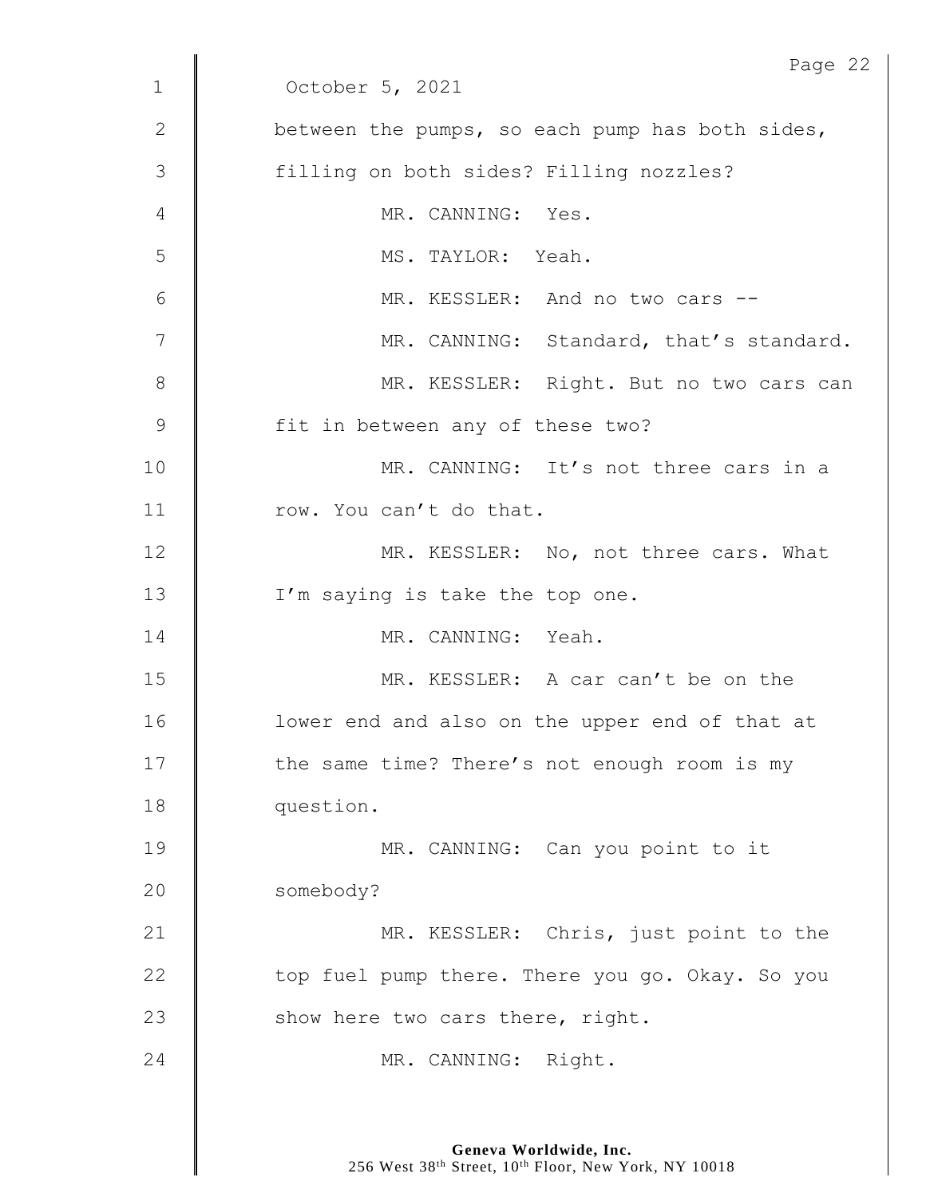October 5, 2021

between the pumps, so each pump has both sides, filling on both sides? Filling nozzles?

MR. CANNING: Yes.

MS. TAYLOR: Yeah.

MR. KESSLER: And no two cars --

MR. CANNING: Standard, that's standard.

MR. KESSLER: Right. But no two cars can fit in between any of these two?

MR. CANNING: It's not three cars in a row. You can't do that.

MR. KESSLER: No, not three cars. What I'm saying is take the top one.

MR. CANNING: Yeah.

MR. KESSLER: A car can't be on the lower end and also on the upper end of that at the same time? There's not enough room is my question.

MR. CANNING: Can you point to it somebody?

MR. KESSLER: Chris, just point to the top fuel pump there. There you go. Okay. So you show here two cars there, right.

MR. CANNING: Right.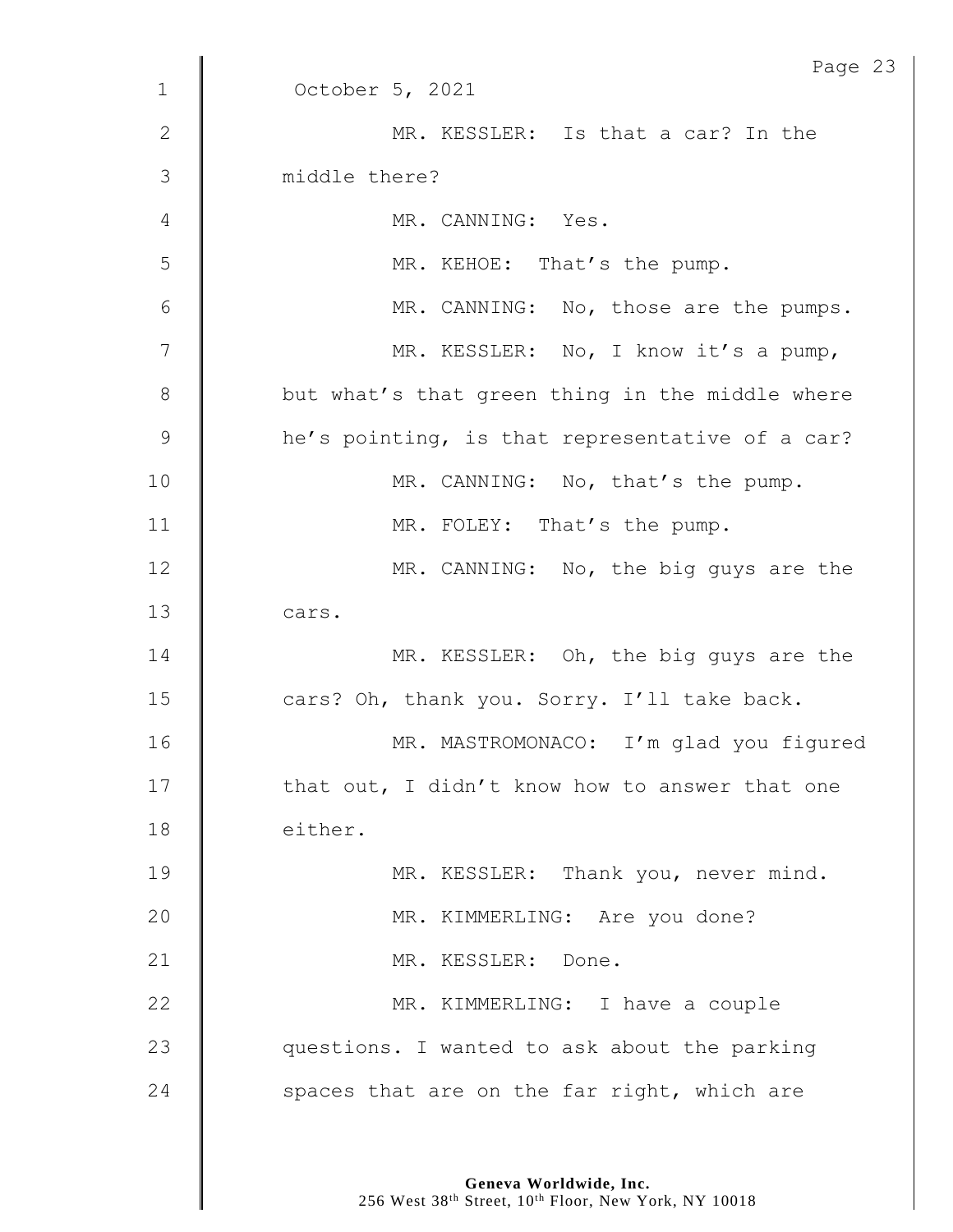October 5, 2021

MR. KESSLER: Is that a car? In the middle there?

MR. CANNING: Yes.

MR. KEHOE: That's the pump.

MR. CANNING: No, those are the pumps.

MR. KESSLER: No, I know it's a pump, but what's that green thing in the middle where he's pointing, is that representative of a car?

MR. CANNING: No, that's the pump.

MR. FOLEY: That's the pump.

MR. CANNING: No, the big guys are the cars.

MR. KESSLER: Oh, the big guys are the cars? Oh, thank you. Sorry. I'll take back.

MR. MASTROMONACO: I'm glad you figured that out, I didn't know how to answer that one either.

MR. KESSLER: Thank you, never mind.

MR. KIMMERLING: Are you done?

MR. KESSLER: Done.

MR. KIMMERLING: I have a couple questions. I wanted to ask about the parking spaces that are on the far right, which are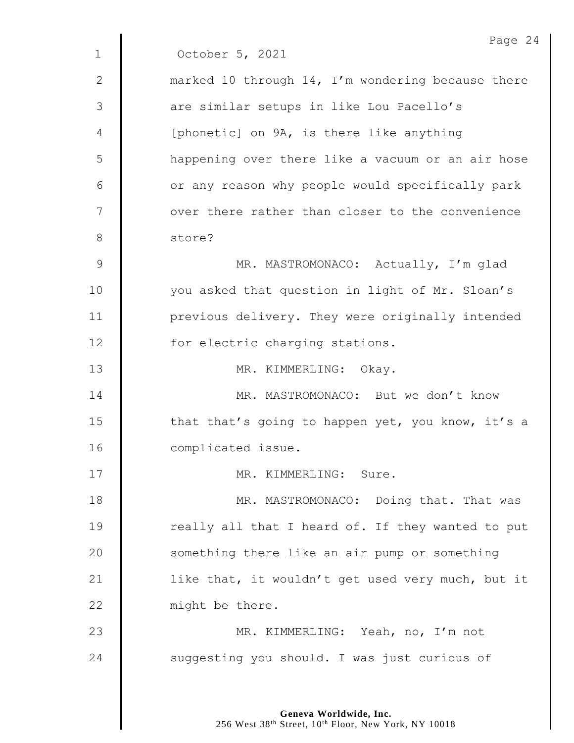October 5, 2021

marked 10 through 14, I'm wondering because there are similar setups in like Lou Pacello's [phonetic] on 9A, is there like anything happening over there like a vacuum or an air hose or any reason why people would specifically park over there rather than closer to the convenience store?

MR. MASTROMONACO: Actually, I'm glad you asked that question in light of Mr. Sloan's previous delivery. They were originally intended for electric charging stations.

MR. KIMMERLING: Okay.

MR. MASTROMONACO: But we don't know that that's going to happen yet, you know, it's a complicated issue.

MR. KIMMERLING: Sure.

MR. MASTROMONACO: Doing that. That was really all that I heard of. If they wanted to put something there like an air pump or something like that, it wouldn't get used very much, but it might be there.

MR. KIMMERLING: Yeah, no, I'm not suggesting you should. I was just curious of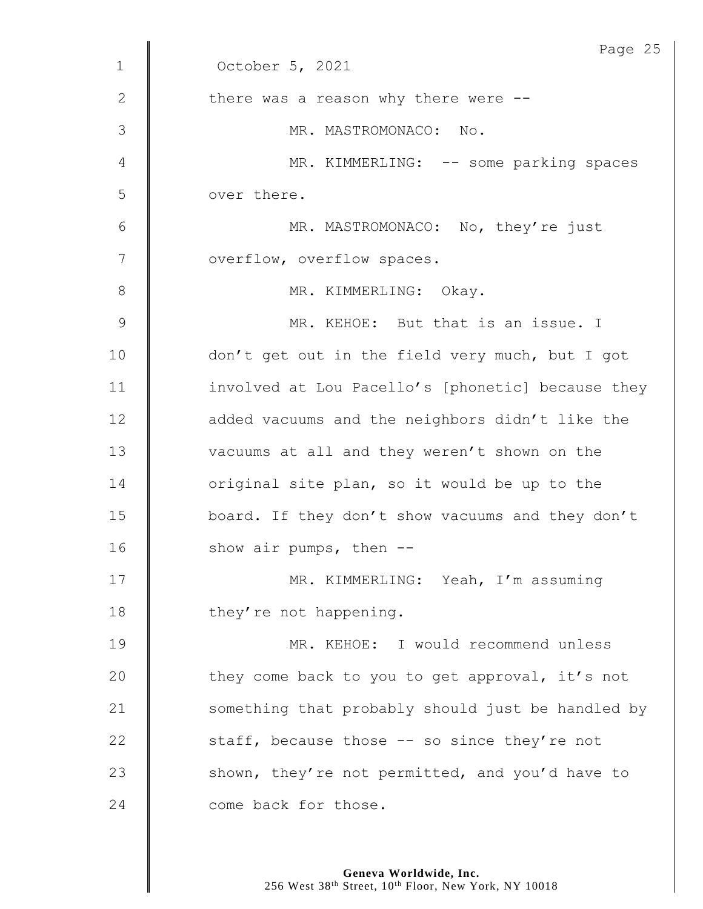October 5, 2021

there was a reason why there were --

MR. MASTROMONACO: No.

MR. KIMMERLING: -- some parking spaces over there.

MR. MASTROMONACO: No, they're just overflow, overflow spaces.

MR. KIMMERLING: Okay.

MR. KEHOE: But that is an issue. I don't get out in the field very much, but I got involved at Lou Pacello's [phonetic] because they added vacuums and the neighbors didn't like the vacuums at all and they weren't shown on the original site plan, so it would be up to the board. If they don't show vacuums and they don't show air pumps, then --

MR. KIMMERLING: Yeah, I'm assuming they're not happening.

MR. KEHOE: I would recommend unless they come back to you to get approval, it's not something that probably should just be handled by staff, because those -- so since they're not shown, they're not permitted, and you'd have to come back for those.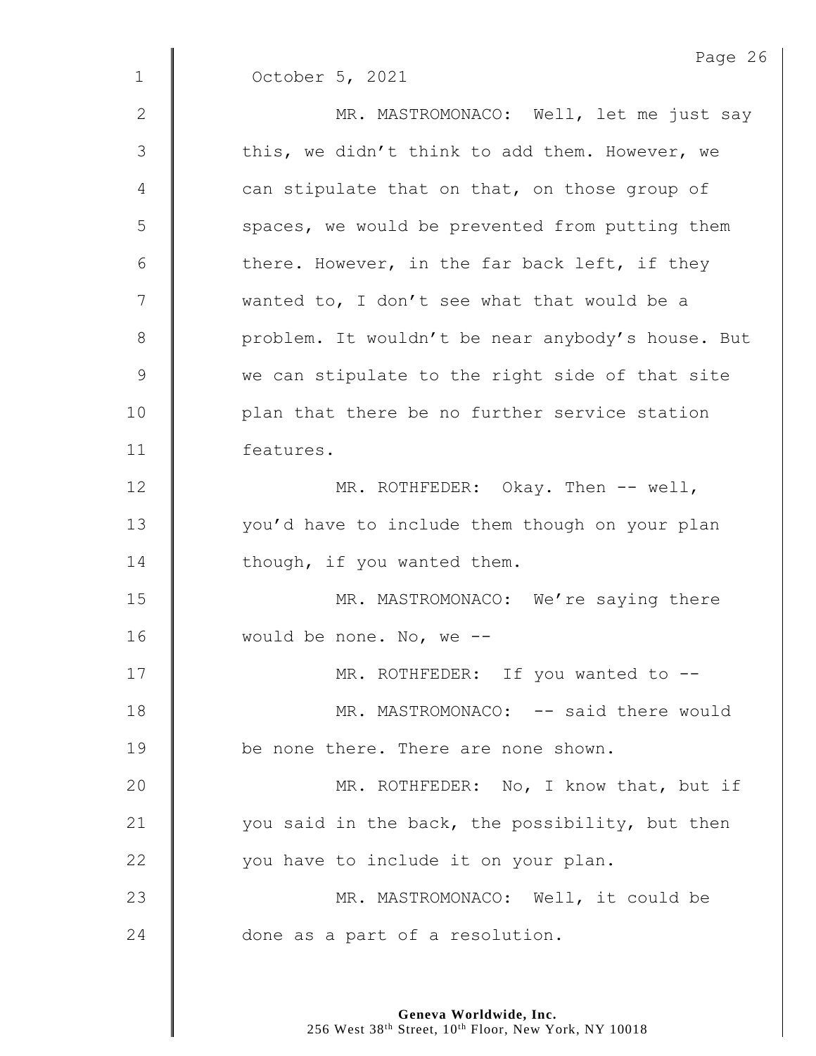October 5, 2021

MR. MASTROMONACO: Well, let me just say this, we didn't think to add them. However, we can stipulate that on that, on those group of spaces, we would be prevented from putting them there. However, in the far back left, if they wanted to, I don't see what that would be a problem. It wouldn't be near anybody's house. But we can stipulate to the right side of that site plan that there be no further service station features.

MR. ROTHFEDER: Okay. Then -- well, you'd have to include them though on your plan though, if you wanted them.

MR. MASTROMONACO: We're saying there would be none. No, we --

MR. ROTHFEDER: If you wanted to --

MR. MASTROMONACO: -- said there would be none there. There are none shown.

MR. ROTHFEDER: No, I know that, but if you said in the back, the possibility, but then you have to include it on your plan.

MR. MASTROMONACO: Well, it could be done as a part of a resolution.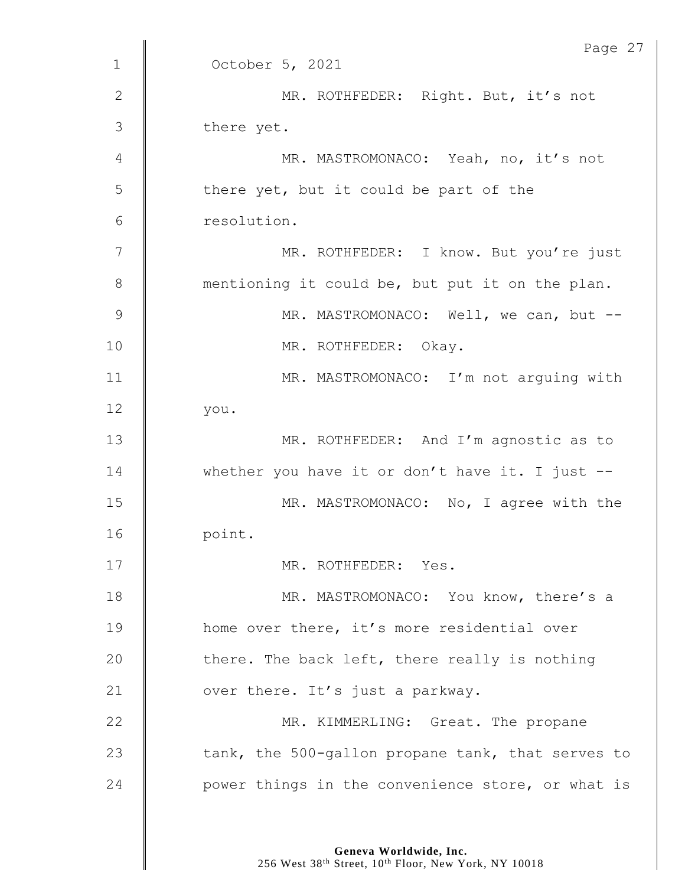October 5, 2021

MR. ROTHFEDER: Right. But, it's not there yet.

MR. MASTROMONACO: Yeah, no, it's not there yet, but it could be part of the resolution.

MR. ROTHFEDER: I know. But you're just mentioning it could be, but put it on the plan.

MR. MASTROMONACO: Well, we can, but --

MR. ROTHFEDER: Okay.

MR. MASTROMONACO: I'm not arguing with you.

MR. ROTHFEDER: And I'm agnostic as to whether you have it or don't have it. I just --

MR. MASTROMONACO: No, I agree with the point.

MR. ROTHFEDER: Yes.

MR. MASTROMONACO: You know, there's a home over there, it's more residential over there. The back left, there really is nothing over there. It's just a parkway.

MR. KIMMERLING: Great. The propane tank, the 500-gallon propane tank, that serves to power things in the convenience store, or what is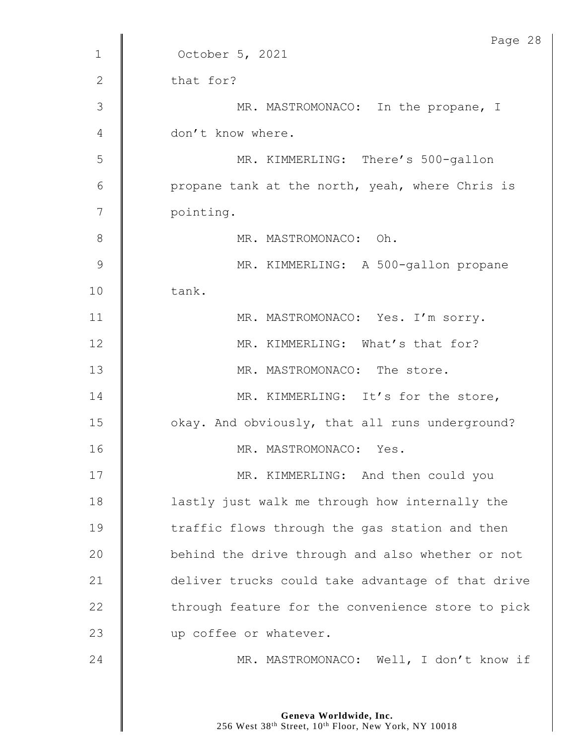October 5, 2021

that for?

MR. MASTROMONACO: In the propane, I don't know where.

MR. KIMMERLING: There's 500-gallon propane tank at the north, yeah, where Chris is pointing.

MR. MASTROMONACO: Oh.

MR. KIMMERLING: A 500-gallon propane tank.

MR. MASTROMONACO: Yes. I'm sorry.

MR. KIMMERLING: What's that for?

MR. MASTROMONACO: The store.

MR. KIMMERLING: It's for the store, okay. And obviously, that all runs underground?

MR. MASTROMONACO: Yes.

MR. KIMMERLING: And then could you lastly just walk me through how internally the traffic flows through the gas station and then behind the drive through and also whether or not deliver trucks could take advantage of that drive through feature for the convenience store to pick up coffee or whatever.

MR. MASTROMONACO: Well, I don't know if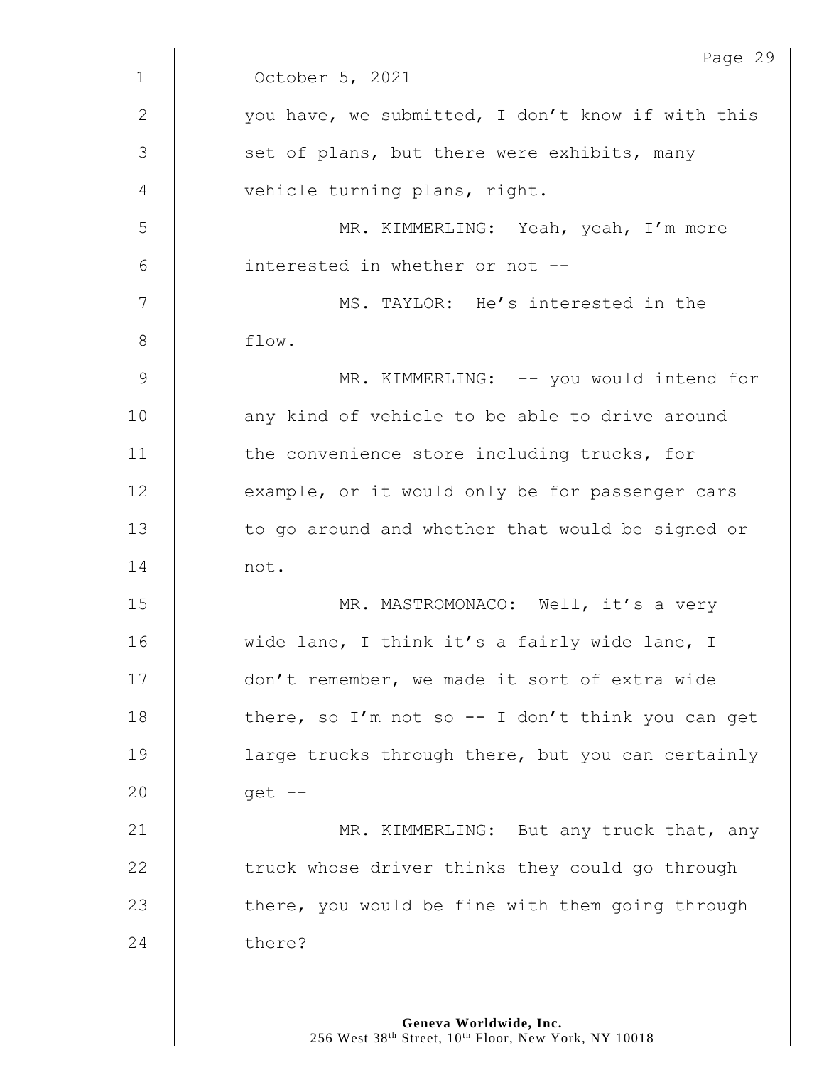October 5, 2021

you have, we submitted, I don't know if with this set of plans, but there were exhibits, many vehicle turning plans, right.

MR. KIMMERLING: Yeah, yeah, I'm more interested in whether or not --

MS. TAYLOR: He's interested in the flow.

MR. KIMMERLING: -- you would intend for any kind of vehicle to be able to drive around the convenience store including trucks, for example, or it would only be for passenger cars to go around and whether that would be signed or not.

MR. MASTROMONACO: Well, it's a very wide lane, I think it's a fairly wide lane, I don't remember, we made it sort of extra wide there, so I'm not so -- I don't think you can get large trucks through there, but you can certainly get --

MR. KIMMERLING: But any truck that, any truck whose driver thinks they could go through there, you would be fine with them going through there?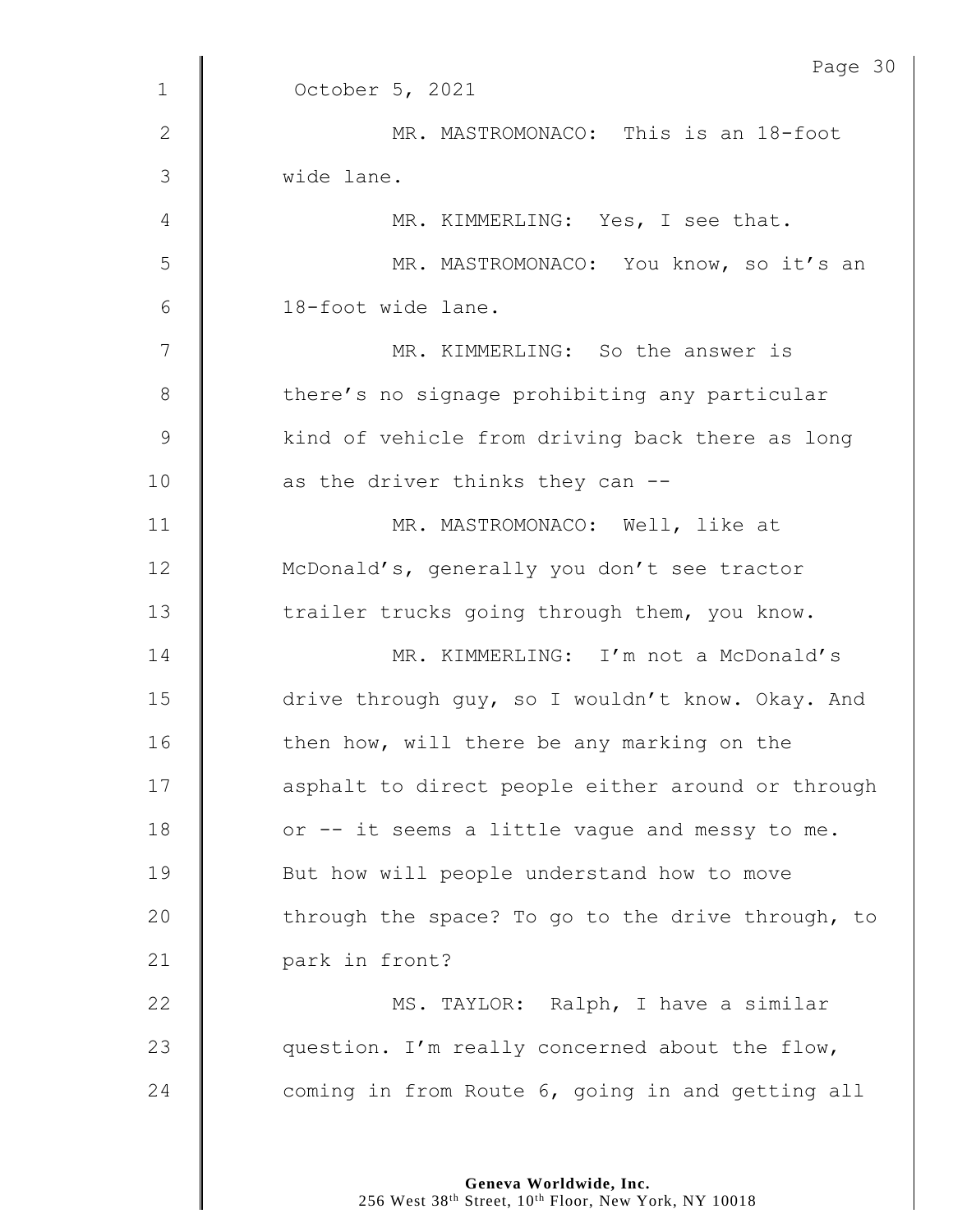October 5, 2021

MR. MASTROMONACO: This is an 18-foot wide lane.

MR. KIMMERLING: Yes, I see that.

MR. MASTROMONACO: You know, so it's an 18-foot wide lane.

MR. KIMMERLING: So the answer is there's no signage prohibiting any particular kind of vehicle from driving back there as long as the driver thinks they can --

MR. MASTROMONACO: Well, like at McDonald's, generally you don't see tractor trailer trucks going through them, you know.

MR. KIMMERLING: I'm not a McDonald's drive through guy, so I wouldn't know. Okay. And then how, will there be any marking on the asphalt to direct people either around or through or -- it seems a little vague and messy to me. But how will people understand how to move through the space? To go to the drive through, to park in front?

MS. TAYLOR: Ralph, I have a similar question. I'm really concerned about the flow, coming in from Route 6, going in and getting all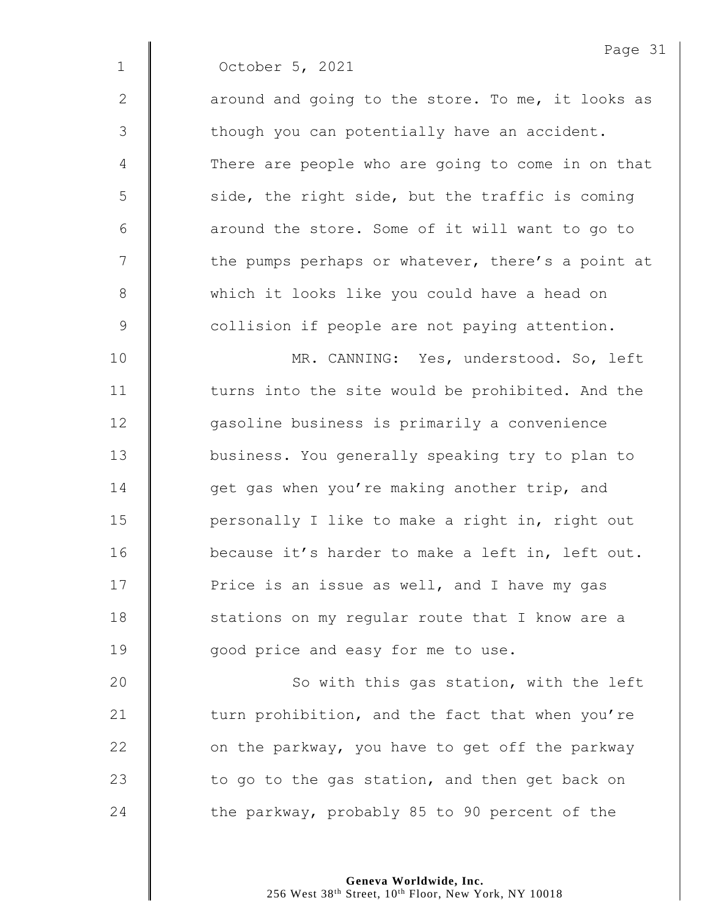October 5, 2021

around and going to the store. To me, it looks as though you can potentially have an accident. There are people who are going to come in on that side, the right side, but the traffic is coming around the store. Some of it will want to go to the pumps perhaps or whatever, there's a point at which it looks like you could have a head on collision if people are not paying attention.

MR. CANNING: Yes, understood. So, left turns into the site would be prohibited. And the gasoline business is primarily a convenience business. You generally speaking try to plan to get gas when you're making another trip, and personally I like to make a right in, right out because it's harder to make a left in, left out. Price is an issue as well, and I have my gas stations on my regular route that I know are a good price and easy for me to use.

So with this gas station, with the left turn prohibition, and the fact that when you're on the parkway, you have to get off the parkway to go to the gas station, and then get back on the parkway, probably 85 to 90 percent of the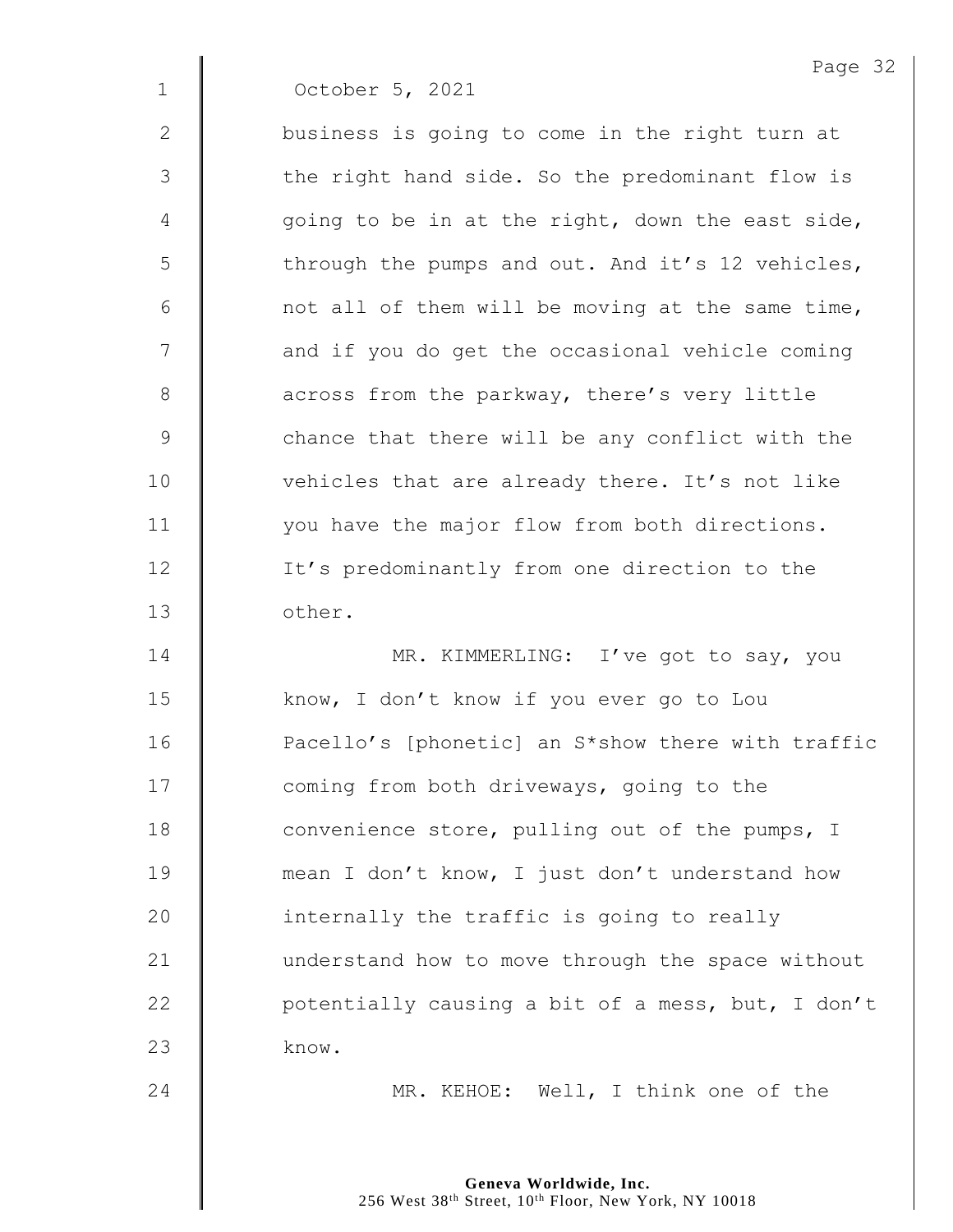October 5, 2021

business is going to come in the right turn at the right hand side. So the predominant flow is going to be in at the right, down the east side, through the pumps and out. And it's 12 vehicles, not all of them will be moving at the same time, and if you do get the occasional vehicle coming across from the parkway, there's very little chance that there will be any conflict with the vehicles that are already there. It's not like you have the major flow from both directions. It's predominantly from one direction to the other.

MR. KIMMERLING: I've got to say, you know, I don't know if you ever go to Lou Pacello's [phonetic] an S*show there with traffic coming from both driveways, going to the convenience store, pulling out of the pumps, I mean I don't know, I just don't understand how internally the traffic is going to really understand how to move through the space without potentially causing a bit of a mess, but, I don't know.

MR. KEHOE: Well, I think one of the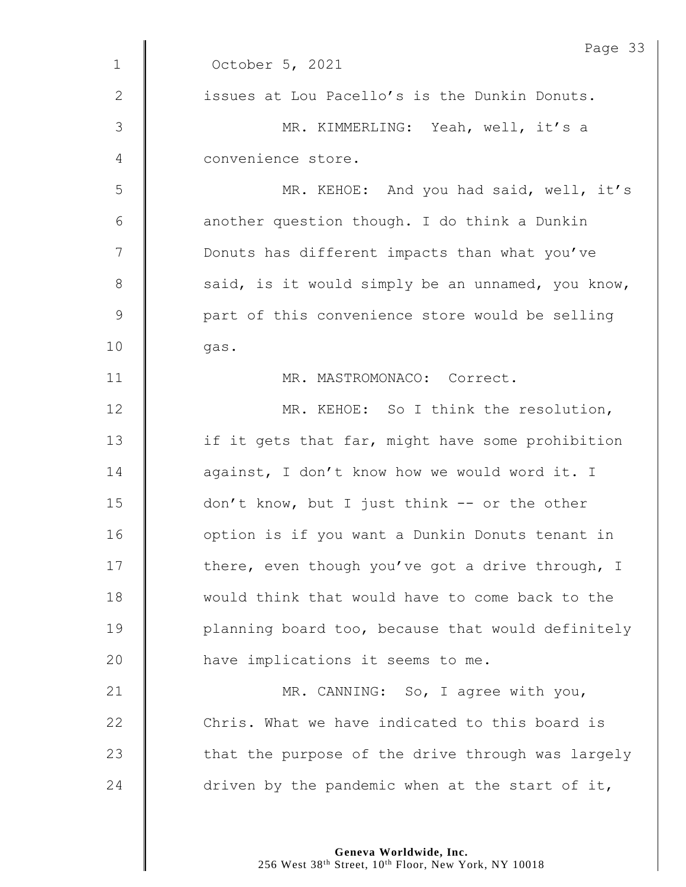October 5, 2021

issues at Lou Pacello's is the Dunkin Donuts.

MR. KIMMERLING: Yeah, well, it's a convenience store.

MR. KEHOE: And you had said, well, it's another question though. I do think a Dunkin Donuts has different impacts than what you've said, is it would simply be an unnamed, you know, part of this convenience store would be selling gas.

MR. MASTROMONACO: Correct.

MR. KEHOE: So I think the resolution, if it gets that far, might have some prohibition against, I don't know how we would word it. I don't know, but I just think -- or the other option is if you want a Dunkin Donuts tenant in there, even though you've got a drive through, I would think that would have to come back to the planning board too, because that would definitely have implications it seems to me.

MR. CANNING: So, I agree with you, Chris. What we have indicated to this board is that the purpose of the drive through was largely driven by the pandemic when at the start of it,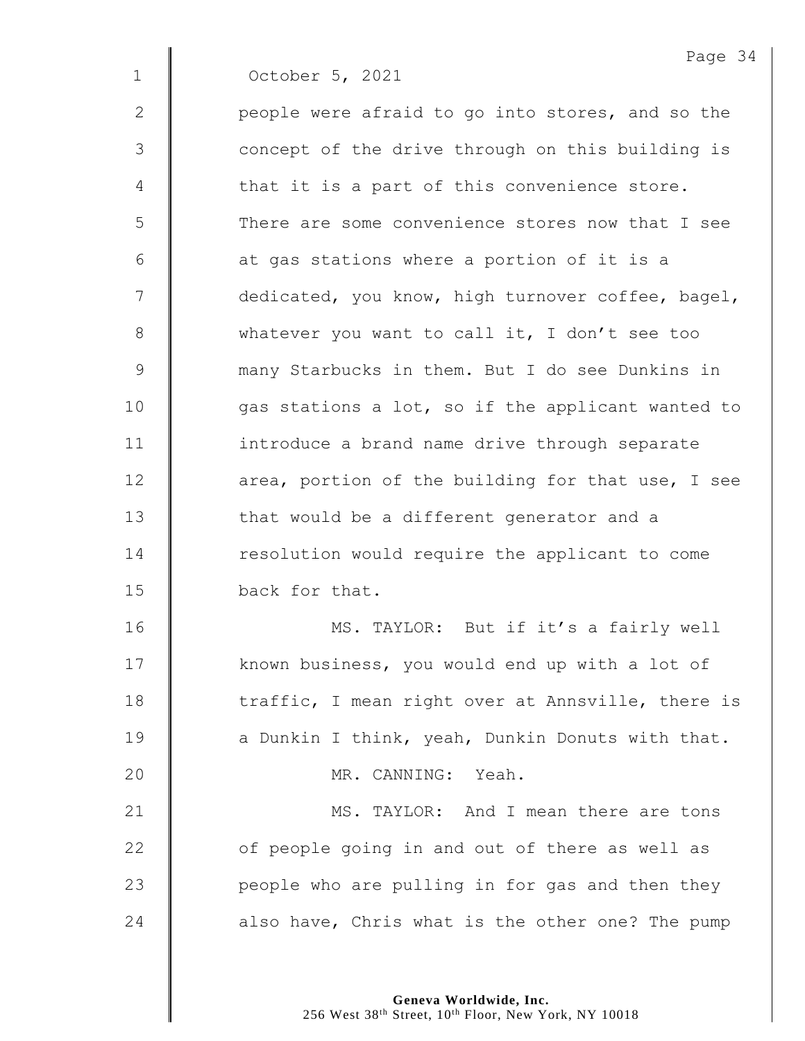October 5, 2021

people were afraid to go into stores, and so the concept of the drive through on this building is that it is a part of this convenience store. There are some convenience stores now that I see at gas stations where a portion of it is a dedicated, you know, high turnover coffee, bagel, whatever you want to call it, I don't see too many Starbucks in them. But I do see Dunkins in gas stations a lot, so if the applicant wanted to introduce a brand name drive through separate area, portion of the building for that use, I see that would be a different generator and a resolution would require the applicant to come back for that.

MS. TAYLOR: But if it's a fairly well known business, you would end up with a lot of traffic, I mean right over at Annsville, there is a Dunkin I think, yeah, Dunkin Donuts with that.

MR. CANNING: Yeah.

MS. TAYLOR: And I mean there are tons of people going in and out of there as well as people who are pulling in for gas and then they also have, Chris what is the other one? The pump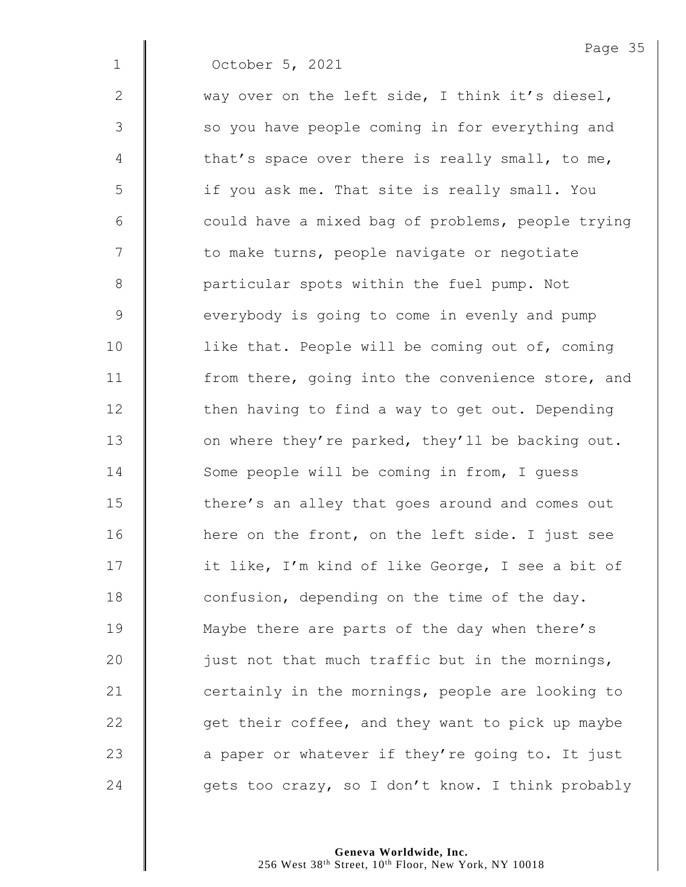October 5, 2021

way over on the left side, I think it's diesel, so you have people coming in for everything and that's space over there is really small, to me, if you ask me. That site is really small. You could have a mixed bag of problems, people trying to make turns, people navigate or negotiate particular spots within the fuel pump. Not everybody is going to come in evenly and pump like that. People will be coming out of, coming from there, going into the convenience store, and then having to find a way to get out. Depending on where they're parked, they'll be backing out. Some people will be coming in from, I guess there's an alley that goes around and comes out here on the front, on the left side. I just see it like, I'm kind of like George, I see a bit of confusion, depending on the time of the day. Maybe there are parts of the day when there's just not that much traffic but in the mornings, certainly in the mornings, people are looking to get their coffee, and they want to pick up maybe a paper or whatever if they're going to. It just gets too crazy, so I don't know. I think probably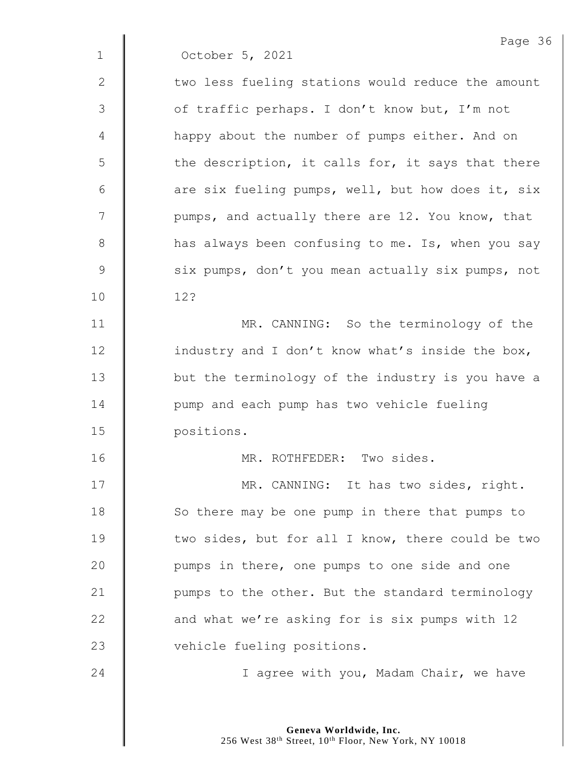October 5, 2021

two less fueling stations would reduce the amount of traffic perhaps. I don't know but, I'm not happy about the number of pumps either. And on the description, it calls for, it says that there are six fueling pumps, well, but how does it, six pumps, and actually there are 12. You know, that has always been confusing to me. Is, when you say six pumps, don't you mean actually six pumps, not 12?

MR. CANNING: So the terminology of the industry and I don't know what's inside the box, but the terminology of the industry is you have a pump and each pump has two vehicle fueling positions.

MR. ROTHFEDER: Two sides.

MR. CANNING: It has two sides, right. So there may be one pump in there that pumps to two sides, but for all I know, there could be two pumps in there, one pumps to one side and one pumps to the other. But the standard terminology and what we're asking for is six pumps with 12 vehicle fueling positions.

I agree with you, Madam Chair, we have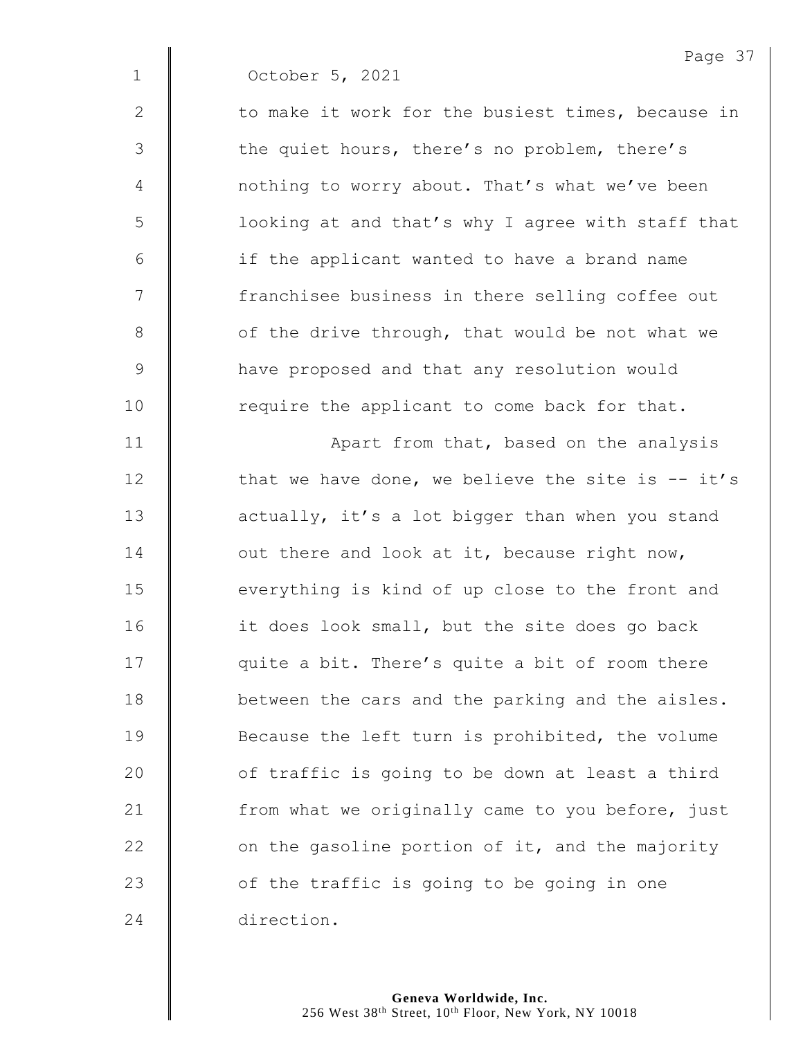October 5, 2021

to make it work for the busiest times, because in the quiet hours, there's no problem, there's nothing to worry about. That's what we've been looking at and that's why I agree with staff that if the applicant wanted to have a brand name franchisee business in there selling coffee out of the drive through, that would be not what we have proposed and that any resolution would require the applicant to come back for that.

Apart from that, based on the analysis that we have done, we believe the site is -- it's actually, it's a lot bigger than when you stand out there and look at it, because right now, everything is kind of up close to the front and it does look small, but the site does go back quite a bit. There's quite a bit of room there between the cars and the parking and the aisles. Because the left turn is prohibited, the volume of traffic is going to be down at least a third from what we originally came to you before, just on the gasoline portion of it, and the majority of the traffic is going to be going in one direction.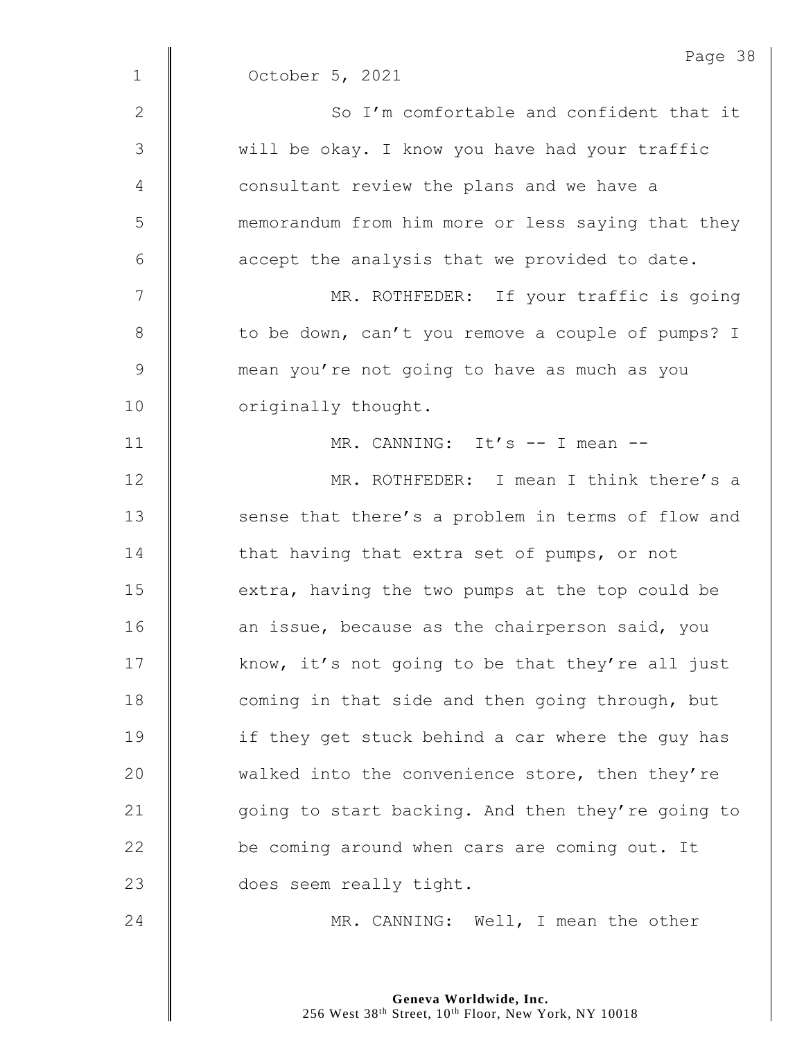October 5, 2021

So I'm comfortable and confident that it will be okay. I know you have had your traffic consultant review the plans and we have a memorandum from him more or less saying that they accept the analysis that we provided to date.

MR. ROTHFEDER: If your traffic is going to be down, can't you remove a couple of pumps? I mean you're not going to have as much as you originally thought.

MR. CANNING: It's -- I mean --

MR. ROTHFEDER: I mean I think there's a sense that there's a problem in terms of flow and that having that extra set of pumps, or not extra, having the two pumps at the top could be an issue, because as the chairperson said, you know, it's not going to be that they're all just coming in that side and then going through, but if they get stuck behind a car where the guy has walked into the convenience store, then they're going to start backing. And then they're going to be coming around when cars are coming out. It does seem really tight.

MR. CANNING: Well, I mean the other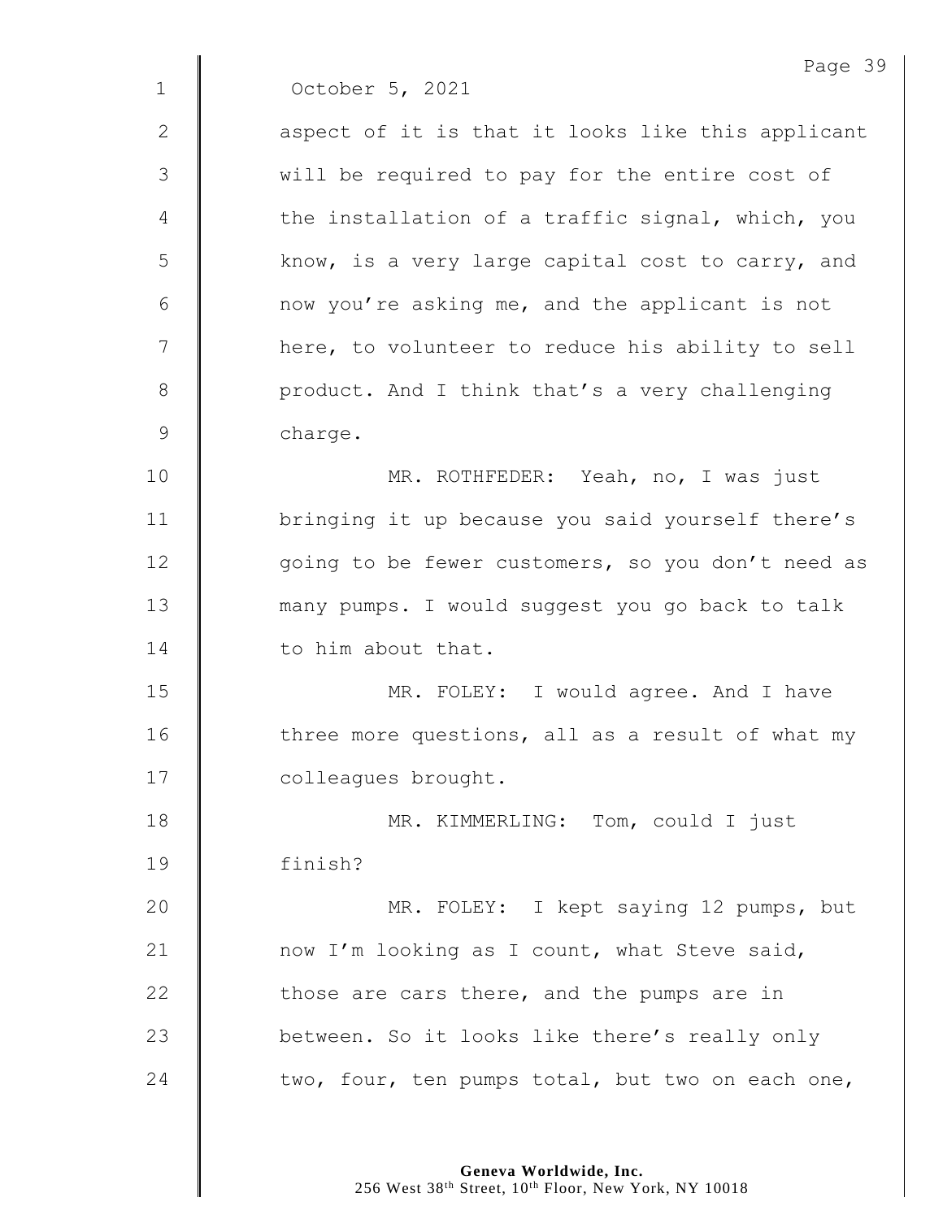October 5, 2021

aspect of it is that it looks like this applicant will be required to pay for the entire cost of the installation of a traffic signal, which, you know, is a very large capital cost to carry, and now you're asking me, and the applicant is not here, to volunteer to reduce his ability to sell product. And I think that's a very challenging charge.

MR. ROTHFEDER: Yeah, no, I was just bringing it up because you said yourself there's going to be fewer customers, so you don't need as many pumps. I would suggest you go back to talk to him about that.

MR. FOLEY: I would agree. And I have three more questions, all as a result of what my colleagues brought.

MR. KIMMERLING: Tom, could I just finish?

MR. FOLEY: I kept saying 12 pumps, but now I'm looking as I count, what Steve said, those are cars there, and the pumps are in between. So it looks like there's really only two, four, ten pumps total, but two on each one,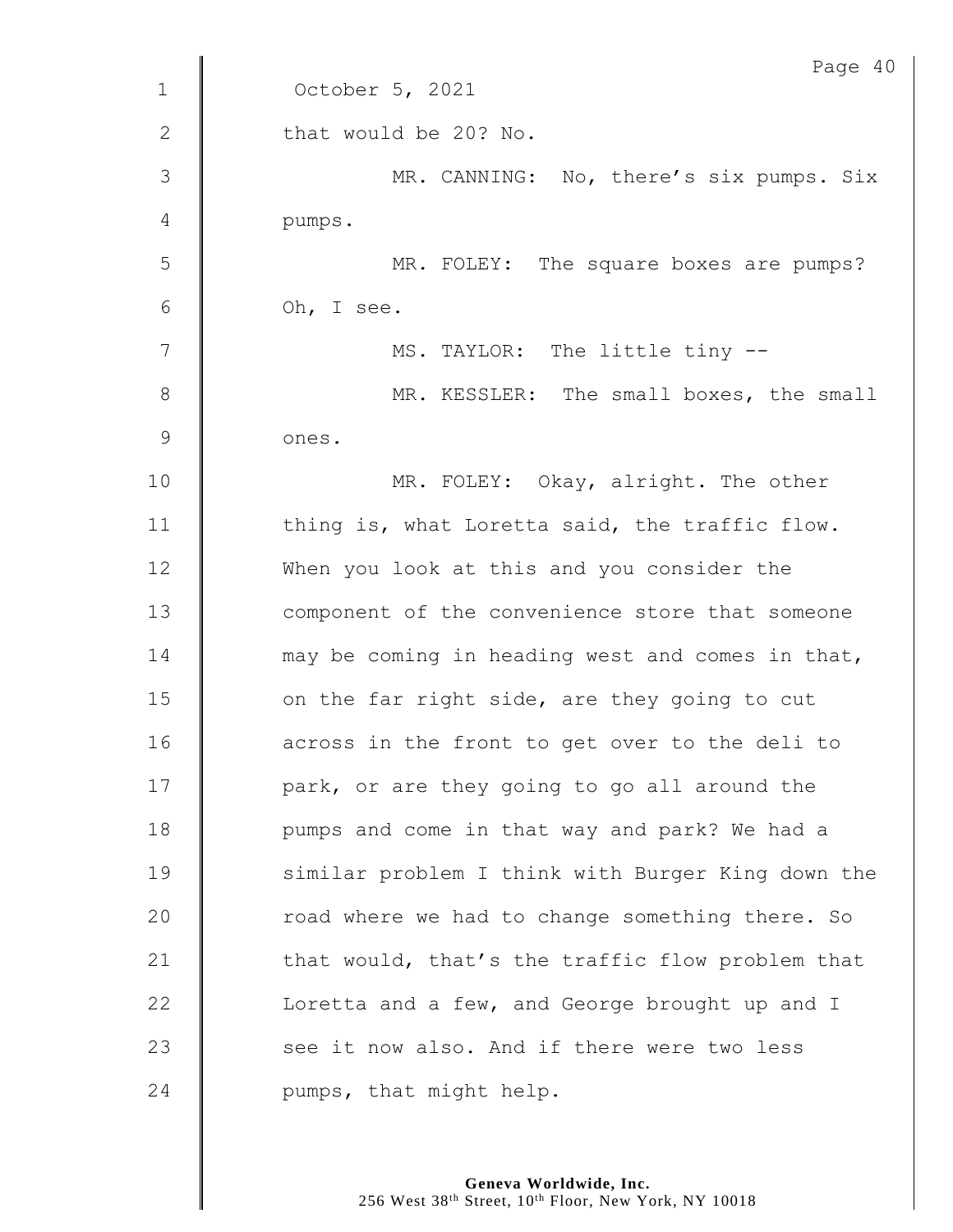October 5, 2021

that would be 20? No.

MR. CANNING: No, there's six pumps. Six pumps.

MR. FOLEY: The square boxes are pumps? Oh, I see.

MS. TAYLOR: The little tiny --

MR. KESSLER: The small boxes, the small ones.

MR. FOLEY: Okay, alright. The other thing is, what Loretta said, the traffic flow. When you look at this and you consider the component of the convenience store that someone may be coming in heading west and comes in that, on the far right side, are they going to cut across in the front to get over to the deli to park, or are they going to go all around the pumps and come in that way and park? We had a similar problem I think with Burger King down the road where we had to change something there. So that would, that's the traffic flow problem that Loretta and a few, and George brought up and I see it now also. And if there were two less pumps, that might help.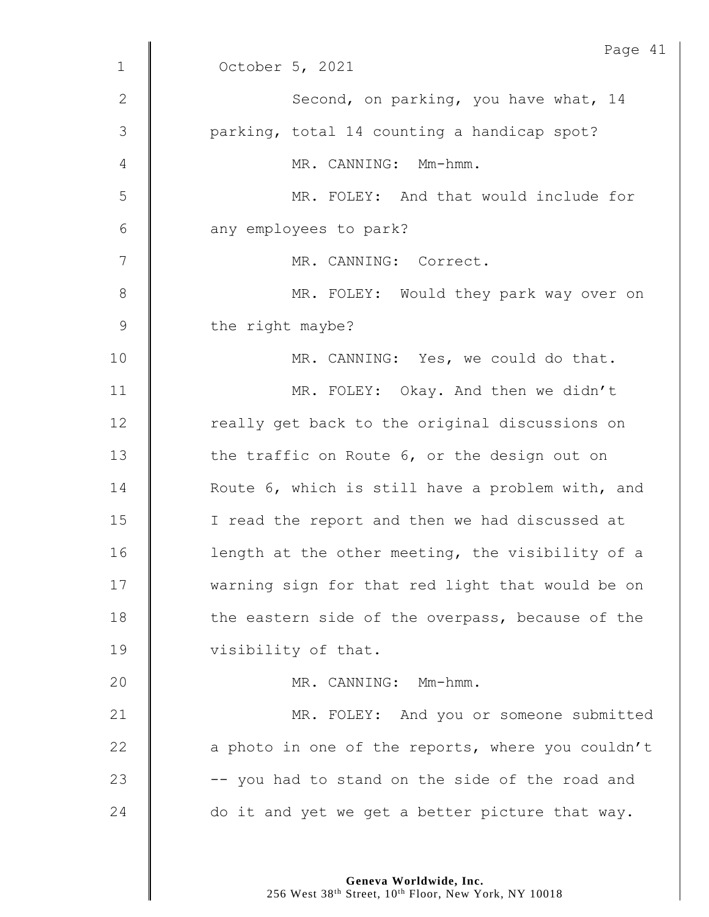October 5, 2021

Second, on parking, you have what, 14 parking, total 14 counting a handicap spot?

MR. CANNING: Mm-hmm.

MR. FOLEY: And that would include for any employees to park?

MR. CANNING: Correct.

MR. FOLEY: Would they park way over on the right maybe?

MR. CANNING: Yes, we could do that.

MR. FOLEY: Okay. And then we didn't really get back to the original discussions on the traffic on Route 6, or the design out on Route 6, which is still have a problem with, and I read the report and then we had discussed at length at the other meeting, the visibility of a warning sign for that red light that would be on the eastern side of the overpass, because of the visibility of that.

MR. CANNING: Mm-hmm.

MR. FOLEY: And you or someone submitted a photo in one of the reports, where you couldn't -- you had to stand on the side of the road and do it and yet we get a better picture that way.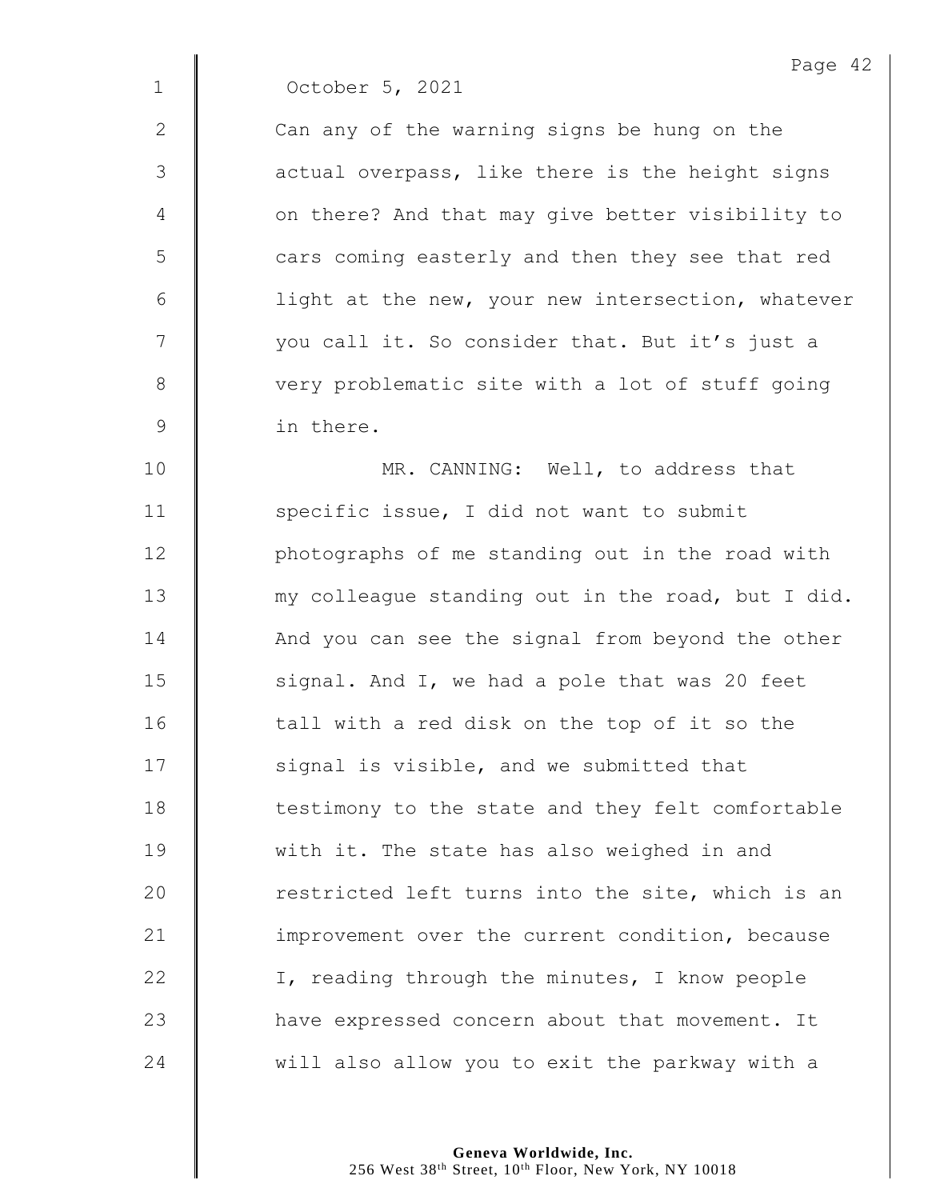October 5, 2021

Can any of the warning signs be hung on the actual overpass, like there is the height signs on there? And that may give better visibility to cars coming easterly and then they see that red light at the new, your new intersection, whatever you call it. So consider that. But it's just a very problematic site with a lot of stuff going in there.

MR. CANNING: Well, to address that specific issue, I did not want to submit photographs of me standing out in the road with my colleague standing out in the road, but I did. And you can see the signal from beyond the other signal. And I, we had a pole that was 20 feet tall with a red disk on the top of it so the signal is visible, and we submitted that testimony to the state and they felt comfortable with it. The state has also weighed in and restricted left turns into the site, which is an improvement over the current condition, because I, reading through the minutes, I know people have expressed concern about that movement. It will also allow you to exit the parkway with a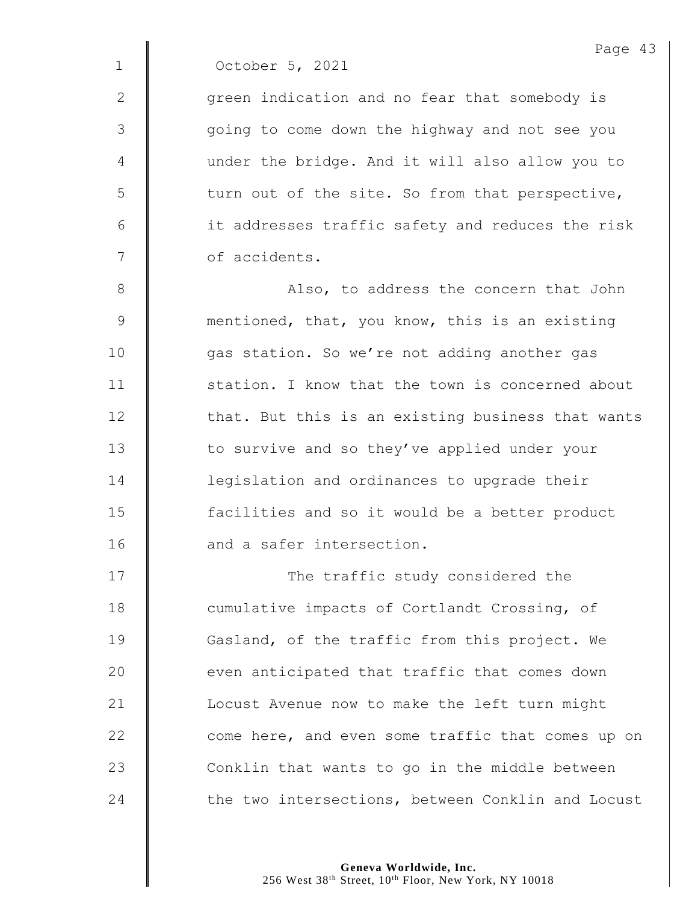October 5, 2021

green indication and no fear that somebody is going to come down the highway and not see you under the bridge. And it will also allow you to turn out of the site. So from that perspective, it addresses traffic safety and reduces the risk of accidents.

Also, to address the concern that John mentioned, that, you know, this is an existing gas station. So we're not adding another gas station. I know that the town is concerned about that. But this is an existing business that wants to survive and so they've applied under your legislation and ordinances to upgrade their facilities and so it would be a better product and a safer intersection.

The traffic study considered the cumulative impacts of Cortlandt Crossing, of Gasland, of the traffic from this project. We even anticipated that traffic that comes down Locust Avenue now to make the left turn might come here, and even some traffic that comes up on Conklin that wants to go in the middle between the two intersections, between Conklin and Locust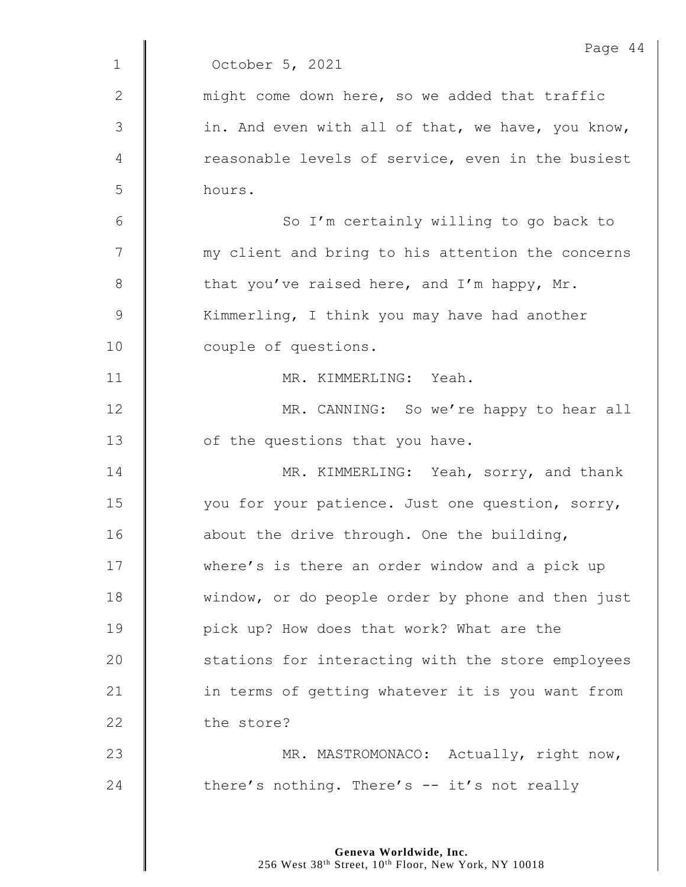October 5, 2021

might come down here, so we added that traffic in. And even with all of that, we have, you know, reasonable levels of service, even in the busiest hours.

So I'm certainly willing to go back to my client and bring to his attention the concerns that you've raised here, and I'm happy, Mr. Kimmerling, I think you may have had another couple of questions.

MR. KIMMERLING: Yeah.

MR. CANNING: So we're happy to hear all of the questions that you have.

MR. KIMMERLING: Yeah, sorry, and thank you for your patience. Just one question, sorry, about the drive through. One the building, where's is there an order window and a pick up window, or do people order by phone and then just pick up? How does that work? What are the stations for interacting with the store employees in terms of getting whatever it is you want from the store?

MR. MASTROMONACO: Actually, right now, there's nothing. There's -- it's not really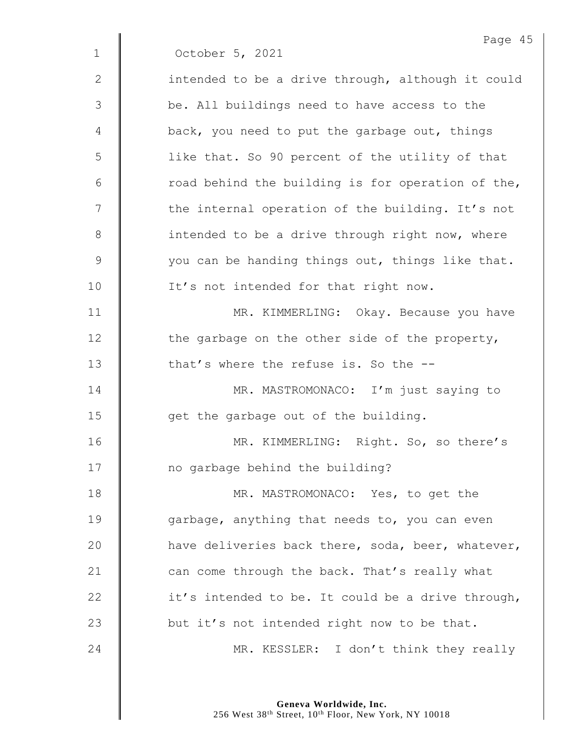October 5, 2021

intended to be a drive through, although it could be. All buildings need to have access to the back, you need to put the garbage out, things like that. So 90 percent of the utility of that road behind the building is for operation of the, the internal operation of the building. It's not intended to be a drive through right now, where you can be handing things out, things like that. It's not intended for that right now.

MR. KIMMERLING: Okay. Because you have the garbage on the other side of the property, that's where the refuse is. So the --

MR. MASTROMONACO: I'm just saying to get the garbage out of the building.

MR. KIMMERLING: Right. So, so there's no garbage behind the building?

MR. MASTROMONACO: Yes, to get the garbage, anything that needs to, you can even have deliveries back there, soda, beer, whatever, can come through the back. That's really what it's intended to be. It could be a drive through, but it's not intended right now to be that.

MR. KESSLER: I don't think they really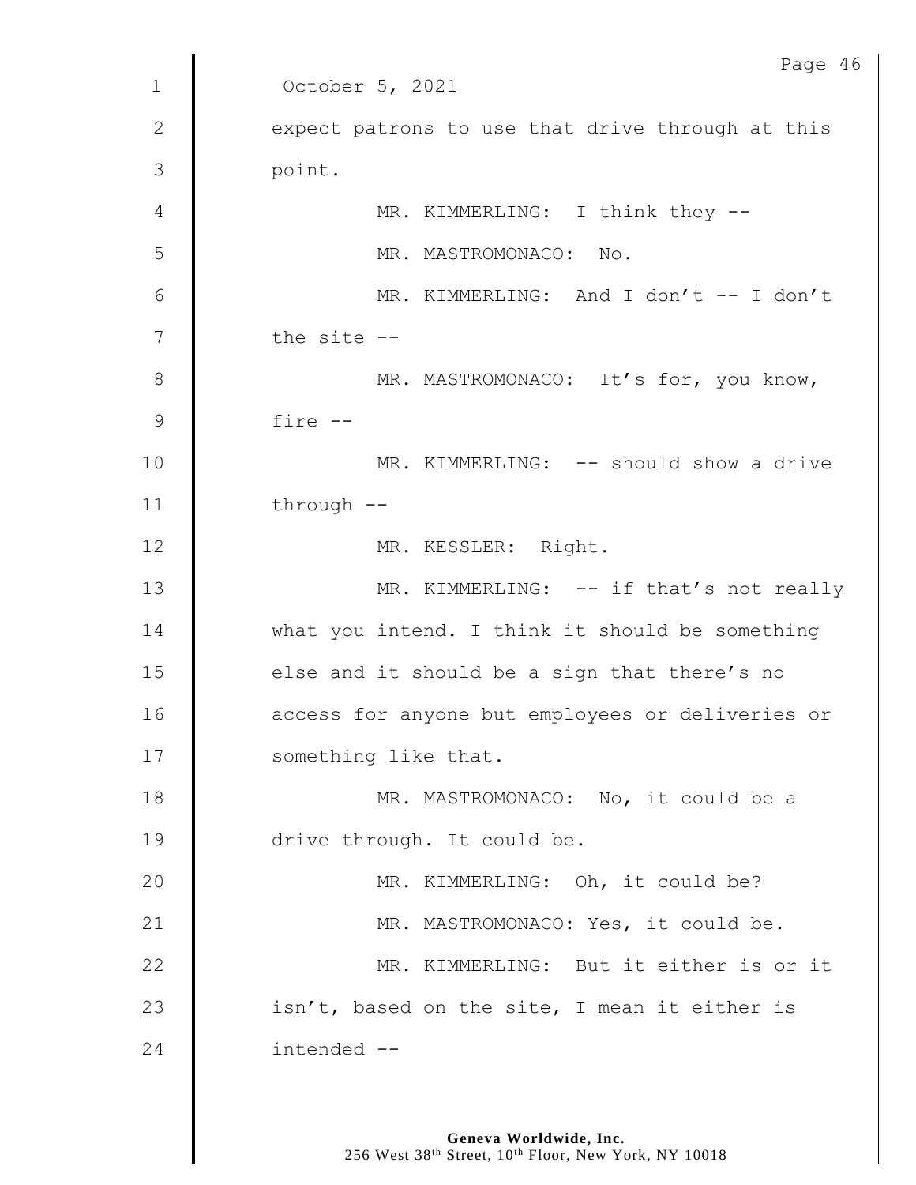October 5, 2021

expect patrons to use that drive through at this point.

MR. KIMMERLING: I think they --

MR. MASTROMONACO: No.

MR. KIMMERLING: And I don't -- I don't the site --

MR. MASTROMONACO: It's for, you know, fire --

MR. KIMMERLING: -- should show a drive through --

MR. KESSLER: Right.

MR. KIMMERLING: -- if that's not really what you intend. I think it should be something else and it should be a sign that there's no access for anyone but employees or deliveries or something like that.

MR. MASTROMONACO: No, it could be a drive through. It could be.

MR. KIMMERLING: Oh, it could be?

MR. MASTROMONACO: Yes, it could be.

MR. KIMMERLING: But it either is or it isn't, based on the site, I mean it either is intended --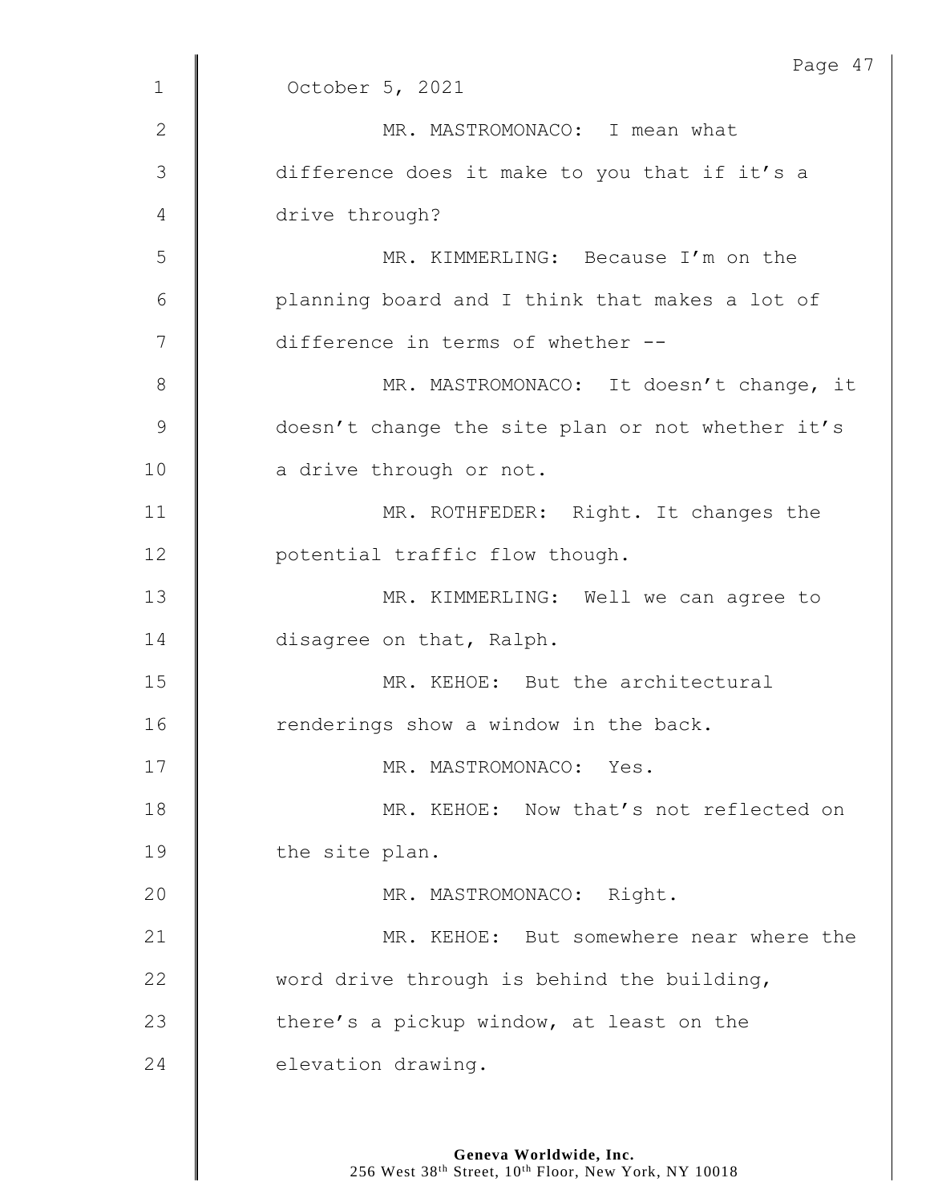October 5, 2021

MR. MASTROMONACO: I mean what difference does it make to you that if it's a drive through?

MR. KIMMERLING: Because I'm on the planning board and I think that makes a lot of difference in terms of whether --

MR. MASTROMONACO: It doesn't change, it doesn't change the site plan or not whether it's a drive through or not.

MR. ROTHFEDER: Right. It changes the potential traffic flow though.

MR. KIMMERLING: Well we can agree to disagree on that, Ralph.

MR. KEHOE: But the architectural renderings show a window in the back.

MR. MASTROMONACO: Yes.

MR. KEHOE: Now that's not reflected on the site plan.

MR. MASTROMONACO: Right.

MR. KEHOE: But somewhere near where the word drive through is behind the building, there's a pickup window, at least on the elevation drawing.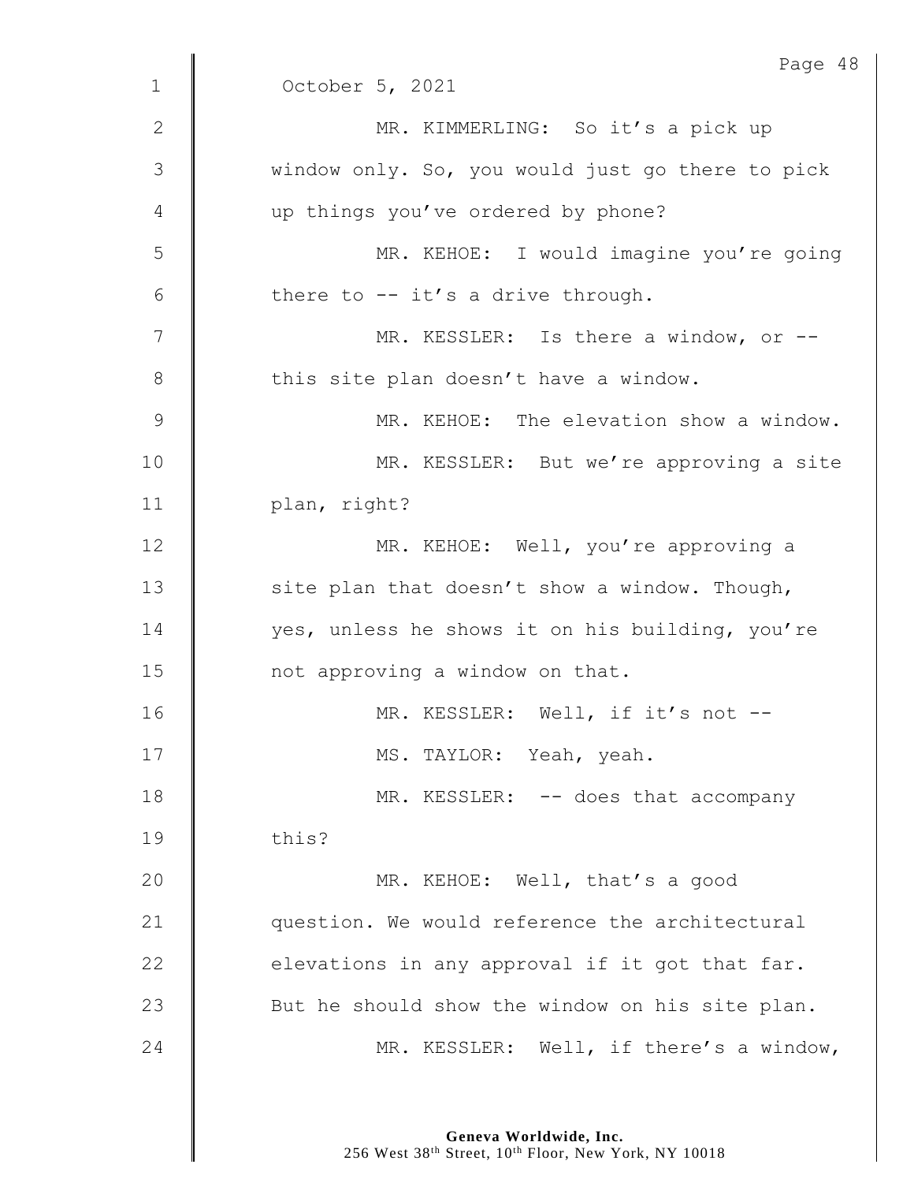October 5, 2021

MR. KIMMERLING: So it's a pick up window only. So, you would just go there to pick up things you've ordered by phone?

MR. KEHOE: I would imagine you're going there to -- it's a drive through.

MR. KESSLER: Is there a window, or -- this site plan doesn't have a window.

MR. KEHOE: The elevation show a window.

MR. KESSLER: But we're approving a site plan, right?

MR. KEHOE: Well, you're approving a site plan that doesn't show a window. Though, yes, unless he shows it on his building, you're not approving a window on that.

MR. KESSLER: Well, if it's not --

MS. TAYLOR: Yeah, yeah.

MR. KESSLER: -- does that accompany this?

MR. KEHOE: Well, that's a good question. We would reference the architectural elevations in any approval if it got that far. But he should show the window on his site plan.

MR. KESSLER: Well, if there's a window,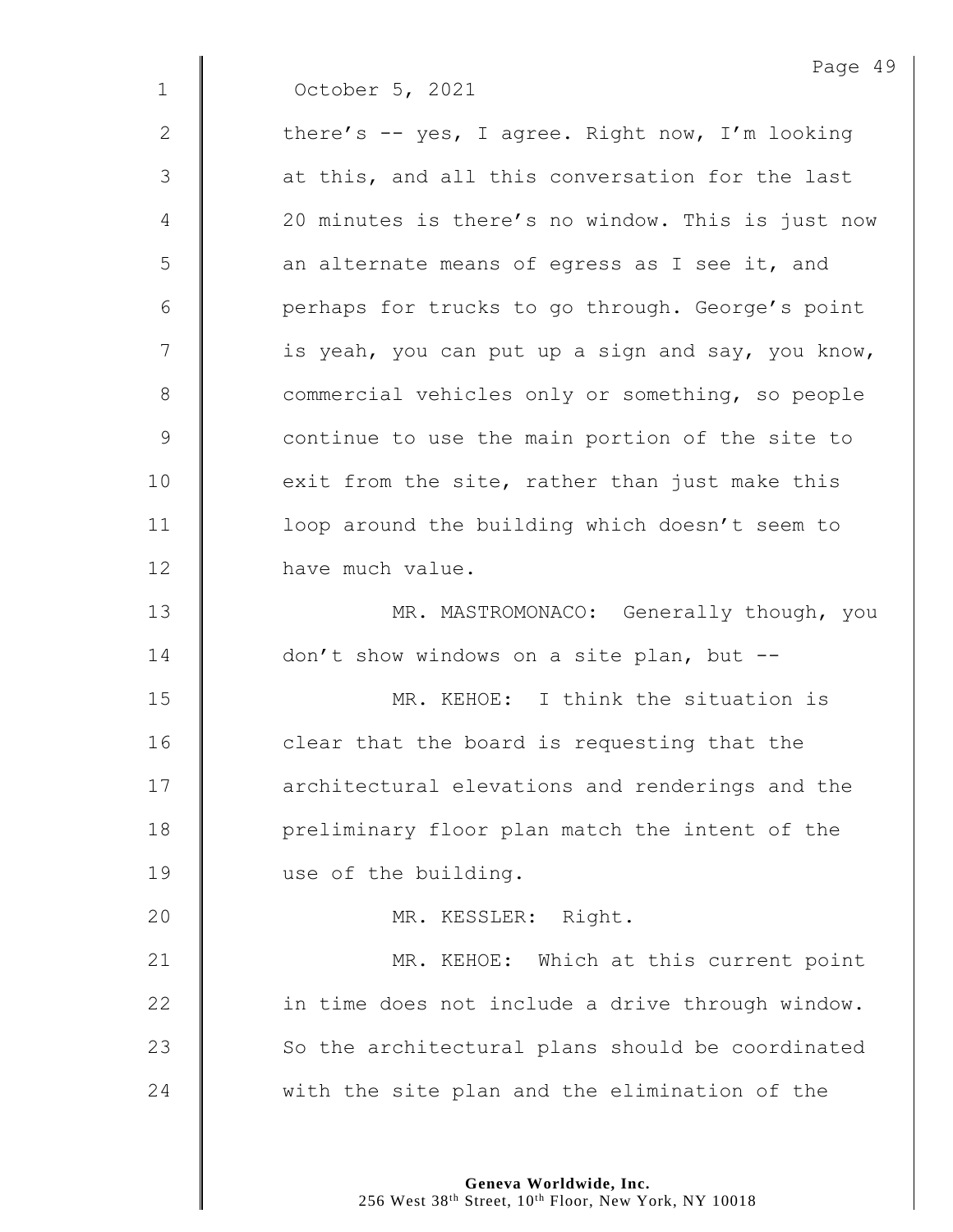October 5, 2021

there's -- yes, I agree. Right now, I'm looking at this, and all this conversation for the last 20 minutes is there's no window. This is just now an alternate means of egress as I see it, and perhaps for trucks to go through. George's point is yeah, you can put up a sign and say, you know, commercial vehicles only or something, so people continue to use the main portion of the site to exit from the site, rather than just make this loop around the building which doesn't seem to have much value.

MR. MASTROMONACO: Generally though, you don't show windows on a site plan, but --

MR. KEHOE: I think the situation is clear that the board is requesting that the architectural elevations and renderings and the preliminary floor plan match the intent of the use of the building.

MR. KESSLER: Right.

MR. KEHOE: Which at this current point in time does not include a drive through window. So the architectural plans should be coordinated with the site plan and the elimination of the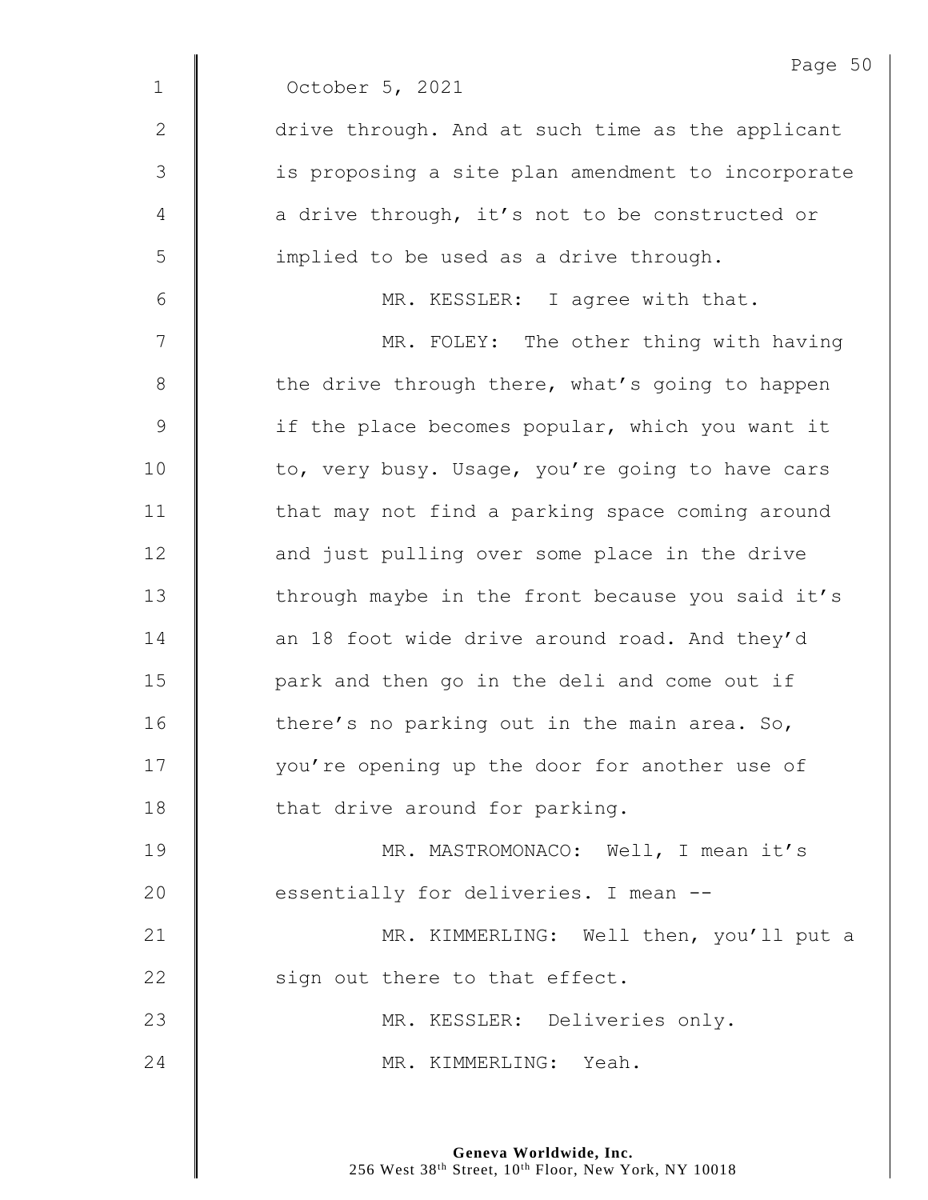October 5, 2021

drive through. And at such time as the applicant is proposing a site plan amendment to incorporate a drive through, it's not to be constructed or implied to be used as a drive through.

MR. KESSLER: I agree with that.

MR. FOLEY: The other thing with having the drive through there, what's going to happen if the place becomes popular, which you want it to, very busy. Usage, you're going to have cars that may not find a parking space coming around and just pulling over some place in the drive through maybe in the front because you said it's an 18 foot wide drive around road. And they'd park and then go in the deli and come out if there's no parking out in the main area. So, you're opening up the door for another use of that drive around for parking.

MR. MASTROMONACO: Well, I mean it's essentially for deliveries. I mean --

MR. KIMMERLING: Well then, you'll put a sign out there to that effect.

MR. KESSLER: Deliveries only.

MR. KIMMERLING: Yeah.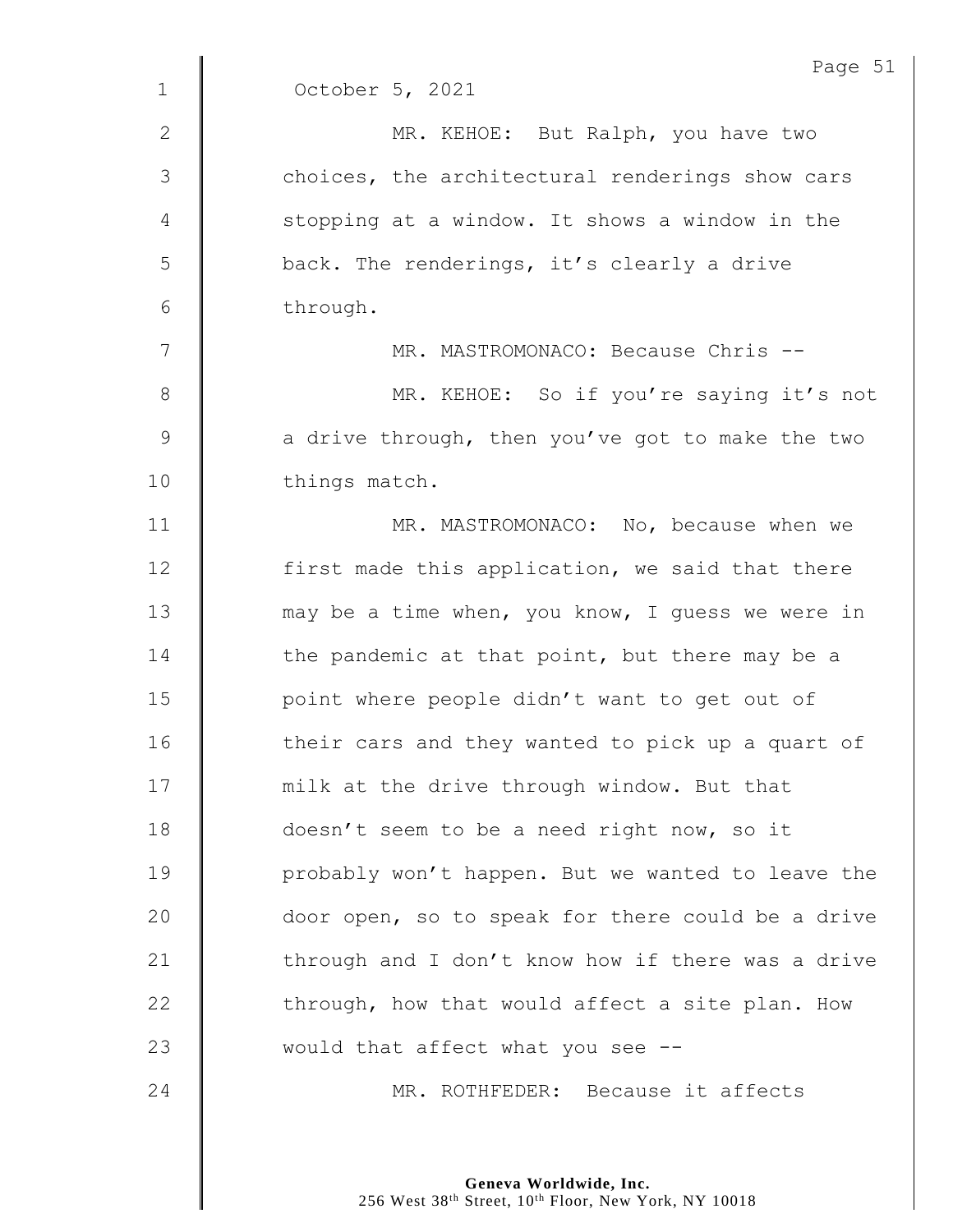October 5, 2021

MR. KEHOE: But Ralph, you have two choices, the architectural renderings show cars stopping at a window. It shows a window in the back. The renderings, it's clearly a drive through.

MR. MASTROMONACO: Because Chris --

MR. KEHOE: So if you're saying it's not a drive through, then you've got to make the two things match.

MR. MASTROMONACO: No, because when we first made this application, we said that there may be a time when, you know, I guess we were in the pandemic at that point, but there may be a point where people didn't want to get out of their cars and they wanted to pick up a quart of milk at the drive through window. But that doesn't seem to be a need right now, so it probably won't happen. But we wanted to leave the door open, so to speak for there could be a drive through and I don't know how if there was a drive through, how that would affect a site plan. How would that affect what you see --

MR. ROTHFEDER: Because it affects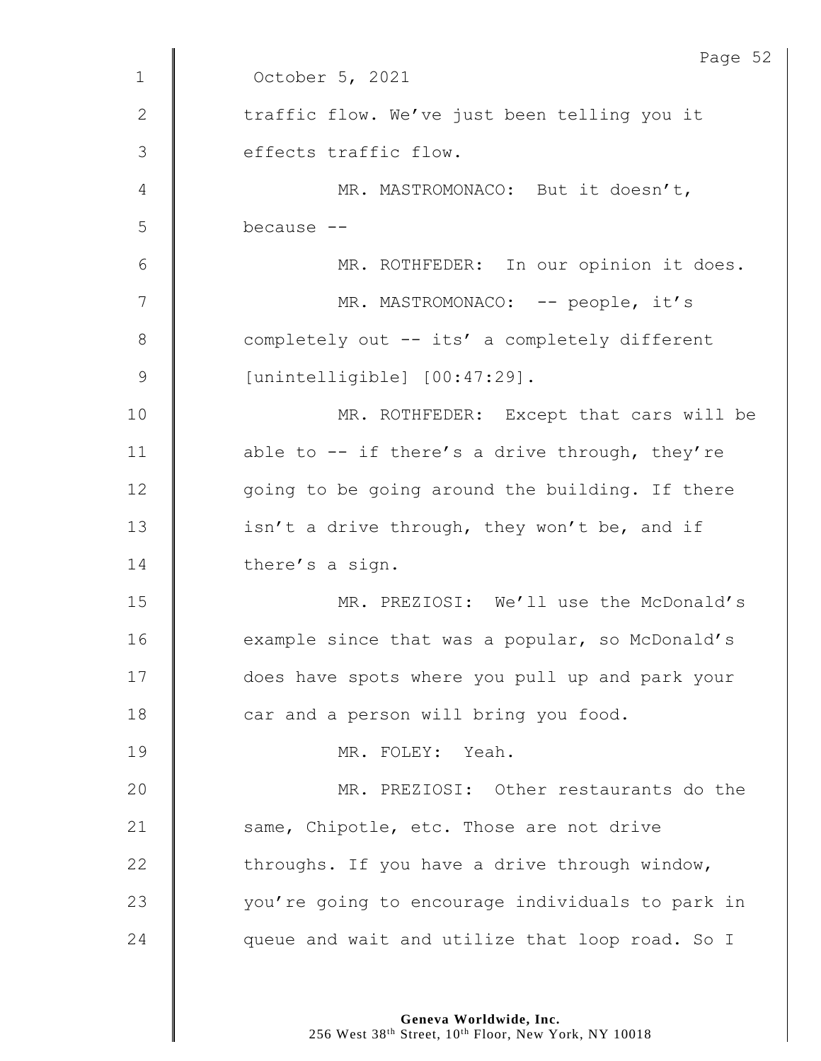October 5, 2021

traffic flow. We've just been telling you it effects traffic flow.

MR. MASTROMONACO: But it doesn't, because --

MR. ROTHFEDER: In our opinion it does.

MR. MASTROMONACO: -- people, it's completely out -- its' a completely different [unintelligible] [00:47:29].

MR. ROTHFEDER: Except that cars will be able to -- if there's a drive through, they're going to be going around the building. If there isn't a drive through, they won't be, and if there's a sign.

MR. PREZIOSI: We'll use the McDonald's example since that was a popular, so McDonald's does have spots where you pull up and park your car and a person will bring you food.

MR. FOLEY: Yeah.

MR. PREZIOSI: Other restaurants do the same, Chipotle, etc. Those are not drive throughs. If you have a drive through window, you're going to encourage individuals to park in queue and wait and utilize that loop road. So I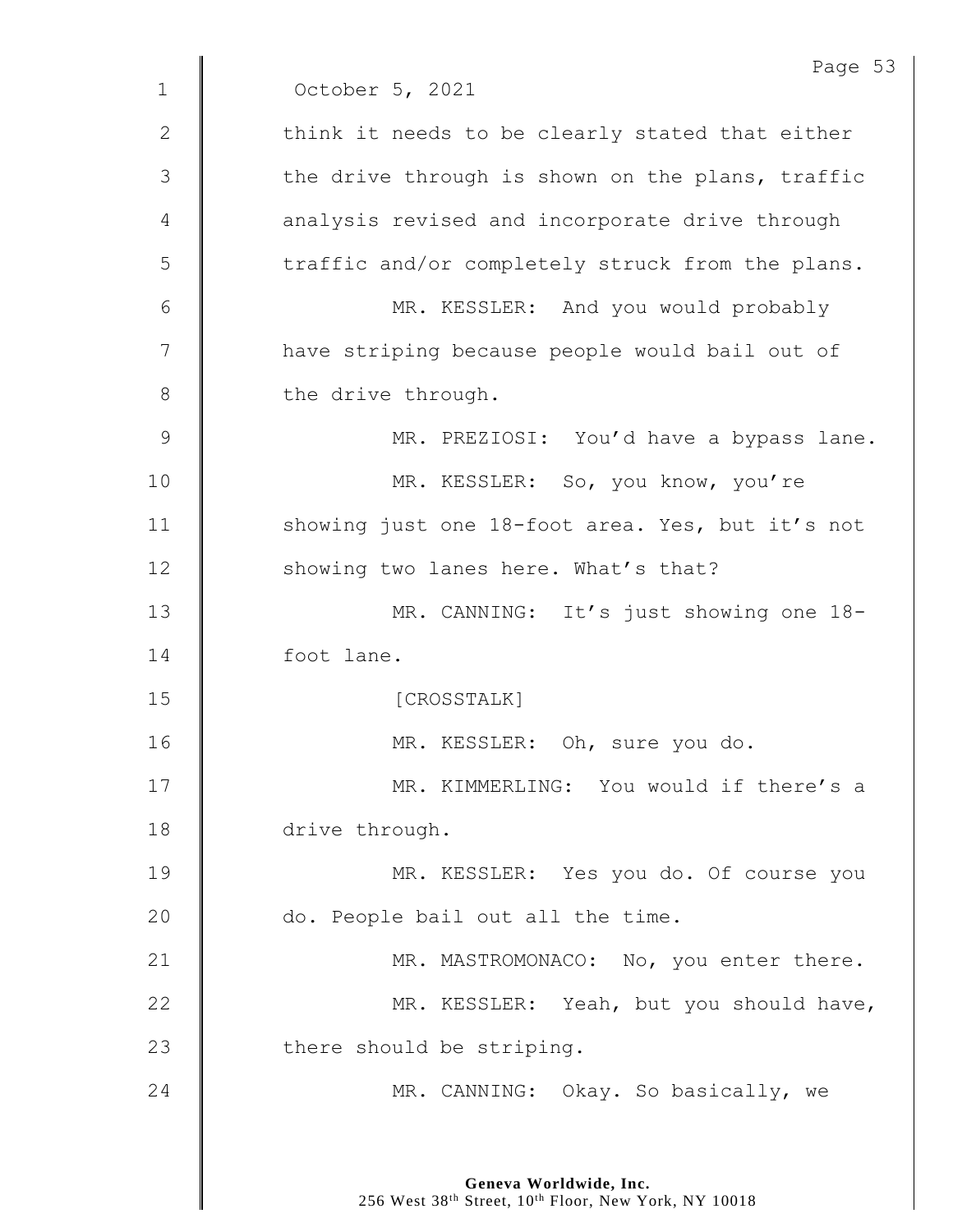October 5, 2021

think it needs to be clearly stated that either the drive through is shown on the plans, traffic analysis revised and incorporate drive through traffic and/or completely struck from the plans.

MR. KESSLER: And you would probably have striping because people would bail out of the drive through.

MR. PREZIOSI: You'd have a bypass lane.

MR. KESSLER: So, you know, you're showing just one 18-foot area. Yes, but it's not showing two lanes here. What's that?

MR. CANNING: It's just showing one 18-foot lane.

[CROSSTALK]

MR. KESSLER: Oh, sure you do.

MR. KIMMERLING: You would if there's a drive through.

MR. KESSLER: Yes you do. Of course you do. People bail out all the time.

MR. MASTROMONACO: No, you enter there.

MR. KESSLER: Yeah, but you should have, there should be striping.

MR. CANNING: Okay. So basically, we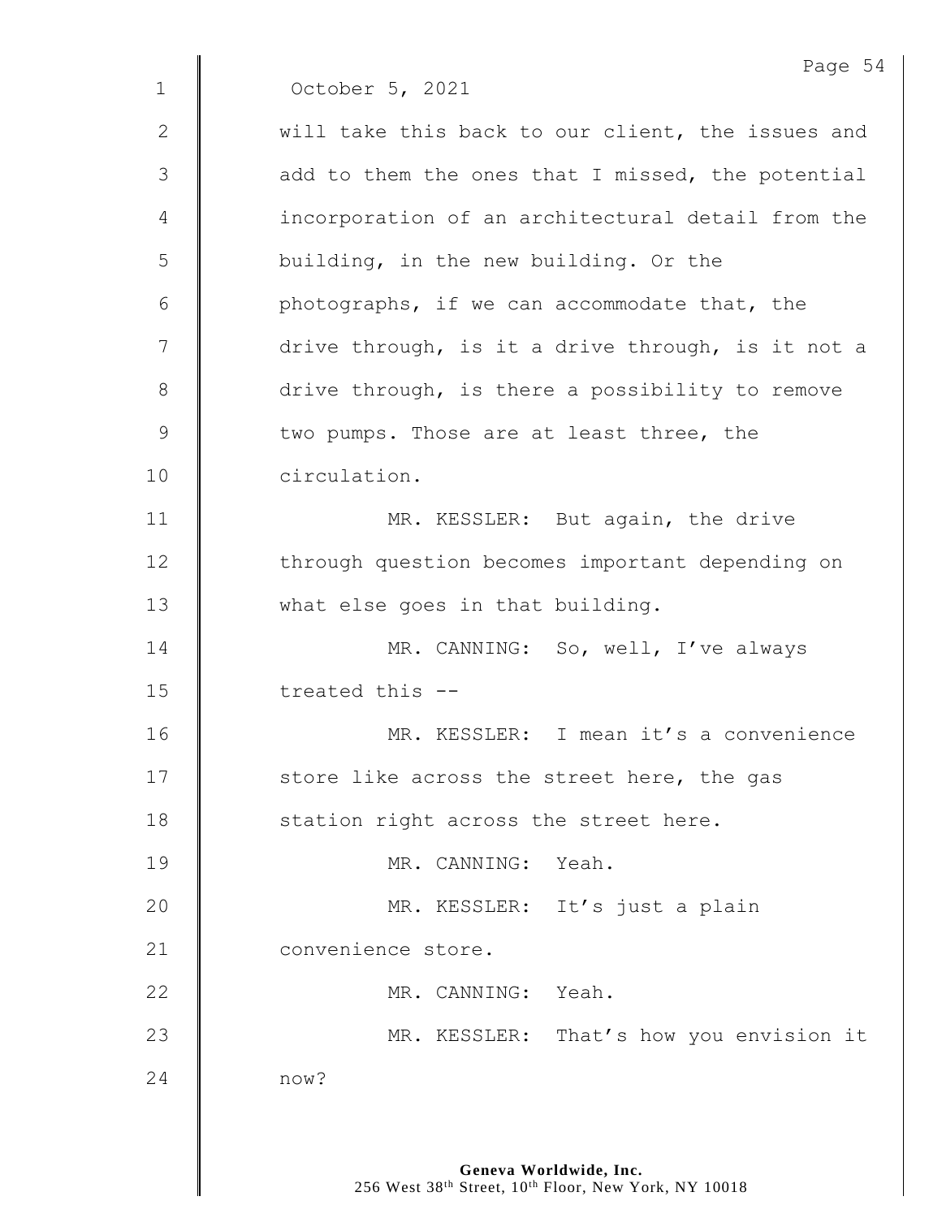October 5, 2021

will take this back to our client, the issues and add to them the ones that I missed, the potential incorporation of an architectural detail from the building, in the new building. Or the photographs, if we can accommodate that, the drive through, is it a drive through, is it not a drive through, is there a possibility to remove two pumps. Those are at least three, the circulation.

MR. KESSLER: But again, the drive through question becomes important depending on what else goes in that building.

MR. CANNING: So, well, I've always treated this --

MR. KESSLER: I mean it's a convenience store like across the street here, the gas station right across the street here.

MR. CANNING: Yeah.

MR. KESSLER: It's just a plain convenience store.

MR. CANNING: Yeah.

MR. KESSLER: That's how you envision it now?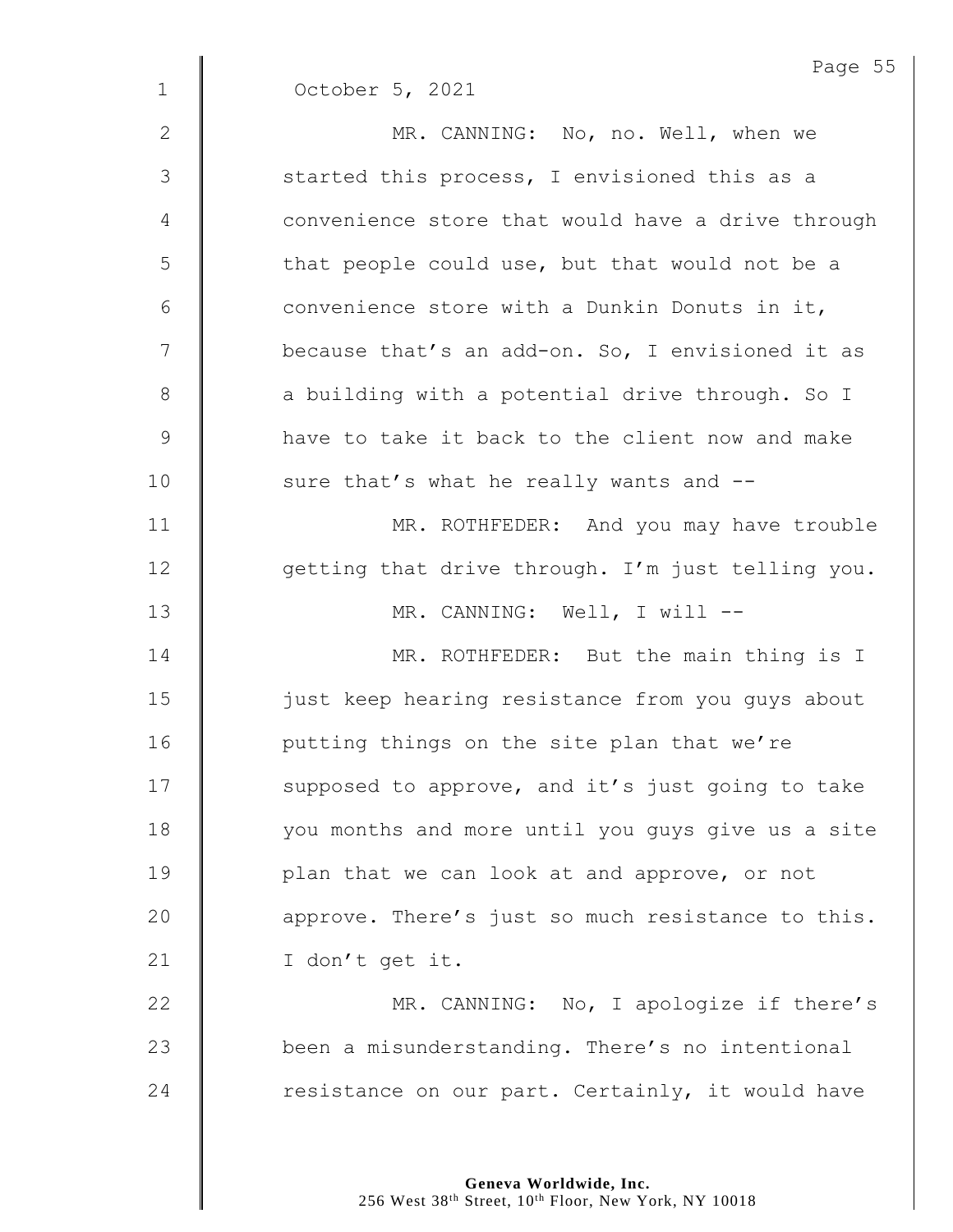October 5, 2021

MR. CANNING: No, no. Well, when we started this process, I envisioned this as a convenience store that would have a drive through that people could use, but that would not be a convenience store with a Dunkin Donuts in it, because that's an add-on. So, I envisioned it as a building with a potential drive through. So I have to take it back to the client now and make sure that's what he really wants and --

MR. ROTHFEDER: And you may have trouble getting that drive through. I'm just telling you.

MR. CANNING: Well, I will --

MR. ROTHFEDER: But the main thing is I just keep hearing resistance from you guys about putting things on the site plan that we're supposed to approve, and it's just going to take you months and more until you guys give us a site plan that we can look at and approve, or not approve. There's just so much resistance to this. I don't get it.

MR. CANNING: No, I apologize if there's been a misunderstanding. There's no intentional resistance on our part. Certainly, it would have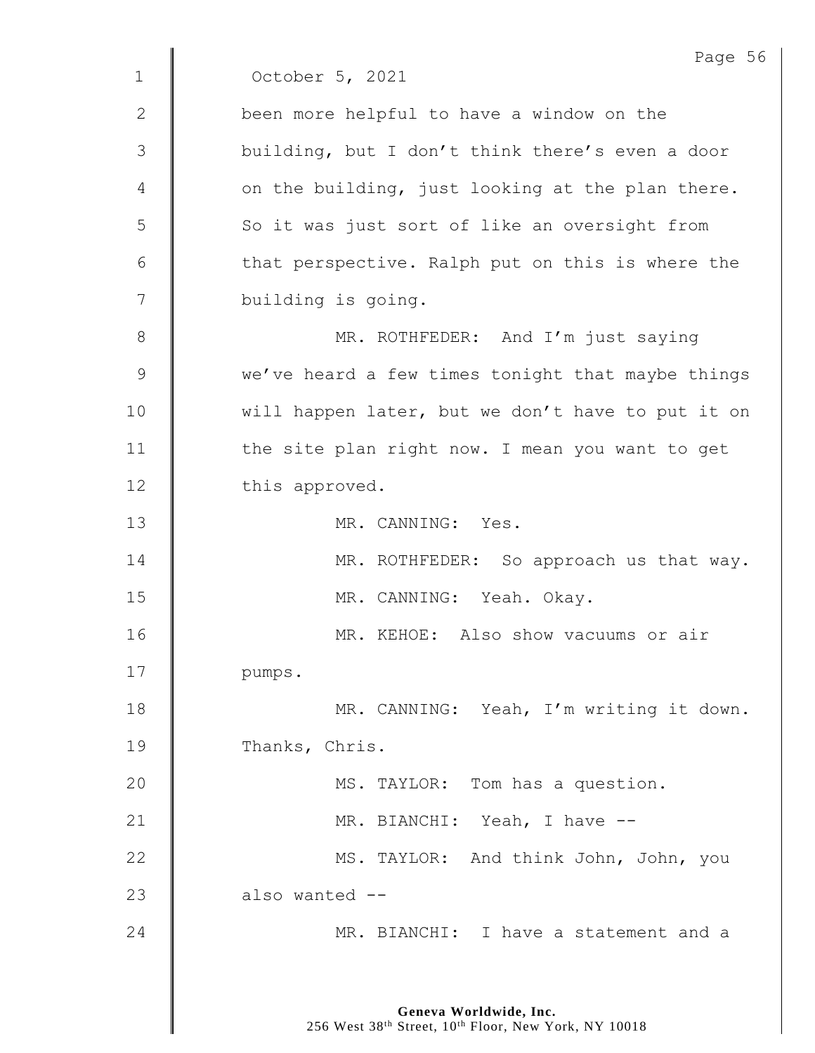October 5, 2021

been more helpful to have a window on the building, but I don't think there's even a door on the building, just looking at the plan there. So it was just sort of like an oversight from that perspective. Ralph put on this is where the building is going.

MR. ROTHFEDER: And I'm just saying we've heard a few times tonight that maybe things will happen later, but we don't have to put it on the site plan right now. I mean you want to get this approved.

MR. CANNING: Yes.

MR. ROTHFEDER: So approach us that way.

MR. CANNING: Yeah. Okay.

MR. KEHOE: Also show vacuums or air pumps.

MR. CANNING: Yeah, I'm writing it down. Thanks, Chris.

MS. TAYLOR: Tom has a question.

MR. BIANCHI: Yeah, I have --

MS. TAYLOR: And think John, John, you also wanted --

MR. BIANCHI: I have a statement and a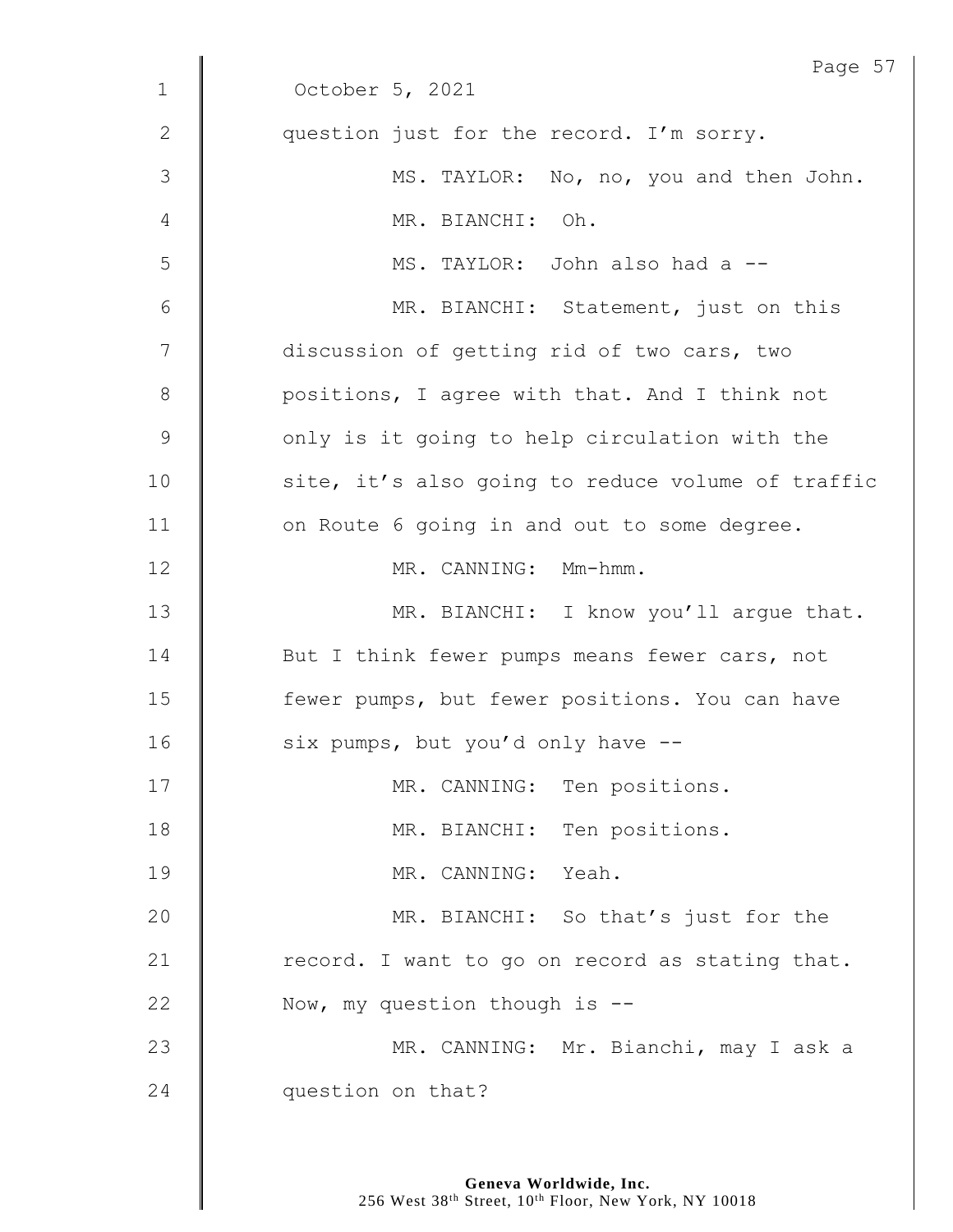October 5, 2021

question just for the record. I'm sorry.

MS. TAYLOR: No, no, you and then John.

MR. BIANCHI: Oh.

MS. TAYLOR: John also had a --

MR. BIANCHI: Statement, just on this discussion of getting rid of two cars, two positions, I agree with that. And I think not only is it going to help circulation with the site, it's also going to reduce volume of traffic on Route 6 going in and out to some degree.

MR. CANNING: Mm-hmm.

MR. BIANCHI: I know you'll argue that. But I think fewer pumps means fewer cars, not fewer pumps, but fewer positions. You can have six pumps, but you'd only have --

MR. CANNING: Ten positions.

MR. BIANCHI: Ten positions.

MR. CANNING: Yeah.

MR. BIANCHI: So that's just for the record. I want to go on record as stating that. Now, my question though is --

MR. CANNING: Mr. Bianchi, may I ask a question on that?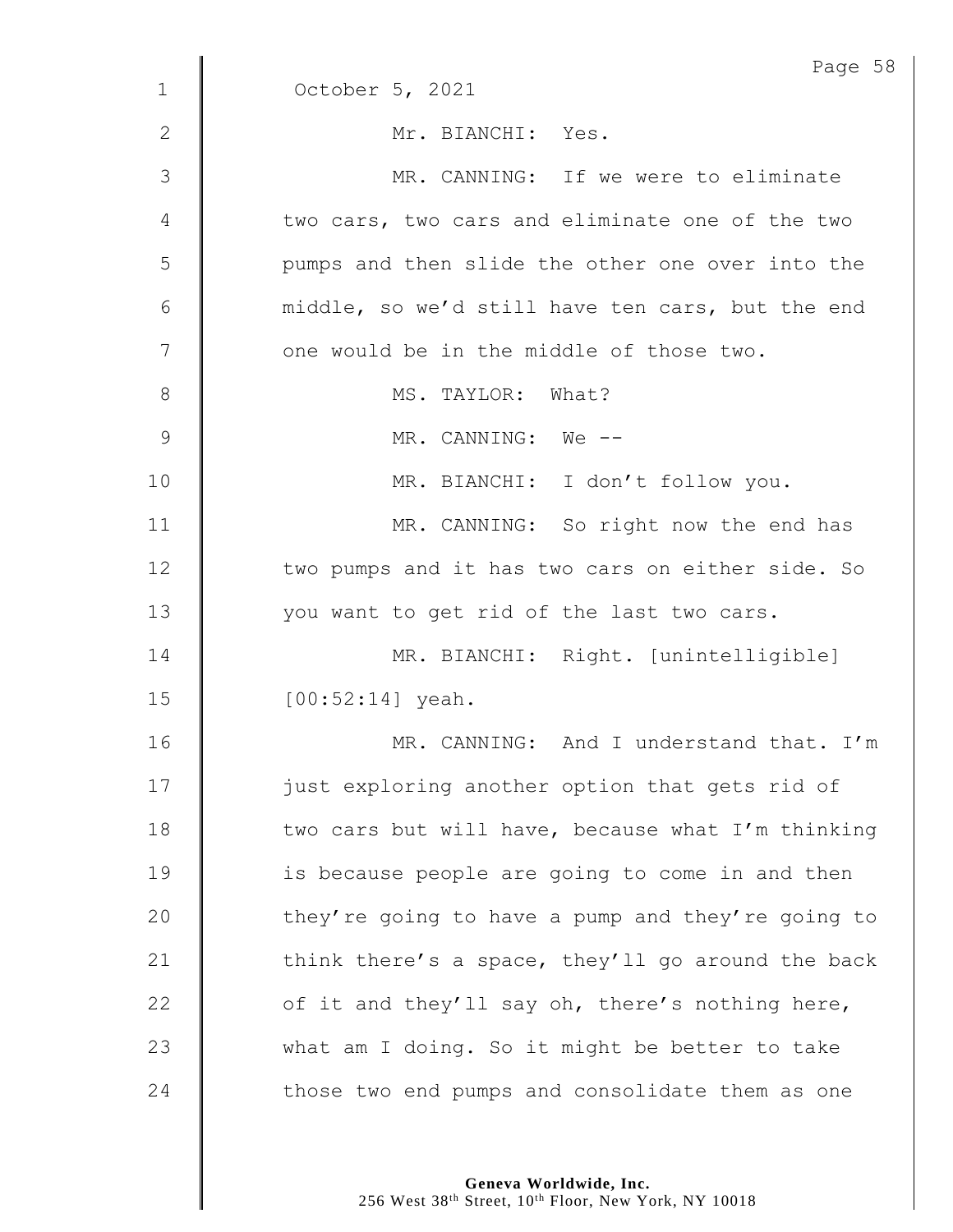October 5, 2021

Mr. BIANCHI: Yes.

MR. CANNING: If we were to eliminate two cars, two cars and eliminate one of the two pumps and then slide the other one over into the middle, so we'd still have ten cars, but the end one would be in the middle of those two.

MS. TAYLOR: What?

MR. CANNING: We --

MR. BIANCHI: I don't follow you.

MR. CANNING: So right now the end has two pumps and it has two cars on either side. So you want to get rid of the last two cars.

MR. BIANCHI: Right. [unintelligible] [00:52:14] yeah.

MR. CANNING: And I understand that. I'm just exploring another option that gets rid of two cars but will have, because what I'm thinking is because people are going to come in and then they're going to have a pump and they're going to think there's a space, they'll go around the back of it and they'll say oh, there's nothing here, what am I doing. So it might be better to take those two end pumps and consolidate them as one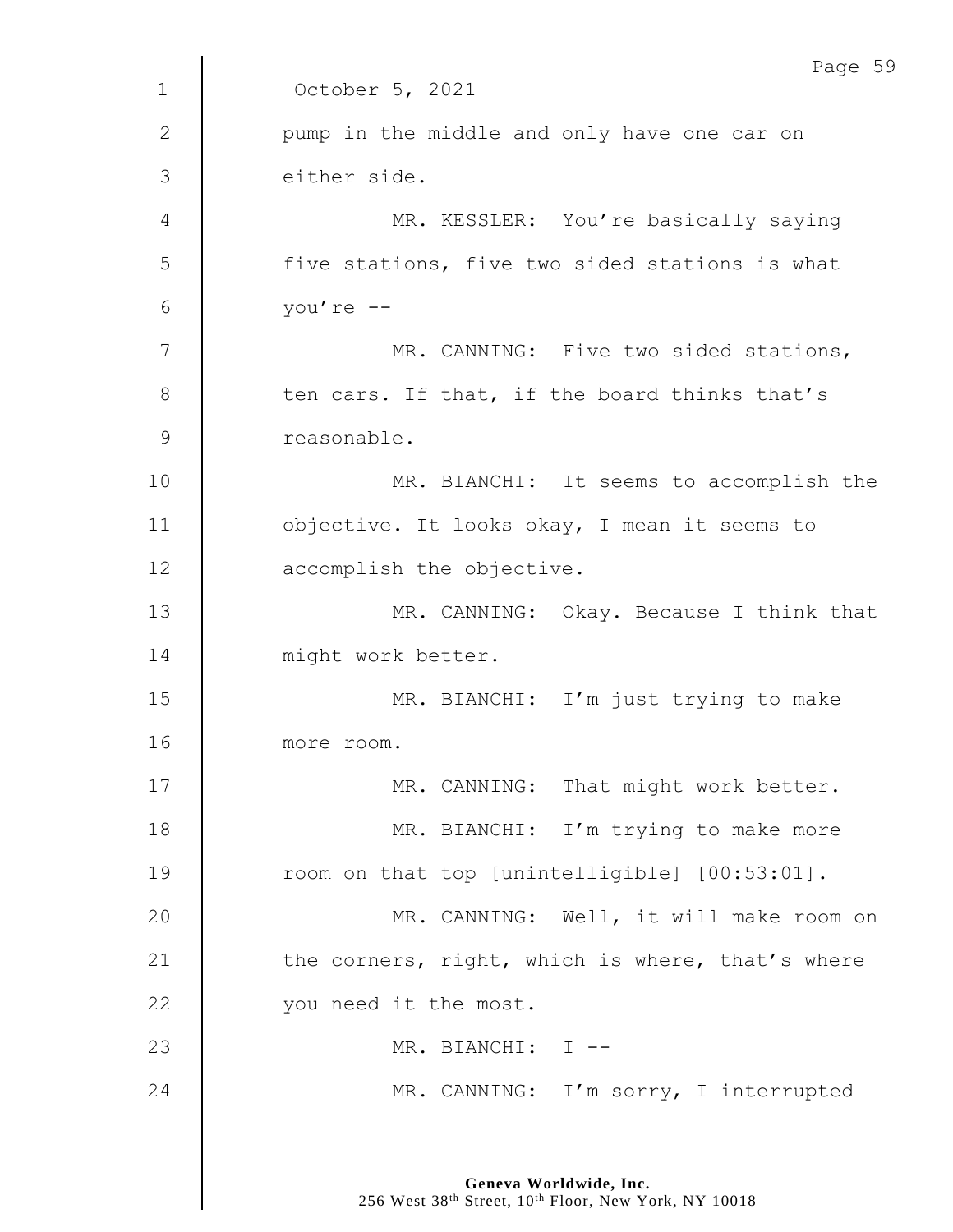October 5, 2021

pump in the middle and only have one car on either side.

MR. KESSLER: You're basically saying five stations, five two sided stations is what you're --

MR. CANNING: Five two sided stations, ten cars. If that, if the board thinks that's reasonable.

MR. BIANCHI: It seems to accomplish the objective. It looks okay, I mean it seems to accomplish the objective.

MR. CANNING: Okay. Because I think that might work better.

MR. BIANCHI: I'm just trying to make more room.

MR. CANNING: That might work better.

MR. BIANCHI: I'm trying to make more room on that top [unintelligible] [00:53:01].

MR. CANNING: Well, it will make room on the corners, right, which is where, that's where you need it the most.

MR. BIANCHI: I --

MR. CANNING: I'm sorry, I interrupted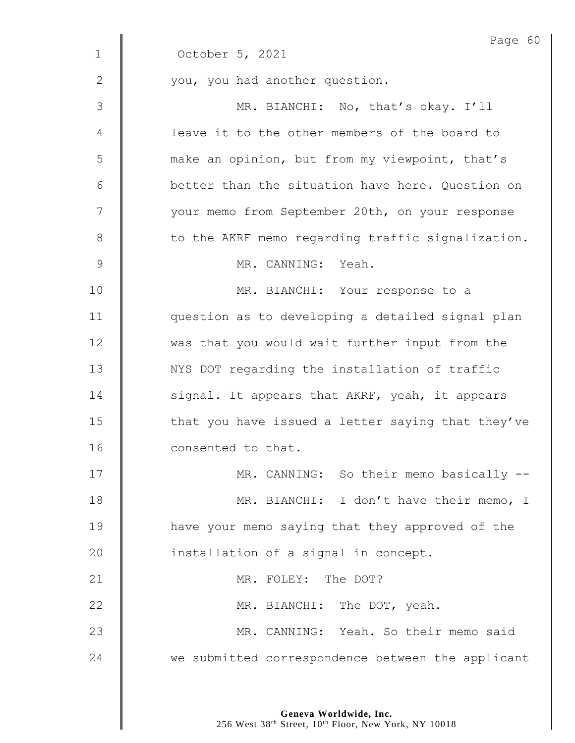October 5, 2021

you, you had another question.

MR. BIANCHI: No, that's okay. I'll leave it to the other members of the board to make an opinion, but from my viewpoint, that's better than the situation have here. Question on your memo from September 20th, on your response to the AKRF memo regarding traffic signalization.

MR. CANNING: Yeah.

MR. BIANCHI: Your response to a question as to developing a detailed signal plan was that you would wait further input from the NYS DOT regarding the installation of traffic signal. It appears that AKRF, yeah, it appears that you have issued a letter saying that they've consented to that.

MR. CANNING: So their memo basically --

MR. BIANCHI: I don't have their memo, I have your memo saying that they approved of the installation of a signal in concept.

MR. FOLEY: The DOT?

MR. BIANCHI: The DOT, yeah.

MR. CANNING: Yeah. So their memo said we submitted correspondence between the applicant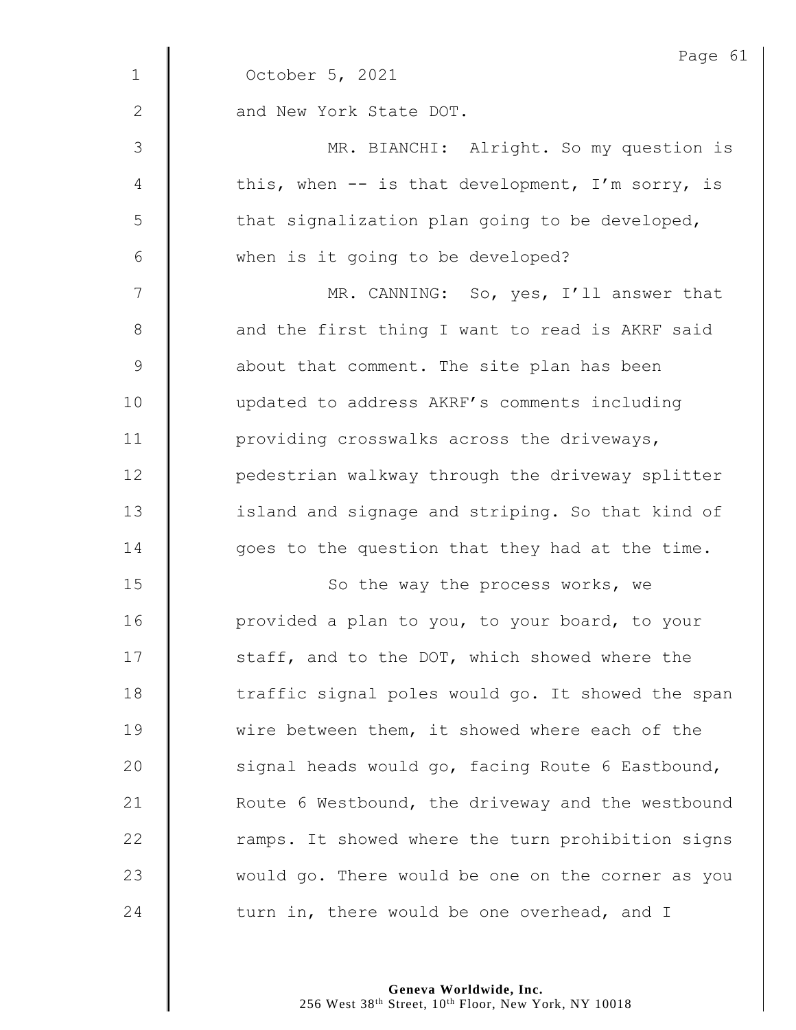October 5, 2021

and New York State DOT.

MR. BIANCHI: Alright. So my question is this, when -- is that development, I'm sorry, is that signalization plan going to be developed, when is it going to be developed?

MR. CANNING: So, yes, I'll answer that and the first thing I want to read is AKRF said about that comment. The site plan has been updated to address AKRF's comments including providing crosswalks across the driveways, pedestrian walkway through the driveway splitter island and signage and striping. So that kind of goes to the question that they had at the time.

So the way the process works, we provided a plan to you, to your board, to your staff, and to the DOT, which showed where the traffic signal poles would go. It showed the span wire between them, it showed where each of the signal heads would go, facing Route 6 Eastbound, Route 6 Westbound, the driveway and the westbound ramps. It showed where the turn prohibition signs would go. There would be one on the corner as you turn in, there would be one overhead, and I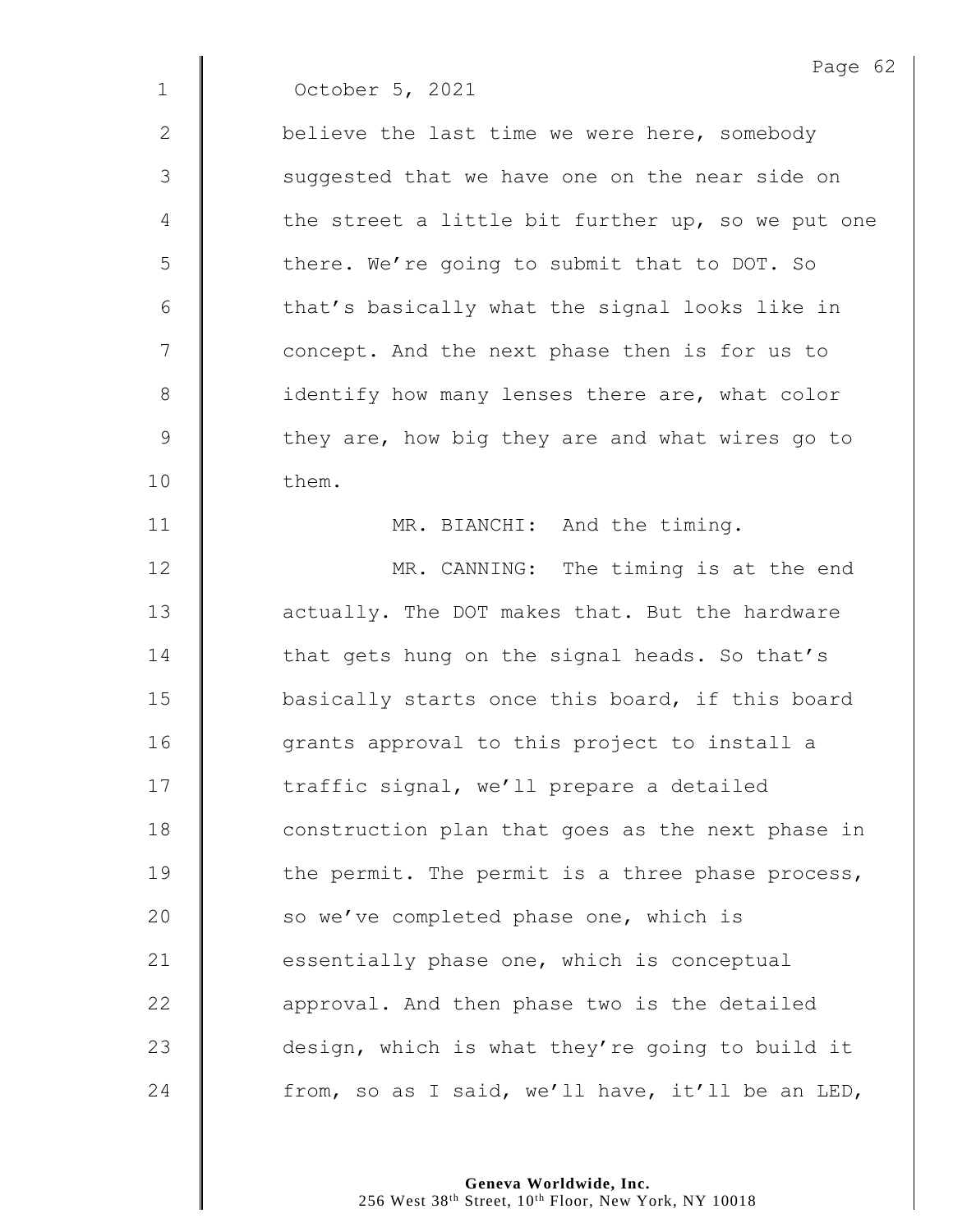October 5, 2021

believe the last time we were here, somebody suggested that we have one on the near side on the street a little bit further up, so we put one there. We're going to submit that to DOT. So that's basically what the signal looks like in concept. And the next phase then is for us to identify how many lenses there are, what color they are, how big they are and what wires go to them.

MR. BIANCHI: And the timing.

MR. CANNING: The timing is at the end actually. The DOT makes that. But the hardware that gets hung on the signal heads. So that's basically starts once this board, if this board grants approval to this project to install a traffic signal, we'll prepare a detailed construction plan that goes as the next phase in the permit. The permit is a three phase process, so we've completed phase one, which is essentially phase one, which is conceptual approval. And then phase two is the detailed design, which is what they're going to build it from, so as I said, we'll have, it'll be an LED,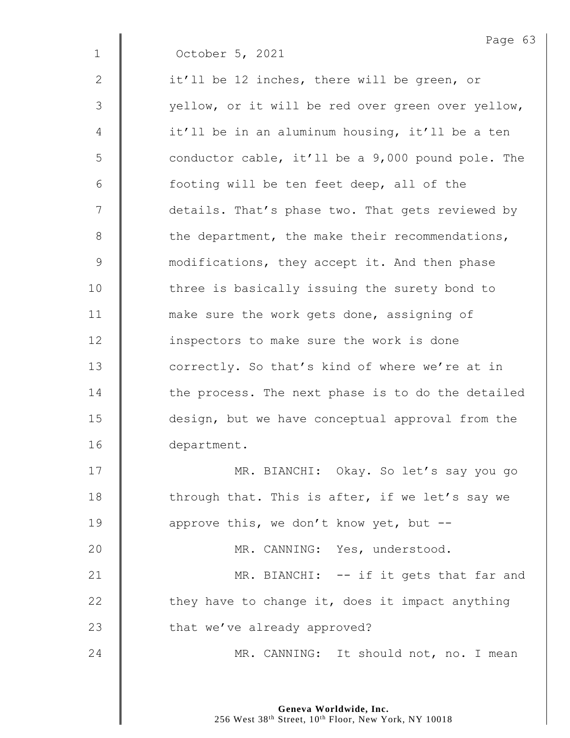October 5, 2021

it'll be 12 inches, there will be green, or yellow, or it will be red over green over yellow, it'll be in an aluminum housing, it'll be a ten conductor cable, it'll be a 9,000 pound pole. The footing will be ten feet deep, all of the details. That's phase two. That gets reviewed by the department, the make their recommendations, modifications, they accept it. And then phase three is basically issuing the surety bond to make sure the work gets done, assigning of inspectors to make sure the work is done correctly. So that's kind of where we're at in the process. The next phase is to do the detailed design, but we have conceptual approval from the department.

MR. BIANCHI: Okay. So let's say you go through that. This is after, if we let's say we approve this, we don't know yet, but --

MR. CANNING: Yes, understood.

MR. BIANCHI: -- if it gets that far and they have to change it, does it impact anything that we've already approved?

MR. CANNING: It should not, no. I mean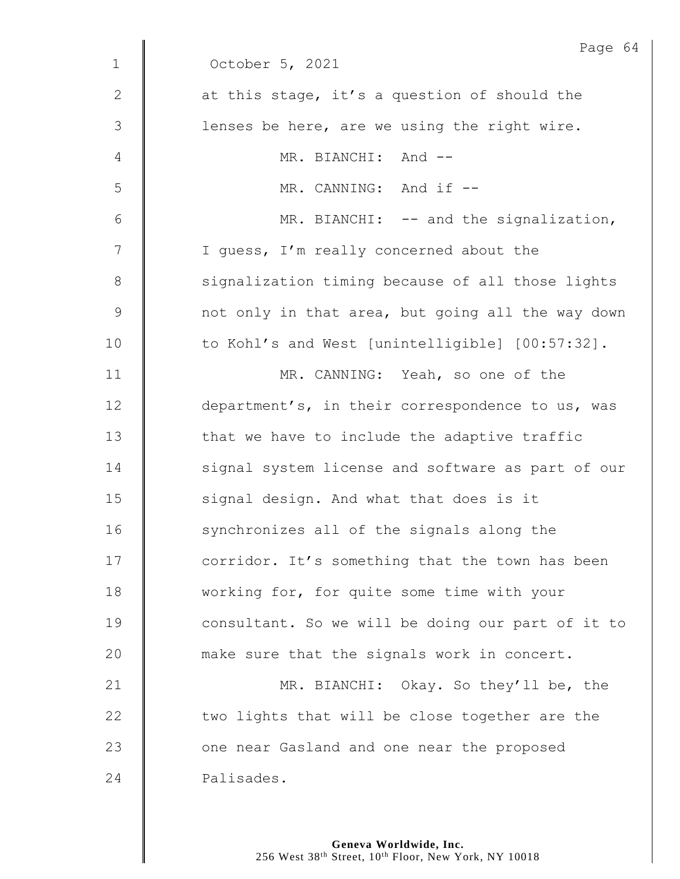October 5, 2021

at this stage, it's a question of should the lenses be here, are we using the right wire.

MR. BIANCHI: And --

MR. CANNING: And if --

MR. BIANCHI: -- and the signalization, I guess, I'm really concerned about the signalization timing because of all those lights not only in that area, but going all the way down to Kohl's and West [unintelligible] [00:57:32].

MR. CANNING: Yeah, so one of the department's, in their correspondence to us, was that we have to include the adaptive traffic signal system license and software as part of our signal design. And what that does is it synchronizes all of the signals along the corridor. It's something that the town has been working for, for quite some time with your consultant. So we will be doing our part of it to make sure that the signals work in concert.

MR. BIANCHI: Okay. So they'll be, the two lights that will be close together are the one near Gasland and one near the proposed Palisades.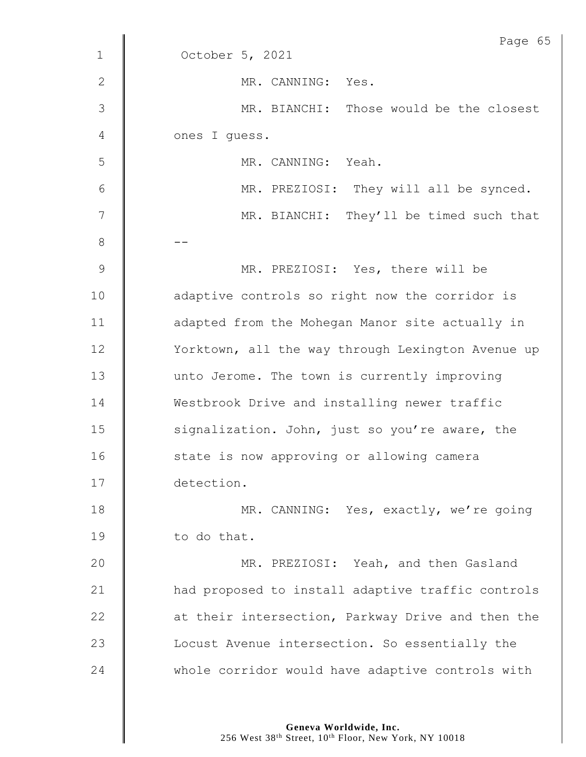October 5, 2021

MR. CANNING: Yes.

MR. BIANCHI: Those would be the closest ones I guess.

MR. CANNING: Yeah.

MR. PREZIOSI: They will all be synced.

MR. BIANCHI: They'll be timed such that --

MR. PREZIOSI: Yes, there will be adaptive controls so right now the corridor is adapted from the Mohegan Manor site actually in Yorktown, all the way through Lexington Avenue up unto Jerome. The town is currently improving Westbrook Drive and installing newer traffic signalization. John, just so you're aware, the state is now approving or allowing camera detection.

MR. CANNING: Yes, exactly, we're going to do that.

MR. PREZIOSI: Yeah, and then Gasland had proposed to install adaptive traffic controls at their intersection, Parkway Drive and then the Locust Avenue intersection. So essentially the whole corridor would have adaptive controls with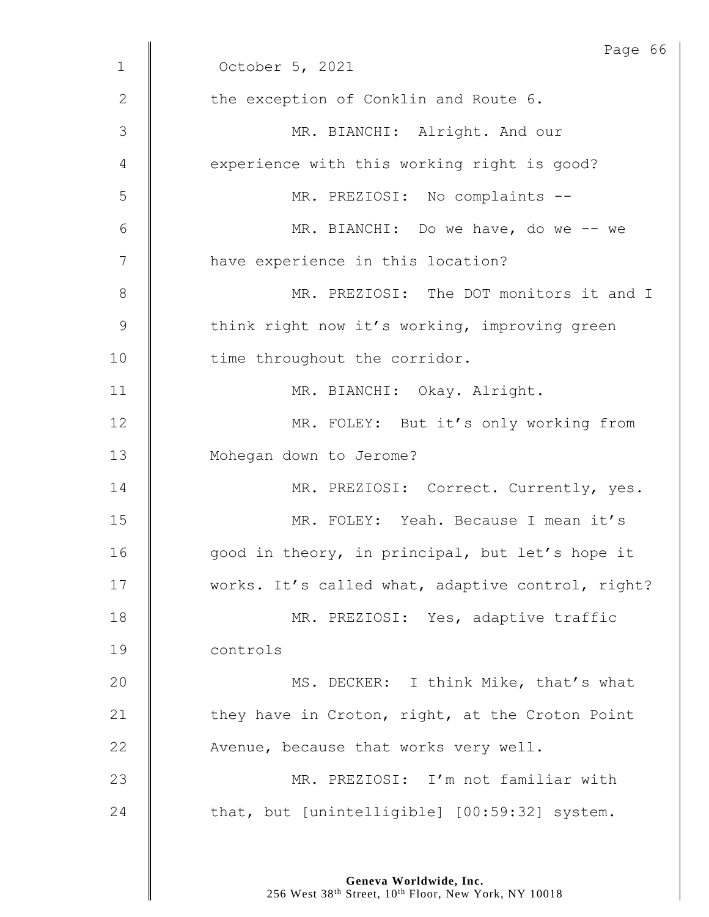October 5, 2021

the exception of Conklin and Route 6.

MR. BIANCHI: Alright. And our experience with this working right is good?

MR. PREZIOSI: No complaints --

MR. BIANCHI: Do we have, do we -- we have experience in this location?

MR. PREZIOSI: The DOT monitors it and I think right now it's working, improving green time throughout the corridor.

MR. BIANCHI: Okay. Alright.

MR. FOLEY: But it's only working from Mohegan down to Jerome?

MR. PREZIOSI: Correct. Currently, yes.

MR. FOLEY: Yeah. Because I mean it's good in theory, in principal, but let's hope it works. It's called what, adaptive control, right?

MR. PREZIOSI: Yes, adaptive traffic controls

MS. DECKER: I think Mike, that's what they have in Croton, right, at the Croton Point Avenue, because that works very well.

MR. PREZIOSI: I'm not familiar with that, but [unintelligible] [00:59:32] system.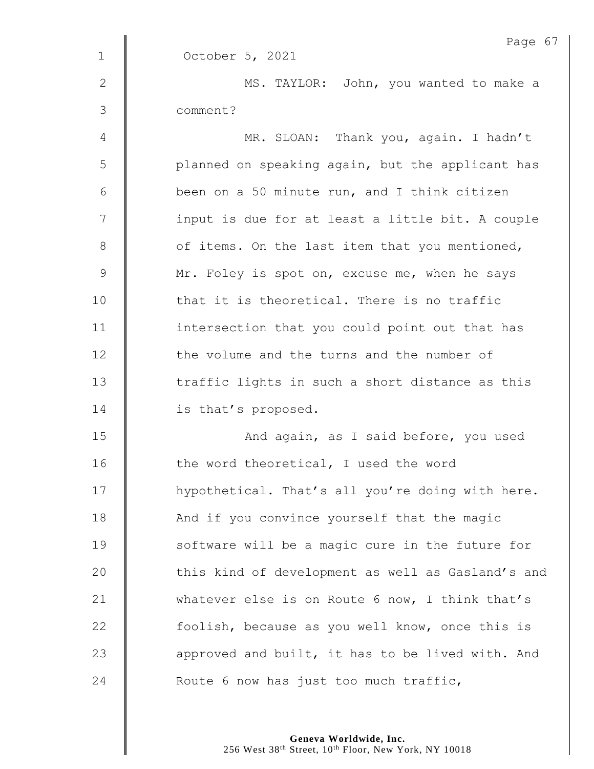October 5, 2021

MS. TAYLOR: John, you wanted to make a comment?

MR. SLOAN: Thank you, again. I hadn't planned on speaking again, but the applicant has been on a 50 minute run, and I think citizen input is due for at least a little bit. A couple of items. On the last item that you mentioned, Mr. Foley is spot on, excuse me, when he says that it is theoretical. There is no traffic intersection that you could point out that has the volume and the turns and the number of traffic lights in such a short distance as this is that's proposed.

And again, as I said before, you used the word theoretical, I used the word hypothetical. That's all you're doing with here. And if you convince yourself that the magic software will be a magic cure in the future for this kind of development as well as Gasland's and whatever else is on Route 6 now, I think that's foolish, because as you well know, once this is approved and built, it has to be lived with. And Route 6 now has just too much traffic,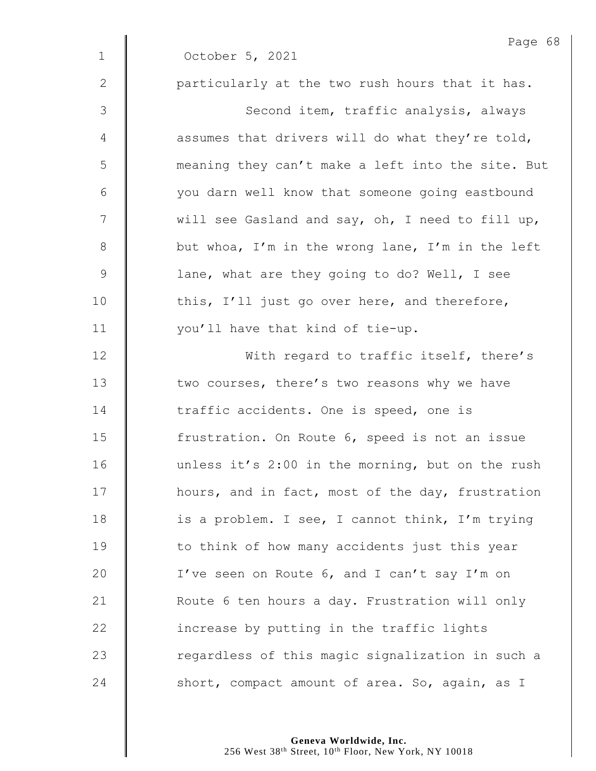October 5, 2021

particularly at the two rush hours that it has.

Second item, traffic analysis, always assumes that drivers will do what they're told, meaning they can't make a left into the site. But you darn well know that someone going eastbound will see Gasland and say, oh, I need to fill up, but whoa, I'm in the wrong lane, I'm in the left lane, what are they going to do? Well, I see this, I'll just go over here, and therefore, you'll have that kind of tie-up.

With regard to traffic itself, there's two courses, there's two reasons why we have traffic accidents. One is speed, one is frustration. On Route 6, speed is not an issue unless it's 2:00 in the morning, but on the rush hours, and in fact, most of the day, frustration is a problem. I see, I cannot think, I'm trying to think of how many accidents just this year I've seen on Route 6, and I can't say I'm on Route 6 ten hours a day. Frustration will only increase by putting in the traffic lights regardless of this magic signalization in such a short, compact amount of area. So, again, as I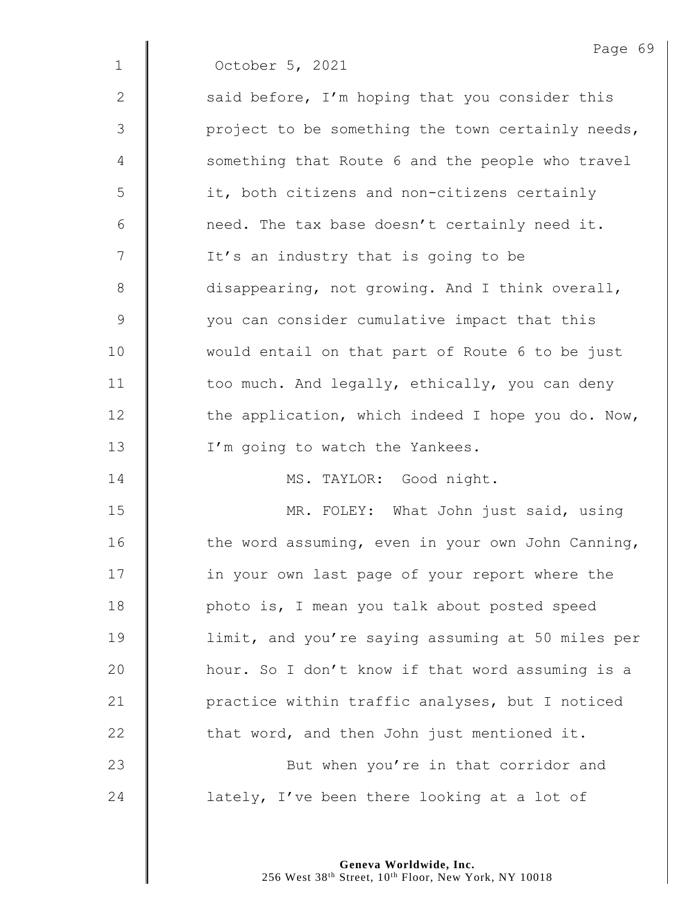October 5, 2021

said before, I'm hoping that you consider this project to be something the town certainly needs, something that Route 6 and the people who travel it, both citizens and non-citizens certainly need. The tax base doesn't certainly need it. It's an industry that is going to be disappearing, not growing. And I think overall, you can consider cumulative impact that this would entail on that part of Route 6 to be just too much. And legally, ethically, you can deny the application, which indeed I hope you do. Now, I'm going to watch the Yankees.

MS. TAYLOR: Good night.

MR. FOLEY: What John just said, using the word assuming, even in your own John Canning, in your own last page of your report where the photo is, I mean you talk about posted speed limit, and you're saying assuming at 50 miles per hour. So I don't know if that word assuming is a practice within traffic analyses, but I noticed that word, and then John just mentioned it.

But when you're in that corridor and lately, I've been there looking at a lot of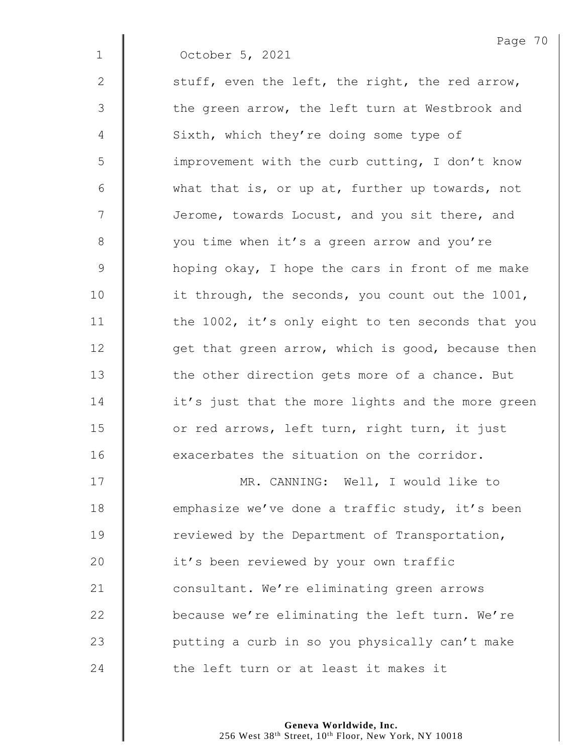October 5, 2021

stuff, even the left, the right, the red arrow, the green arrow, the left turn at Westbrook and Sixth, which they're doing some type of improvement with the curb cutting, I don't know what that is, or up at, further up towards, not Jerome, towards Locust, and you sit there, and you time when it's a green arrow and you're hoping okay, I hope the cars in front of me make it through, the seconds, you count out the 1001, the 1002, it's only eight to ten seconds that you get that green arrow, which is good, because then the other direction gets more of a chance. But it's just that the more lights and the more green or red arrows, left turn, right turn, it just exacerbates the situation on the corridor.

MR. CANNING: Well, I would like to emphasize we've done a traffic study, it's been reviewed by the Department of Transportation, it's been reviewed by your own traffic consultant. We're eliminating green arrows because we're eliminating the left turn. We're putting a curb in so you physically can't make the left turn or at least it makes it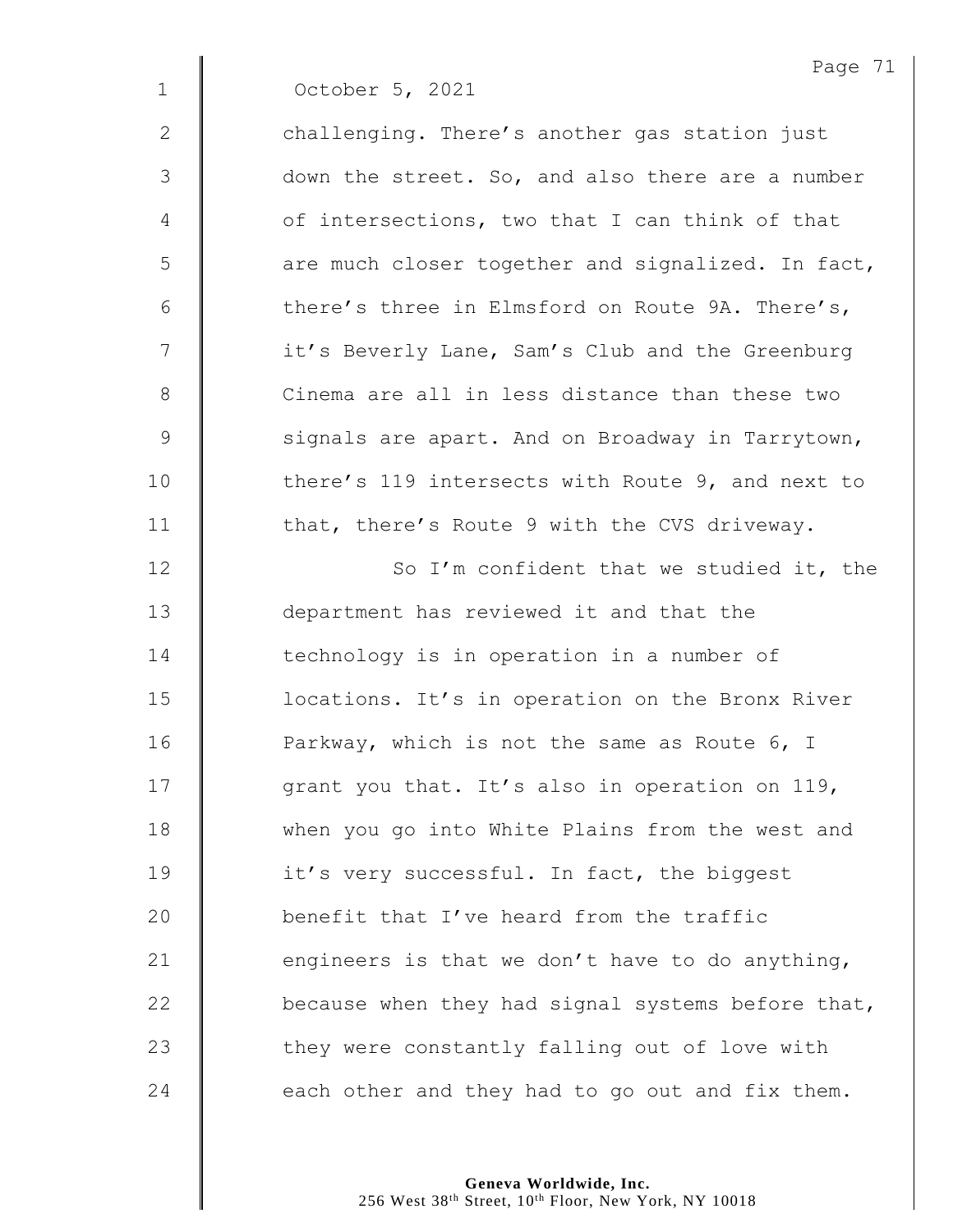October 5, 2021

challenging. There's another gas station just down the street. So, and also there are a number of intersections, two that I can think of that are much closer together and signalized. In fact, there's three in Elmsford on Route 9A. There's, it's Beverly Lane, Sam's Club and the Greenburg Cinema are all in less distance than these two signals are apart. And on Broadway in Tarrytown, there's 119 intersects with Route 9, and next to that, there's Route 9 with the CVS driveway.

So I'm confident that we studied it, the department has reviewed it and that the technology is in operation in a number of locations. It's in operation on the Bronx River Parkway, which is not the same as Route 6, I grant you that. It's also in operation on 119, when you go into White Plains from the west and it's very successful. In fact, the biggest benefit that I've heard from the traffic engineers is that we don't have to do anything, because when they had signal systems before that, they were constantly falling out of love with each other and they had to go out and fix them.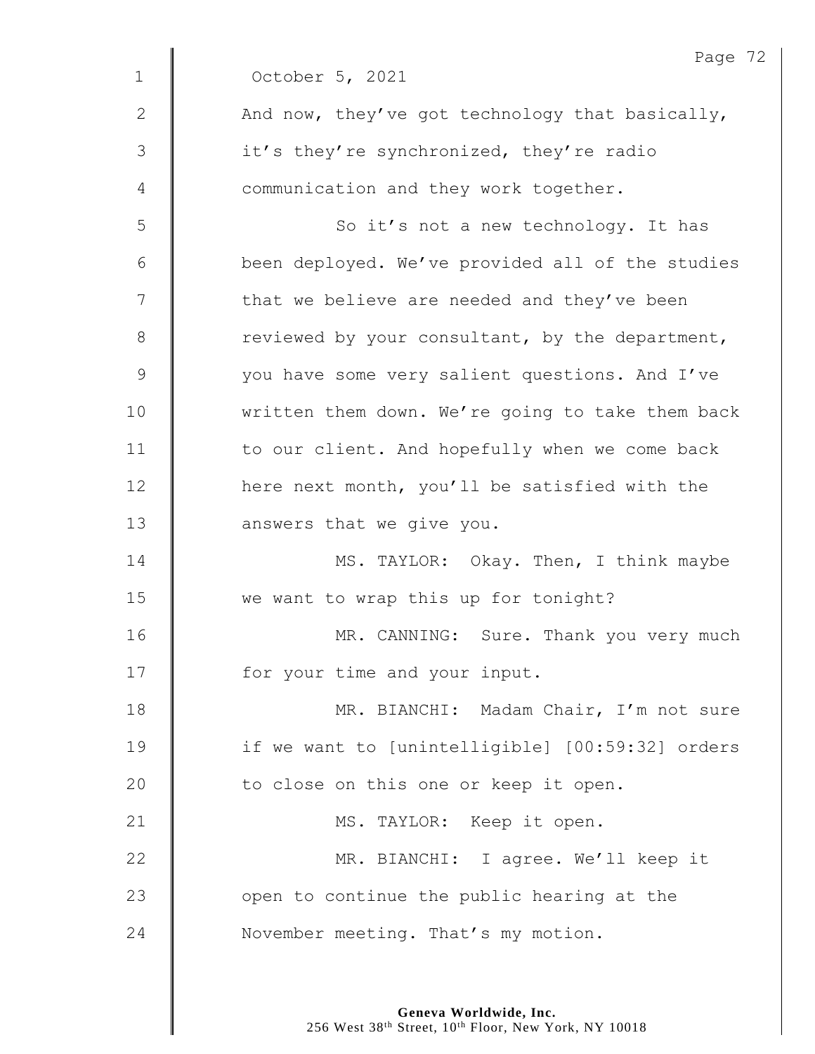October 5, 2021

And now, they've got technology that basically, it's they're synchronized, they're radio communication and they work together.

So it's not a new technology. It has been deployed. We've provided all of the studies that we believe are needed and they've been reviewed by your consultant, by the department, you have some very salient questions. And I've written them down. We're going to take them back to our client. And hopefully when we come back here next month, you'll be satisfied with the answers that we give you.

MS. TAYLOR: Okay. Then, I think maybe we want to wrap this up for tonight?

MR. CANNING: Sure. Thank you very much for your time and your input.

MR. BIANCHI: Madam Chair, I'm not sure if we want to [unintelligible] [00:59:32] orders to close on this one or keep it open.

MS. TAYLOR: Keep it open.

MR. BIANCHI: I agree. We'll keep it open to continue the public hearing at the November meeting. That's my motion.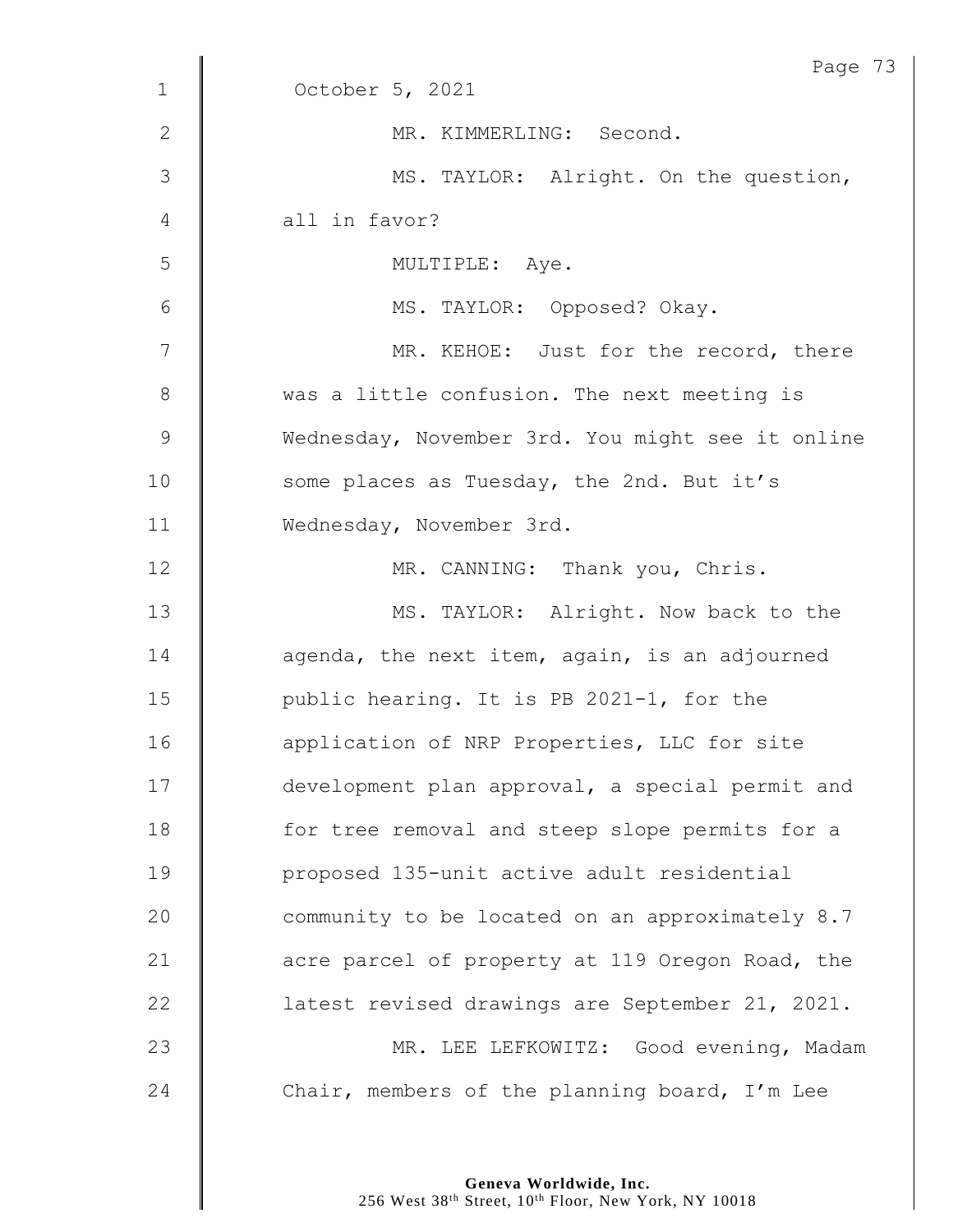October 5, 2021

MR. KIMMERLING: Second.

MS. TAYLOR: Alright. On the question, all in favor?

MULTIPLE: Aye.

MS. TAYLOR: Opposed? Okay.

MR. KEHOE: Just for the record, there was a little confusion. The next meeting is Wednesday, November 3rd. You might see it online some places as Tuesday, the 2nd. But it's Wednesday, November 3rd.

MR. CANNING: Thank you, Chris.

MS. TAYLOR: Alright. Now back to the agenda, the next item, again, is an adjourned public hearing. It is PB 2021-1, for the application of NRP Properties, LLC for site development plan approval, a special permit and for tree removal and steep slope permits for a proposed 135-unit active adult residential community to be located on an approximately 8.7 acre parcel of property at 119 Oregon Road, the latest revised drawings are September 21, 2021.

MR. LEE LEFKOWITZ: Good evening, Madam Chair, members of the planning board, I'm Lee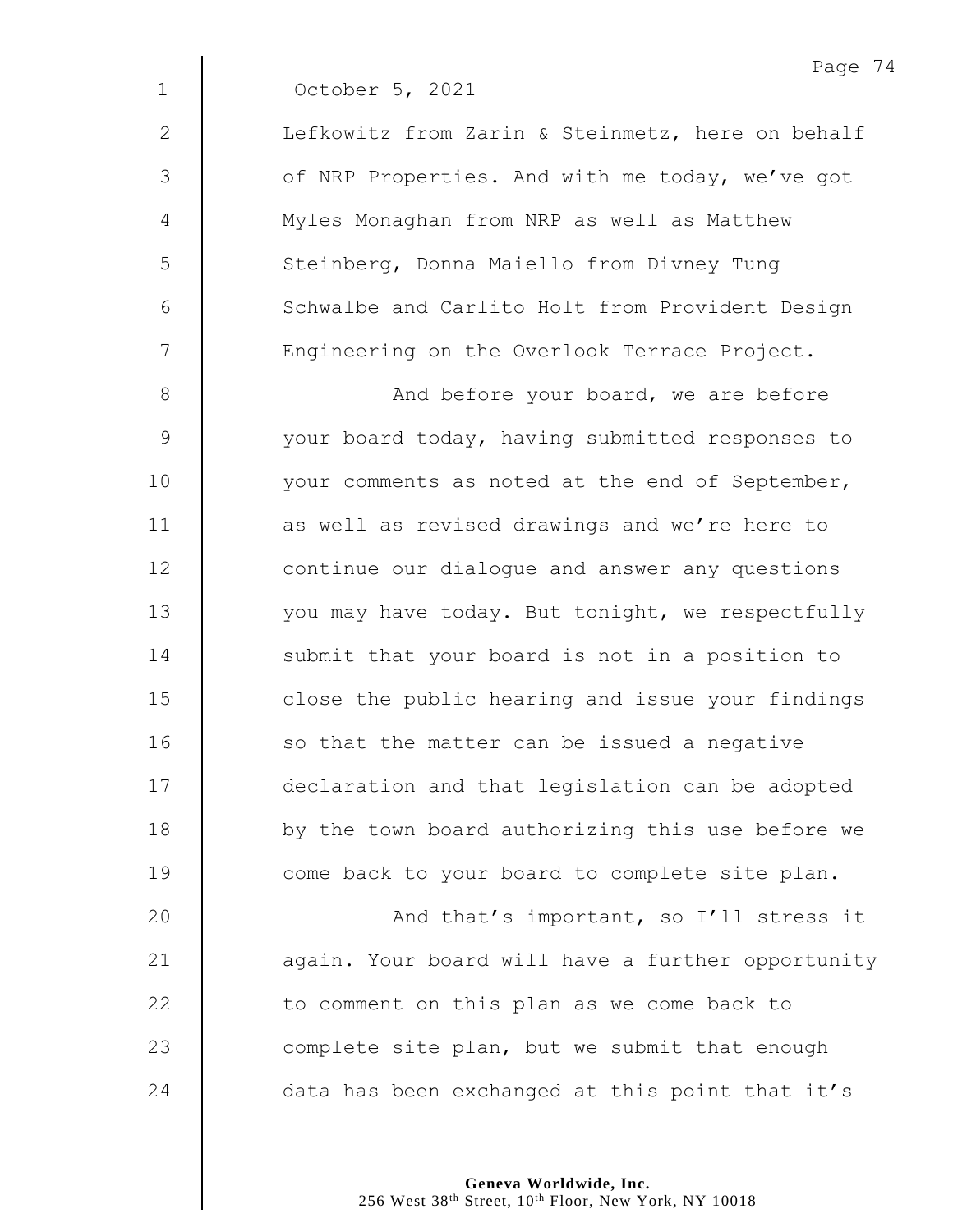October 5, 2021

Lefkowitz from Zarin & Steinmetz, here on behalf of NRP Properties. And with me today, we've got Myles Monaghan from NRP as well as Matthew Steinberg, Donna Maiello from Divney Tung Schwalbe and Carlito Holt from Provident Design Engineering on the Overlook Terrace Project.

And before your board, we are before your board today, having submitted responses to your comments as noted at the end of September, as well as revised drawings and we're here to continue our dialogue and answer any questions you may have today. But tonight, we respectfully submit that your board is not in a position to close the public hearing and issue your findings so that the matter can be issued a negative declaration and that legislation can be adopted by the town board authorizing this use before we come back to your board to complete site plan.

And that's important, so I'll stress it again. Your board will have a further opportunity to comment on this plan as we come back to complete site plan, but we submit that enough data has been exchanged at this point that it's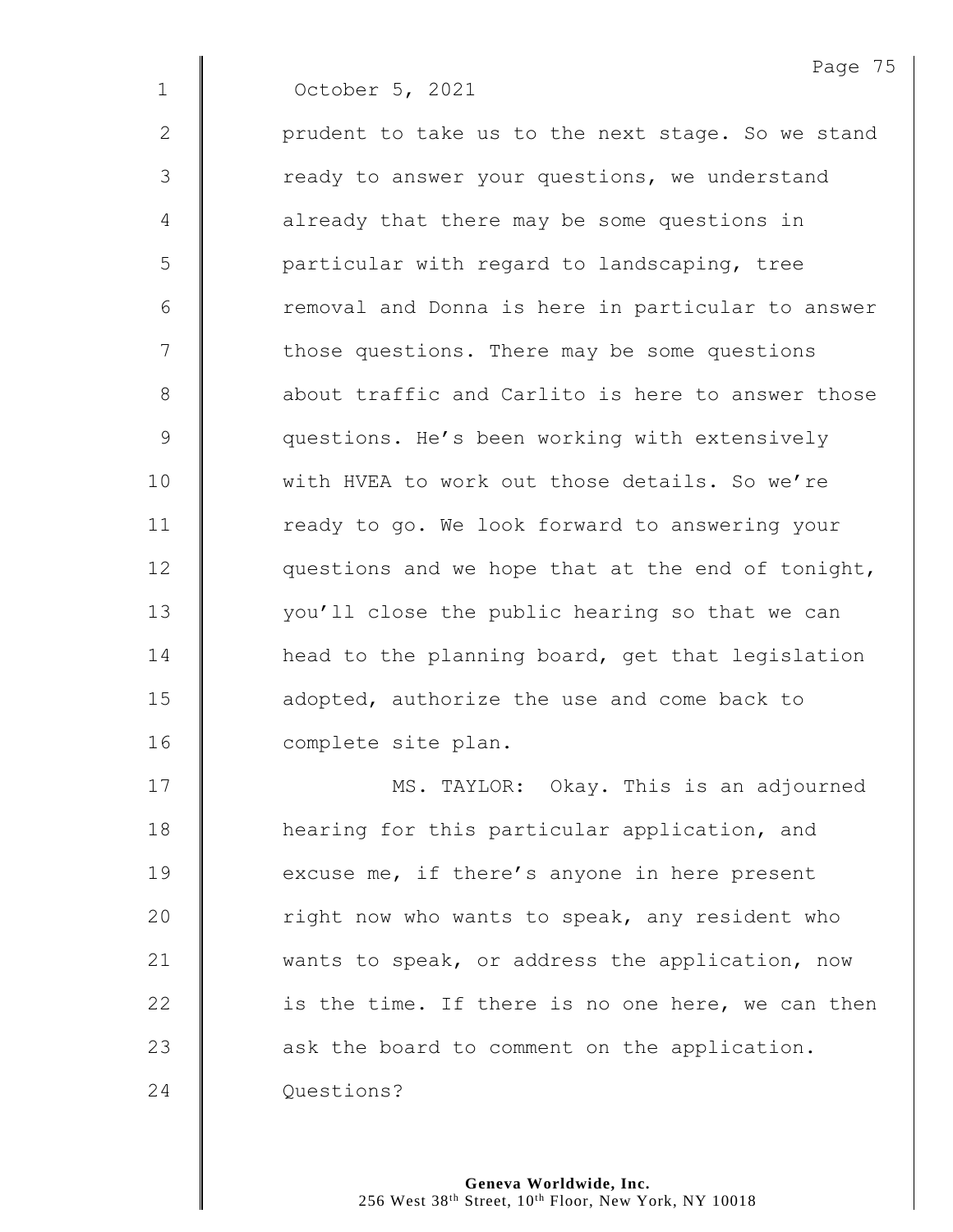October 5, 2021

prudent to take us to the next stage. So we stand ready to answer your questions, we understand already that there may be some questions in particular with regard to landscaping, tree removal and Donna is here in particular to answer those questions. There may be some questions about traffic and Carlito is here to answer those questions. He's been working with extensively with HVEA to work out those details. So we're ready to go. We look forward to answering your questions and we hope that at the end of tonight, you'll close the public hearing so that we can head to the planning board, get that legislation adopted, authorize the use and come back to complete site plan.

MS. TAYLOR: Okay. This is an adjourned hearing for this particular application, and excuse me, if there's anyone in here present right now who wants to speak, any resident who wants to speak, or address the application, now is the time. If there is no one here, we can then ask the board to comment on the application. Questions?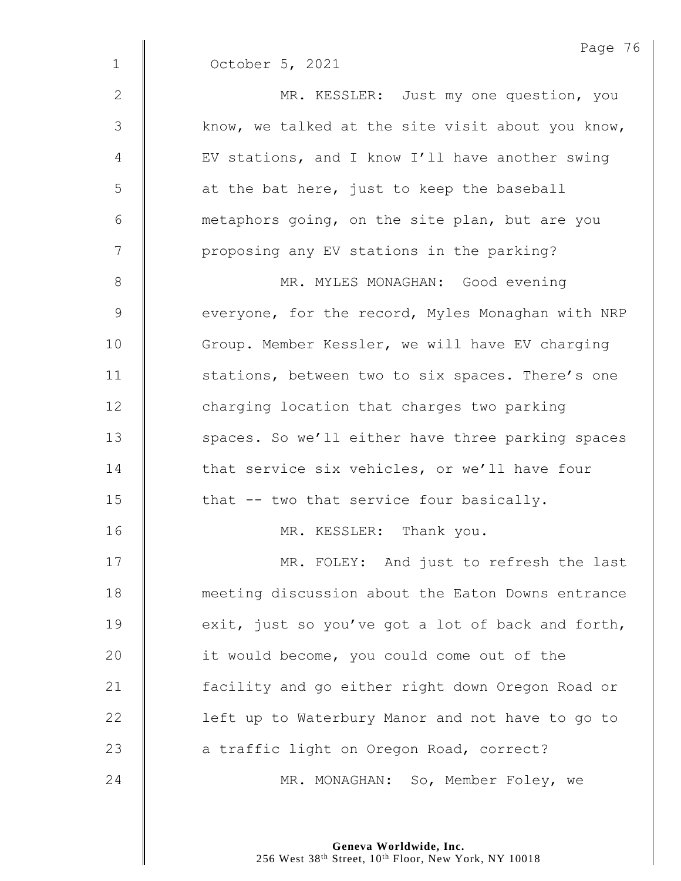October 5, 2021

MR. KESSLER: Just my one question, you know, we talked at the site visit about you know, EV stations, and I know I'll have another swing at the bat here, just to keep the baseball metaphors going, on the site plan, but are you proposing any EV stations in the parking?

MR. MYLES MONAGHAN: Good evening everyone, for the record, Myles Monaghan with NRP Group. Member Kessler, we will have EV charging stations, between two to six spaces. There's one charging location that charges two parking spaces. So we'll either have three parking spaces that service six vehicles, or we'll have four that -- two that service four basically.

MR. KESSLER: Thank you.

MR. FOLEY: And just to refresh the last meeting discussion about the Eaton Downs entrance exit, just so you've got a lot of back and forth, it would become, you could come out of the facility and go either right down Oregon Road or left up to Waterbury Manor and not have to go to a traffic light on Oregon Road, correct?

MR. MONAGHAN: So, Member Foley, we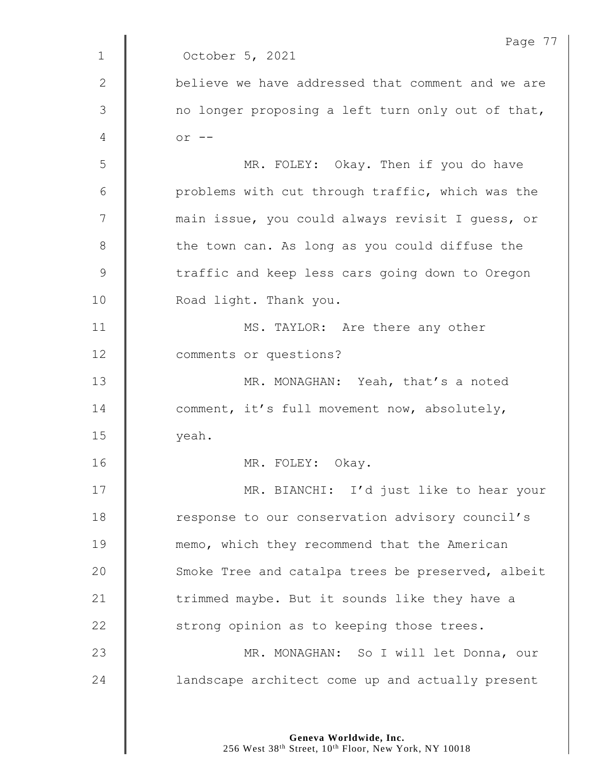October 5, 2021

believe we have addressed that comment and we are no longer proposing a left turn only out of that, or --

MR. FOLEY: Okay. Then if you do have problems with cut through traffic, which was the main issue, you could always revisit I guess, or the town can. As long as you could diffuse the traffic and keep less cars going down to Oregon Road light. Thank you.

MS. TAYLOR: Are there any other comments or questions?

MR. MONAGHAN: Yeah, that's a noted comment, it's full movement now, absolutely, yeah.

MR. FOLEY: Okay.

MR. BIANCHI: I'd just like to hear your response to our conservation advisory council's memo, which they recommend that the American Smoke Tree and catalpa trees be preserved, albeit trimmed maybe. But it sounds like they have a strong opinion as to keeping those trees.

MR. MONAGHAN: So I will let Donna, our landscape architect come up and actually present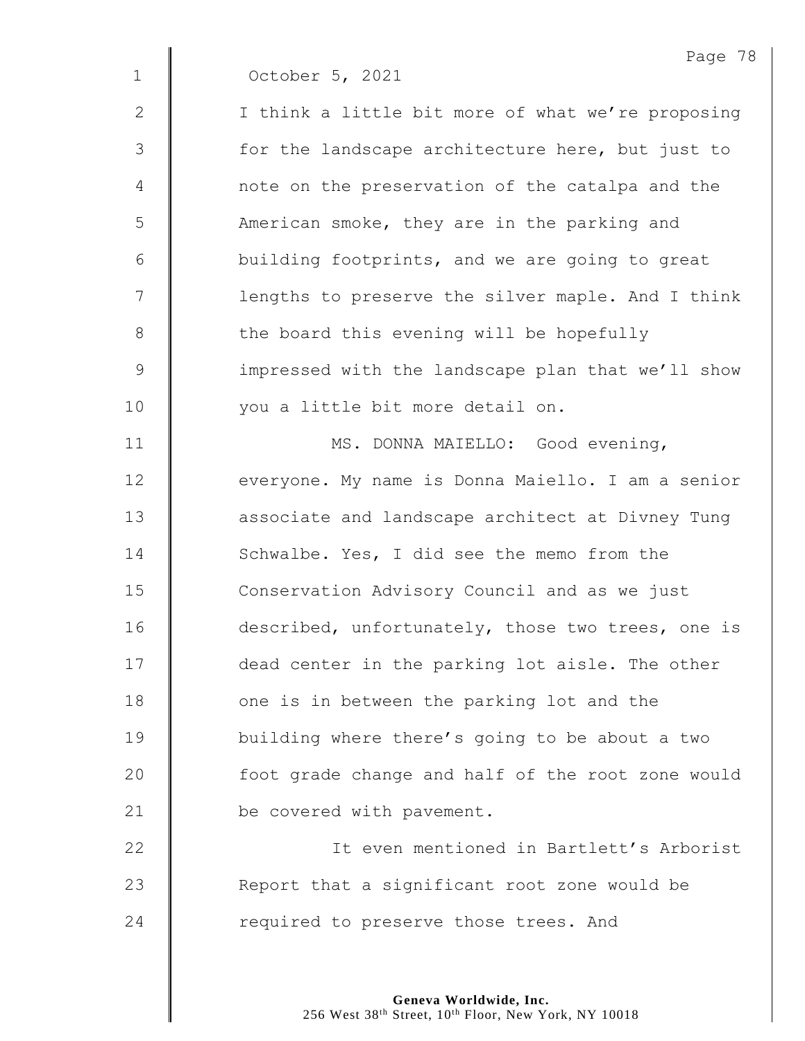October 5, 2021

I think a little bit more of what we're proposing for the landscape architecture here, but just to note on the preservation of the catalpa and the American smoke, they are in the parking and building footprints, and we are going to great lengths to preserve the silver maple. And I think the board this evening will be hopefully impressed with the landscape plan that we'll show you a little bit more detail on.

MS. DONNA MAIELLO: Good evening, everyone. My name is Donna Maiello. I am a senior associate and landscape architect at Divney Tung Schwalbe. Yes, I did see the memo from the Conservation Advisory Council and as we just described, unfortunately, those two trees, one is dead center in the parking lot aisle. The other one is in between the parking lot and the building where there's going to be about a two foot grade change and half of the root zone would be covered with pavement.

It even mentioned in Bartlett's Arborist Report that a significant root zone would be required to preserve those trees. And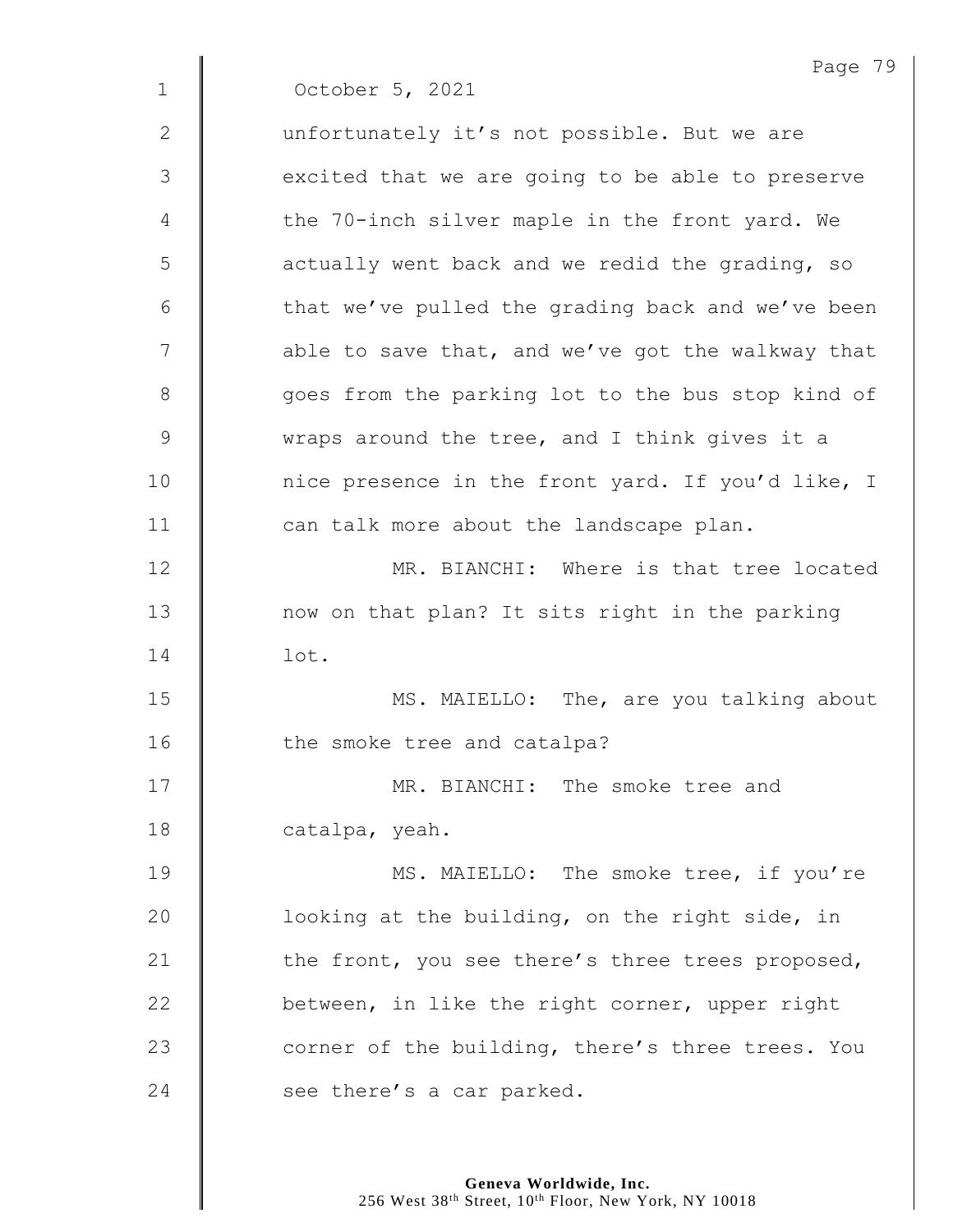October 5, 2021

unfortunately it's not possible. But we are excited that we are going to be able to preserve the 70-inch silver maple in the front yard. We actually went back and we redid the grading, so that we've pulled the grading back and we've been able to save that, and we've got the walkway that goes from the parking lot to the bus stop kind of wraps around the tree, and I think gives it a nice presence in the front yard. If you'd like, I can talk more about the landscape plan.

MR. BIANCHI: Where is that tree located now on that plan? It sits right in the parking lot.

MS. MAIELLO: The, are you talking about the smoke tree and catalpa?

MR. BIANCHI: The smoke tree and catalpa, yeah.

MS. MAIELLO: The smoke tree, if you're looking at the building, on the right side, in the front, you see there's three trees proposed, between, in like the right corner, upper right corner of the building, there's three trees. You see there's a car parked.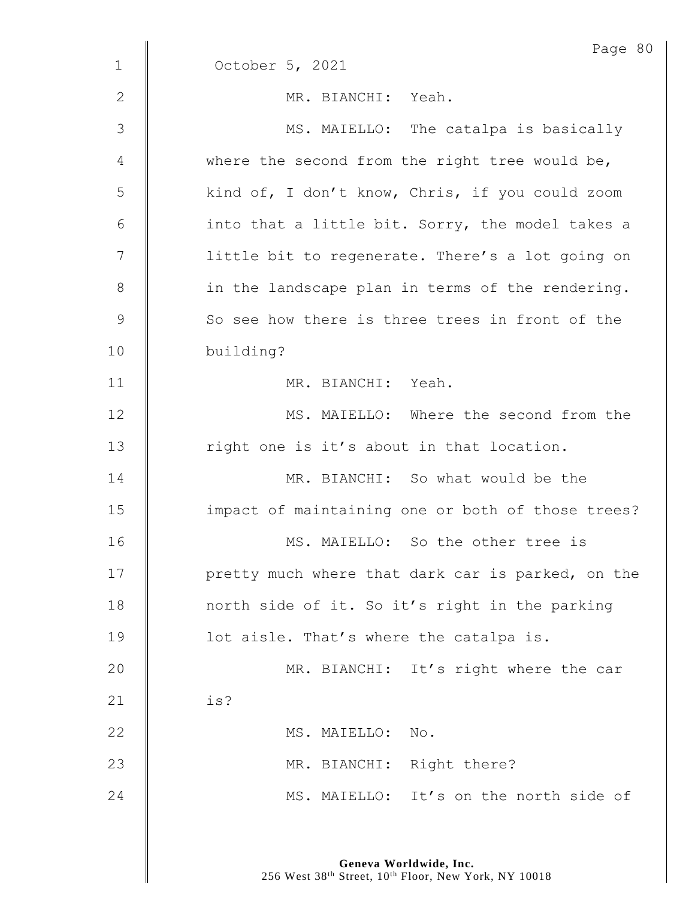October 5, 2021

MR. BIANCHI: Yeah.

MS. MAIELLO: The catalpa is basically where the second from the right tree would be, kind of, I don't know, Chris, if you could zoom into that a little bit. Sorry, the model takes a little bit to regenerate. There's a lot going on in the landscape plan in terms of the rendering. So see how there is three trees in front of the building?

MR. BIANCHI: Yeah.

MS. MAIELLO: Where the second from the right one is it's about in that location.

MR. BIANCHI: So what would be the impact of maintaining one or both of those trees?

MS. MAIELLO: So the other tree is pretty much where that dark car is parked, on the north side of it. So it's right in the parking lot aisle. That's where the catalpa is.

MR. BIANCHI: It's right where the car is?

MS. MAIELLO: No.

MR. BIANCHI: Right there?

MS. MAIELLO: It's on the north side of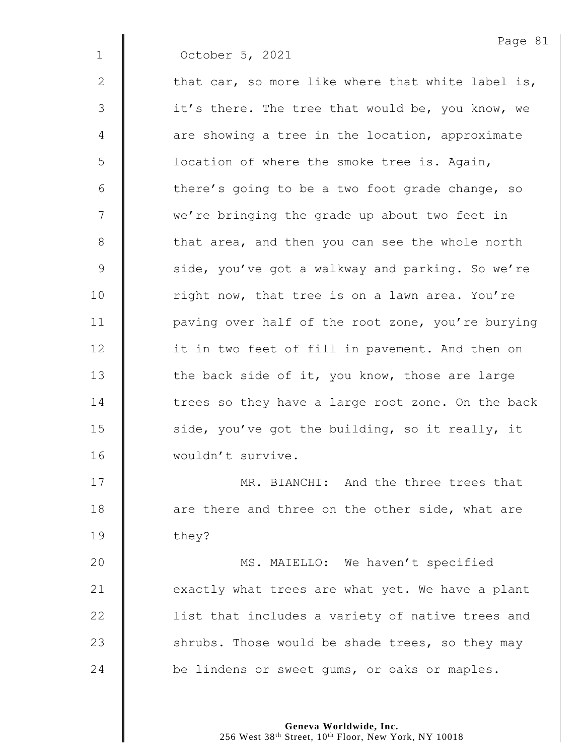October 5, 2021

that car, so more like where that white label is, it's there. The tree that would be, you know, we are showing a tree in the location, approximate location of where the smoke tree is. Again, there's going to be a two foot grade change, so we're bringing the grade up about two feet in that area, and then you can see the whole north side, you've got a walkway and parking. So we're right now, that tree is on a lawn area. You're paving over half of the root zone, you're burying it in two feet of fill in pavement. And then on the back side of it, you know, those are large trees so they have a large root zone. On the back side, you've got the building, so it really, it wouldn't survive.

MR. BIANCHI: And the three trees that are there and three on the other side, what are they?

MS. MAIELLO: We haven't specified exactly what trees are what yet. We have a plant list that includes a variety of native trees and shrubs. Those would be shade trees, so they may be lindens or sweet gums, or oaks or maples.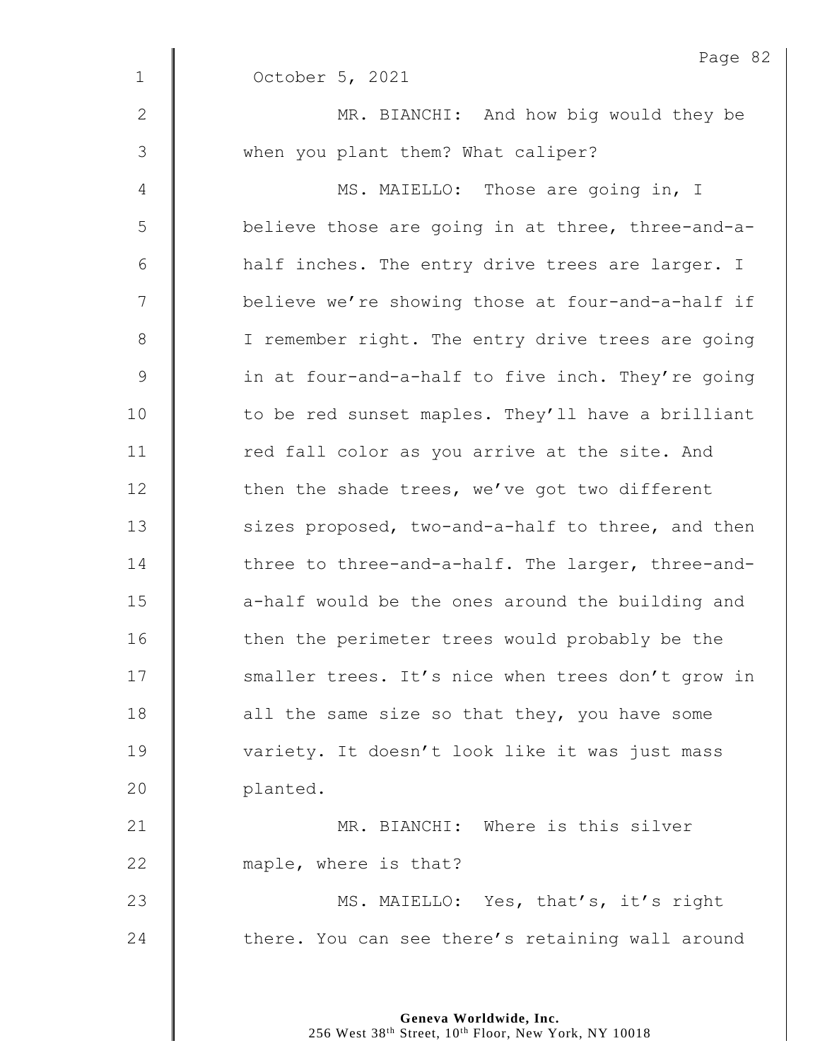October 5, 2021

MR. BIANCHI: And how big would they be when you plant them? What caliper?

MS. MAIELLO: Those are going in, I believe those are going in at three, three-and-a-half inches. The entry drive trees are larger. I believe we're showing those at four-and-a-half if I remember right. The entry drive trees are going in at four-and-a-half to five inch. They're going to be red sunset maples. They'll have a brilliant red fall color as you arrive at the site. And then the shade trees, we've got two different sizes proposed, two-and-a-half to three, and then three to three-and-a-half. The larger, three-and-a-half would be the ones around the building and then the perimeter trees would probably be the smaller trees. It's nice when trees don't grow in all the same size so that they, you have some variety. It doesn't look like it was just mass planted.

MR. BIANCHI: Where is this silver maple, where is that?

MS. MAIELLO: Yes, that's, it's right there. You can see there's retaining wall around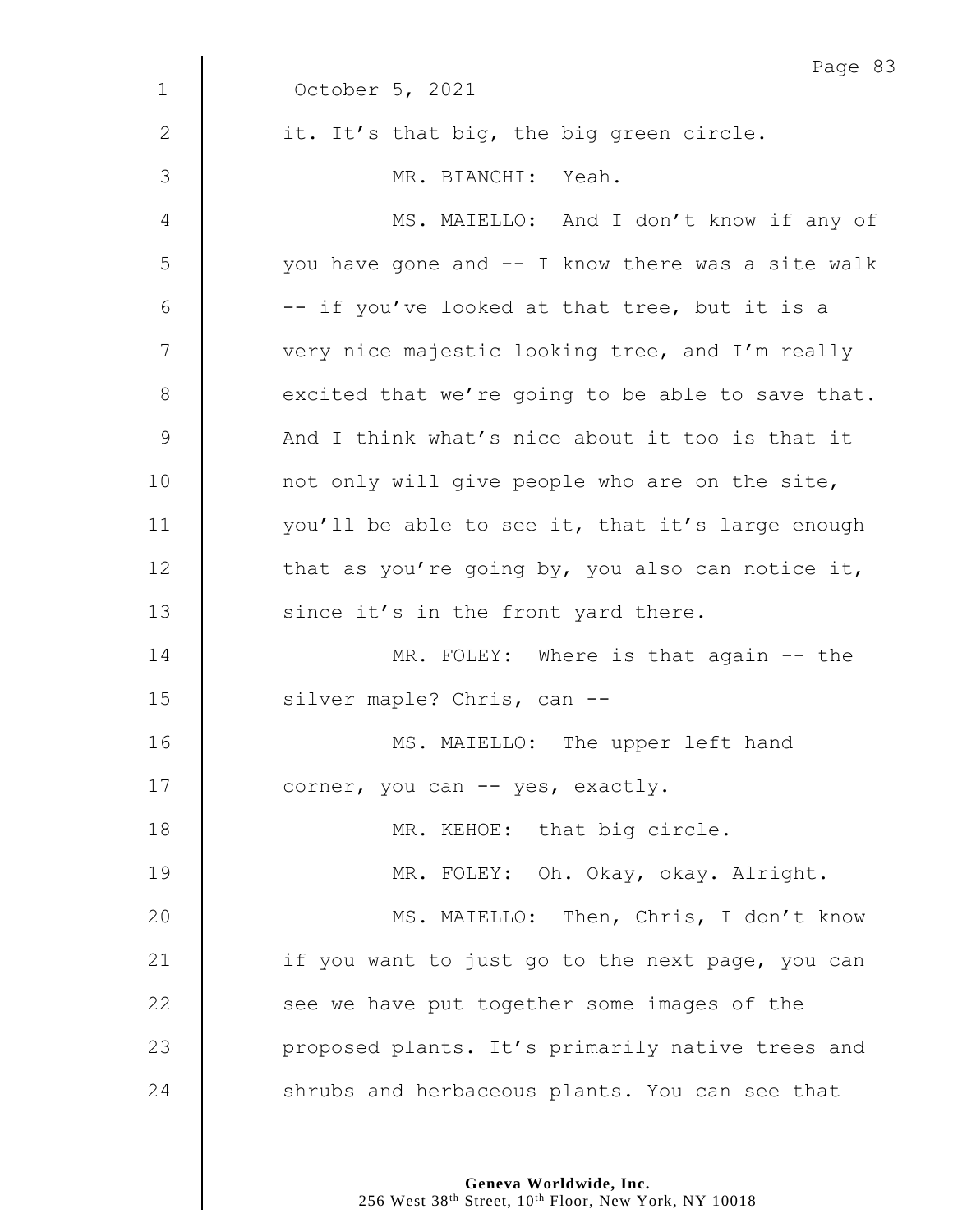October 5, 2021

it. It's that big, the big green circle.

MR. BIANCHI: Yeah.

MS. MAIELLO: And I don't know if any of you have gone and -- I know there was a site walk -- if you've looked at that tree, but it is a very nice majestic looking tree, and I'm really excited that we're going to be able to save that. And I think what's nice about it too is that it not only will give people who are on the site, you'll be able to see it, that it's large enough that as you're going by, you also can notice it, since it's in the front yard there.

MR. FOLEY: Where is that again -- the silver maple? Chris, can --

MS. MAIELLO: The upper left hand corner, you can -- yes, exactly.

MR. KEHOE: that big circle.

MR. FOLEY: Oh. Okay, okay. Alright.

MS. MAIELLO: Then, Chris, I don't know if you want to just go to the next page, you can see we have put together some images of the proposed plants. It's primarily native trees and shrubs and herbaceous plants. You can see that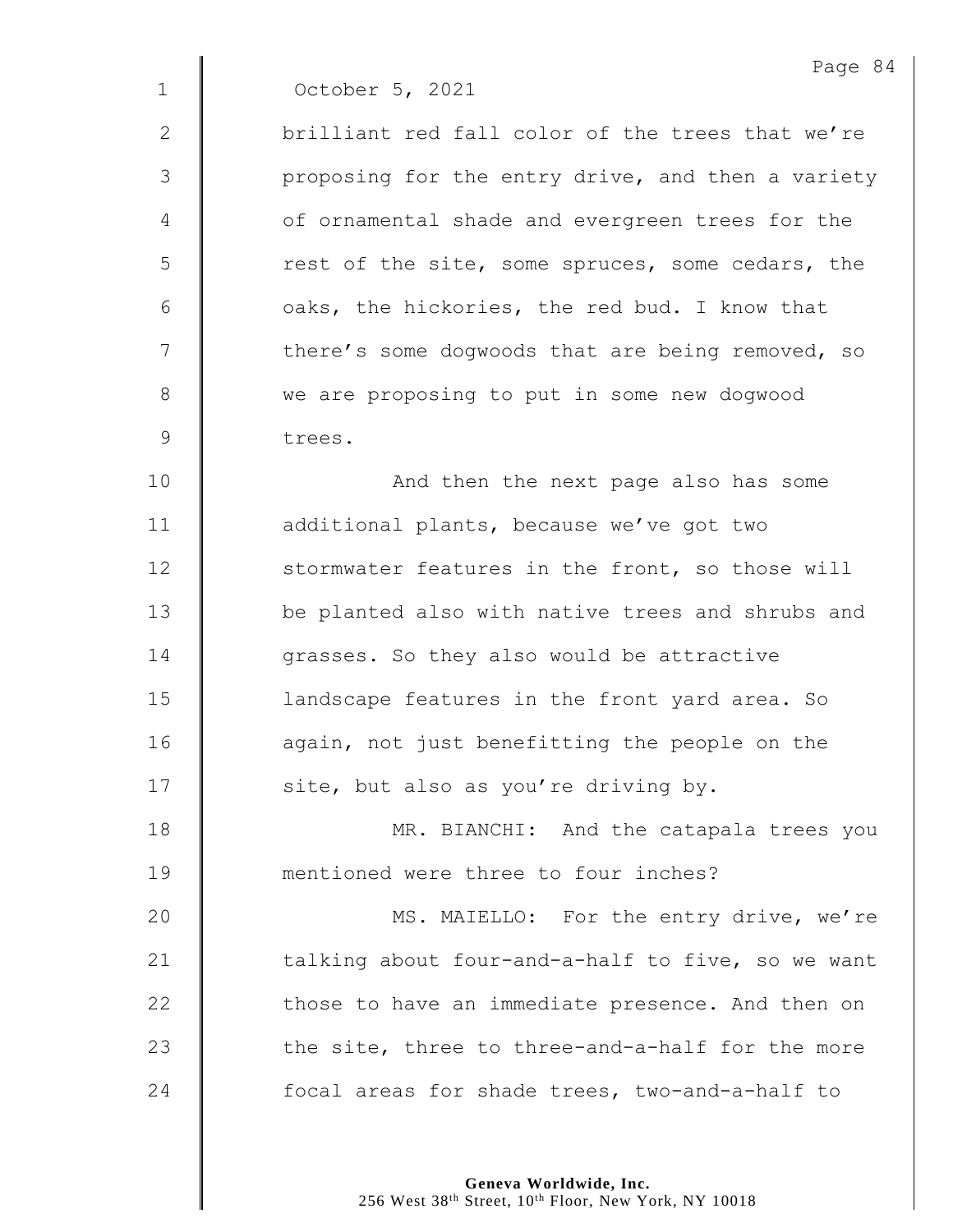October 5, 2021

brilliant red fall color of the trees that we're proposing for the entry drive, and then a variety of ornamental shade and evergreen trees for the rest of the site, some spruces, some cedars, the oaks, the hickories, the red bud. I know that there's some dogwoods that are being removed, so we are proposing to put in some new dogwood trees.

And then the next page also has some additional plants, because we've got two stormwater features in the front, so those will be planted also with native trees and shrubs and grasses. So they also would be attractive landscape features in the front yard area. So again, not just benefitting the people on the site, but also as you're driving by.

MR. BIANCHI: And the catapala trees you mentioned were three to four inches?

MS. MAIELLO: For the entry drive, we're talking about four-and-a-half to five, so we want those to have an immediate presence. And then on the site, three to three-and-a-half for the more focal areas for shade trees, two-and-a-half to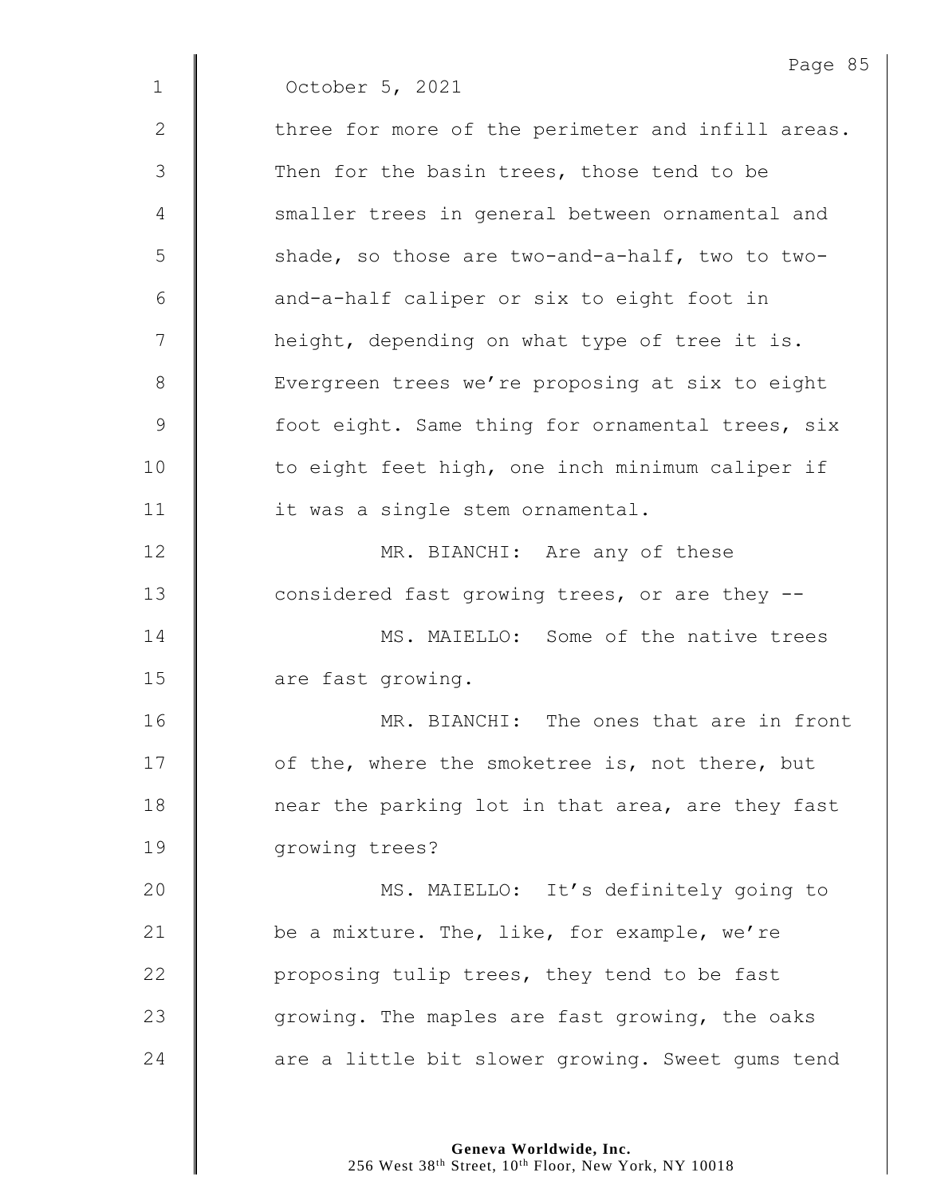October 5, 2021

three for more of the perimeter and infill areas. Then for the basin trees, those tend to be smaller trees in general between ornamental and shade, so those are two-and-a-half, two to two-and-a-half caliper or six to eight foot in height, depending on what type of tree it is. Evergreen trees we're proposing at six to eight foot eight. Same thing for ornamental trees, six to eight feet high, one inch minimum caliper if it was a single stem ornamental.

MR. BIANCHI: Are any of these considered fast growing trees, or are they --

MS. MAIELLO: Some of the native trees are fast growing.

MR. BIANCHI: The ones that are in front of the, where the smoketree is, not there, but near the parking lot in that area, are they fast growing trees?

MS. MAIELLO: It's definitely going to be a mixture. The, like, for example, we're proposing tulip trees, they tend to be fast growing. The maples are fast growing, the oaks are a little bit slower growing. Sweet gums tend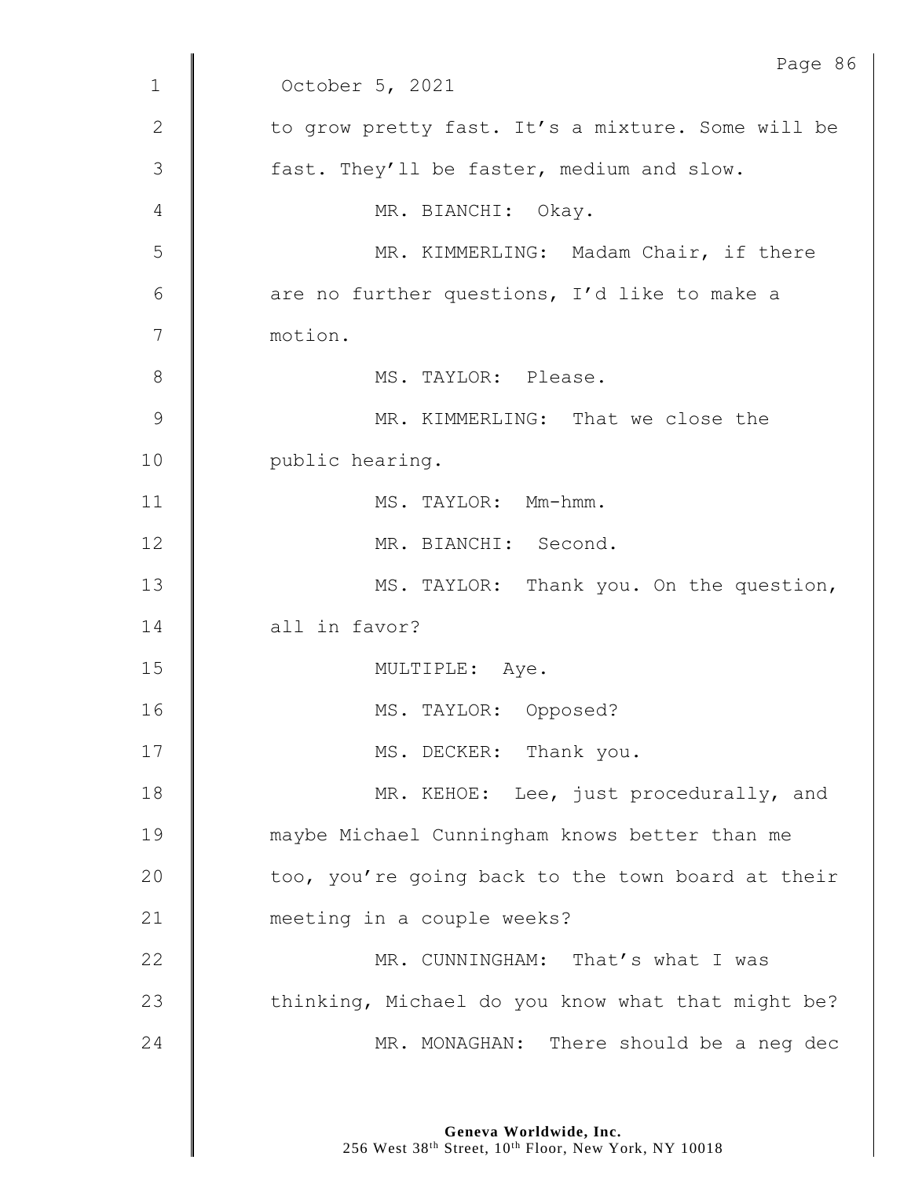October 5, 2021

to grow pretty fast. It's a mixture. Some will be fast. They'll be faster, medium and slow.

MR. BIANCHI: Okay.

MR. KIMMERLING: Madam Chair, if there are no further questions, I'd like to make a motion.

MS. TAYLOR: Please.

MR. KIMMERLING: That we close the public hearing.

MS. TAYLOR: Mm-hmm.

MR. BIANCHI: Second.

MS. TAYLOR: Thank you. On the question, all in favor?

MULTIPLE: Aye.

MS. TAYLOR: Opposed?

MS. DECKER: Thank you.

MR. KEHOE: Lee, just procedurally, and maybe Michael Cunningham knows better than me too, you're going back to the town board at their meeting in a couple weeks?

MR. CUNNINGHAM: That's what I was thinking, Michael do you know what that might be?

MR. MONAGHAN: There should be a neg dec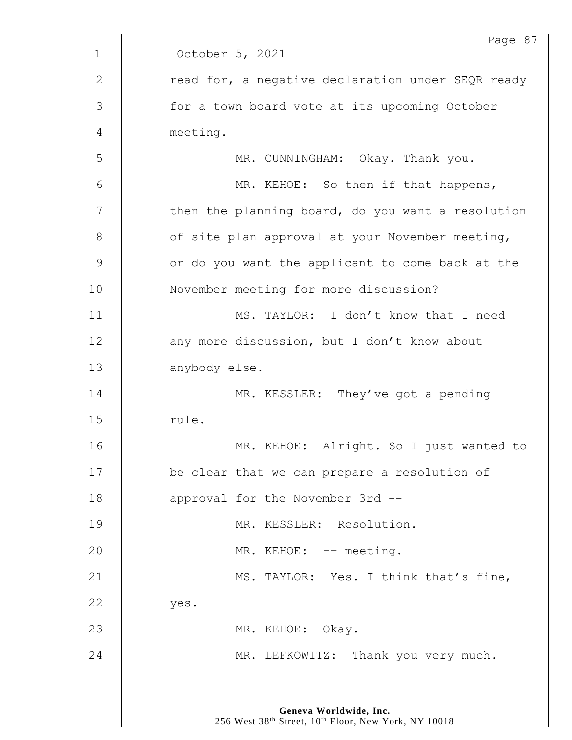October 5, 2021

read for, a negative declaration under SEQR ready for a town board vote at its upcoming October meeting.

MR. CUNNINGHAM: Okay. Thank you.

MR. KEHOE: So then if that happens, then the planning board, do you want a resolution of site plan approval at your November meeting, or do you want the applicant to come back at the November meeting for more discussion?

MS. TAYLOR: I don't know that I need any more discussion, but I don't know about anybody else.

MR. KESSLER: They've got a pending rule.

MR. KEHOE: Alright. So I just wanted to be clear that we can prepare a resolution of approval for the November 3rd --

MR. KESSLER: Resolution.

MR. KEHOE: -- meeting.

MS. TAYLOR: Yes. I think that's fine, yes.

MR. KEHOE: Okay.

MR. LEFKOWITZ: Thank you very much.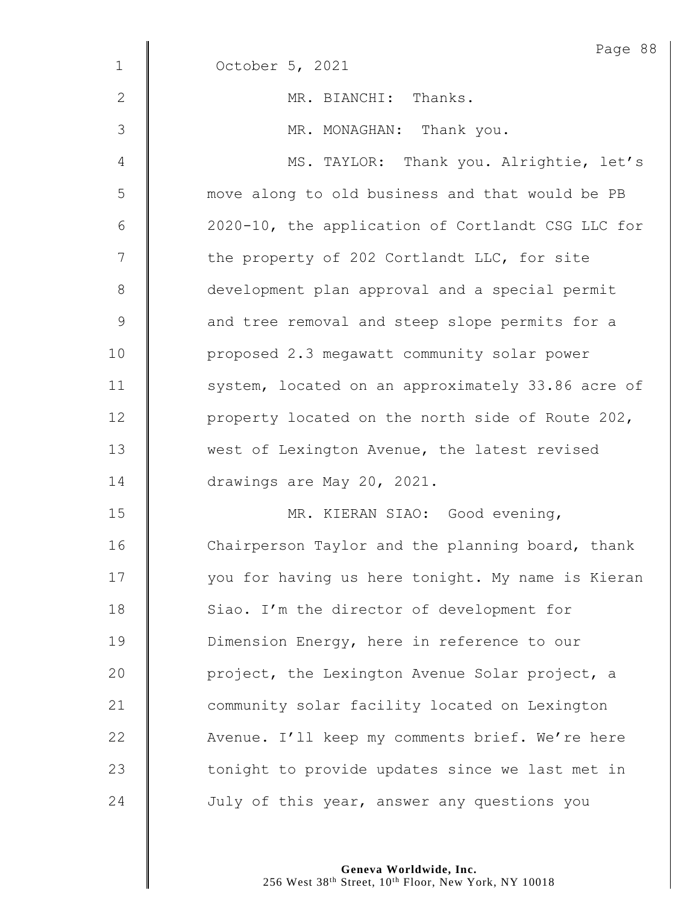October 5, 2021

MR. BIANCHI: Thanks.

MR. MONAGHAN: Thank you.

MS. TAYLOR: Thank you. Alrightie, let's move along to old business and that would be PB 2020-10, the application of Cortlandt CSG LLC for the property of 202 Cortlandt LLC, for site development plan approval and a special permit and tree removal and steep slope permits for a proposed 2.3 megawatt community solar power system, located on an approximately 33.86 acre of property located on the north side of Route 202, west of Lexington Avenue, the latest revised drawings are May 20, 2021.

MR. KIERAN SIAO: Good evening, Chairperson Taylor and the planning board, thank you for having us here tonight. My name is Kieran Siao. I'm the director of development for Dimension Energy, here in reference to our project, the Lexington Avenue Solar project, a community solar facility located on Lexington Avenue. I'll keep my comments brief. We're here tonight to provide updates since we last met in July of this year, answer any questions you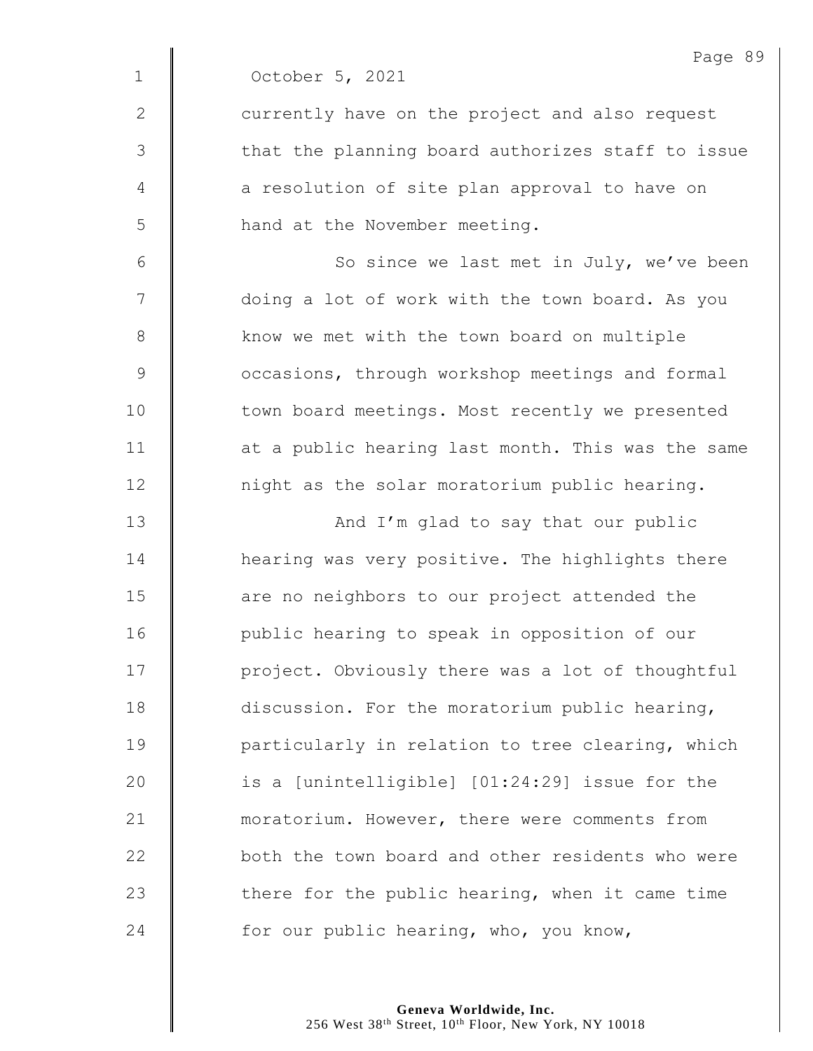October 5, 2021

currently have on the project and also request that the planning board authorizes staff to issue a resolution of site plan approval to have on hand at the November meeting.

So since we last met in July, we've been doing a lot of work with the town board. As you know we met with the town board on multiple occasions, through workshop meetings and formal town board meetings. Most recently we presented at a public hearing last month. This was the same night as the solar moratorium public hearing.

And I'm glad to say that our public hearing was very positive. The highlights there are no neighbors to our project attended the public hearing to speak in opposition of our project. Obviously there was a lot of thoughtful discussion. For the moratorium public hearing, particularly in relation to tree clearing, which is a [unintelligible] [01:24:29] issue for the moratorium. However, there were comments from both the town board and other residents who were there for the public hearing, when it came time for our public hearing, who, you know,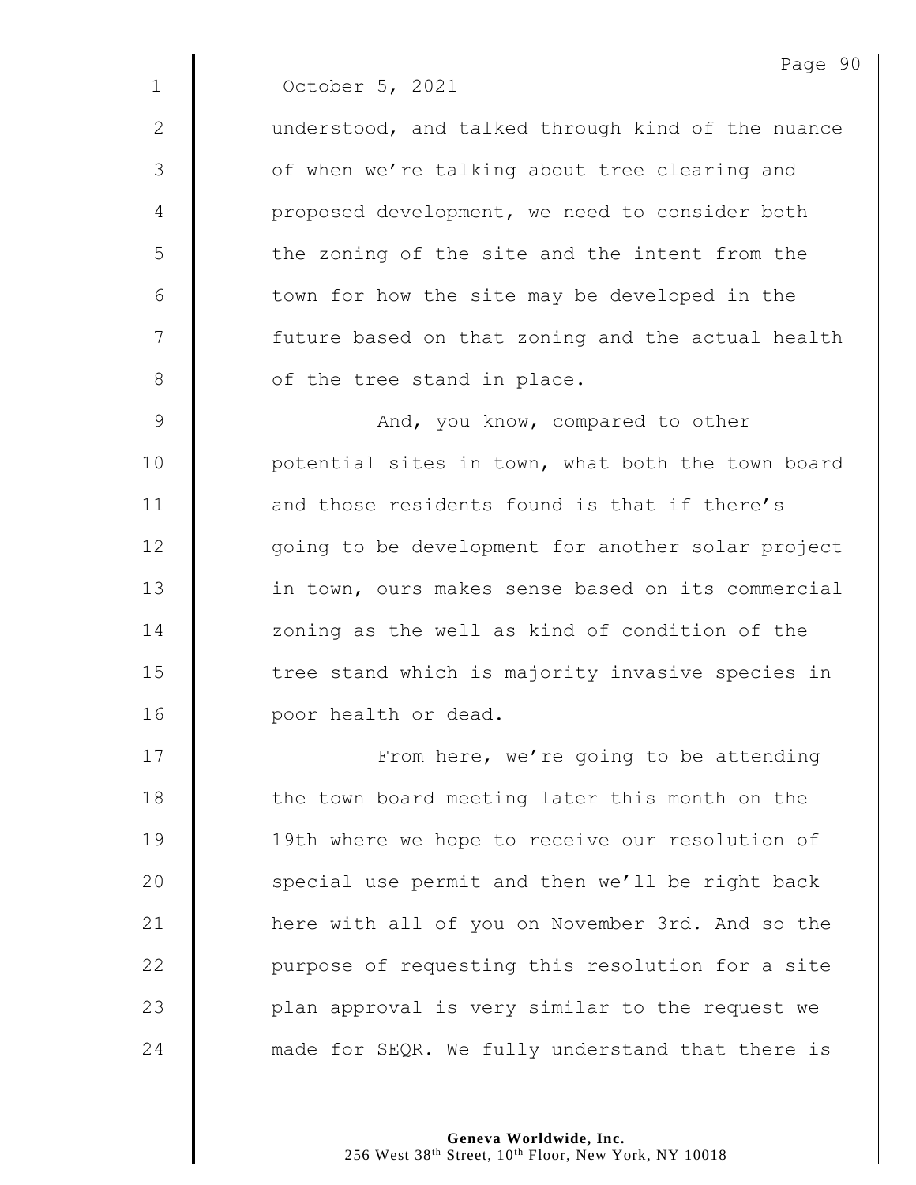October 5, 2021

understood, and talked through kind of the nuance of when we're talking about tree clearing and proposed development, we need to consider both the zoning of the site and the intent from the town for how the site may be developed in the future based on that zoning and the actual health of the tree stand in place.

And, you know, compared to other potential sites in town, what both the town board and those residents found is that if there's going to be development for another solar project in town, ours makes sense based on its commercial zoning as the well as kind of condition of the tree stand which is majority invasive species in poor health or dead.

From here, we're going to be attending the town board meeting later this month on the 19th where we hope to receive our resolution of special use permit and then we'll be right back here with all of you on November 3rd. And so the purpose of requesting this resolution for a site plan approval is very similar to the request we made for SEQR. We fully understand that there is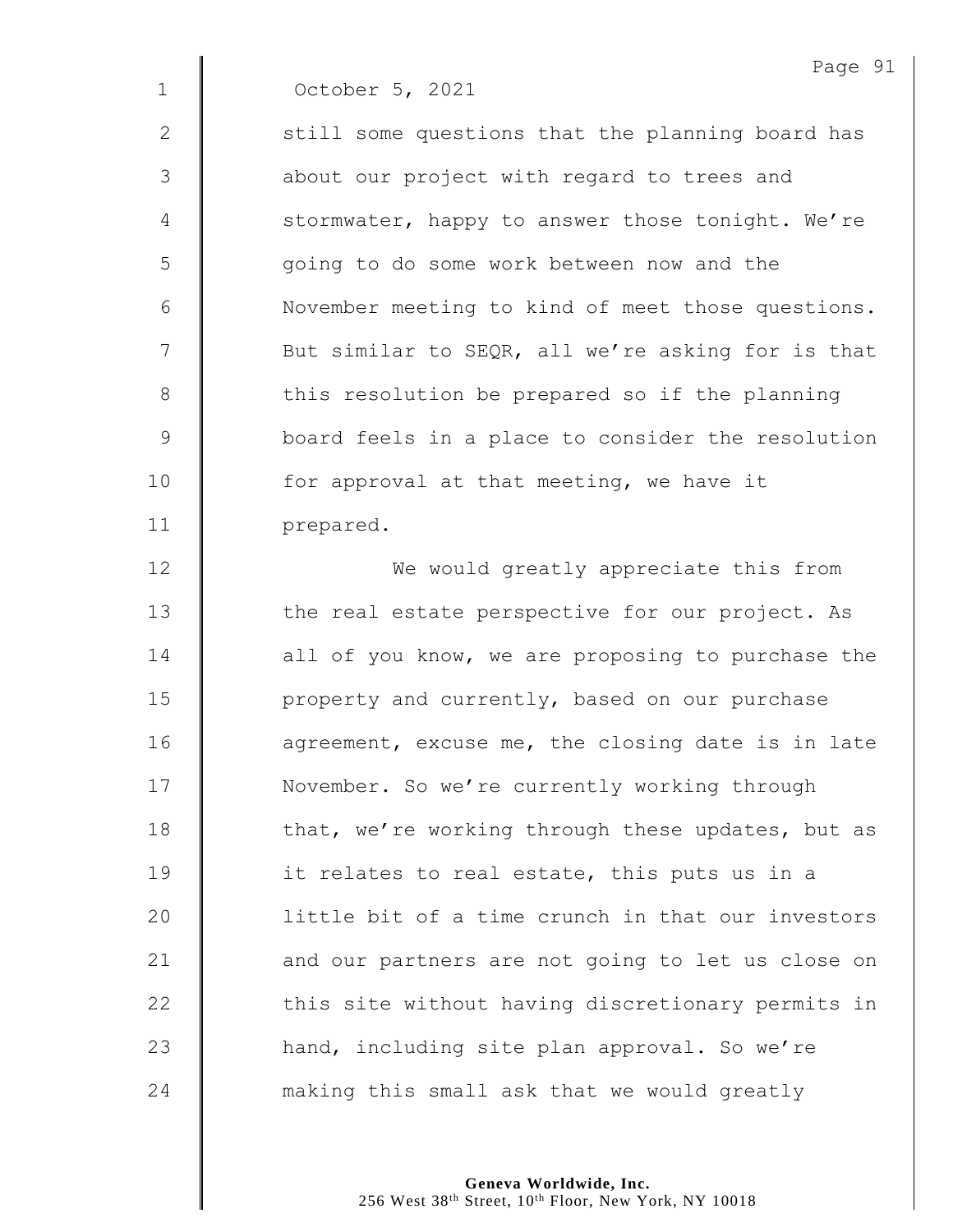October 5, 2021

still some questions that the planning board has about our project with regard to trees and stormwater, happy to answer those tonight. We're going to do some work between now and the November meeting to kind of meet those questions. But similar to SEQR, all we're asking for is that this resolution be prepared so if the planning board feels in a place to consider the resolution for approval at that meeting, we have it prepared.

We would greatly appreciate this from the real estate perspective for our project. As all of you know, we are proposing to purchase the property and currently, based on our purchase agreement, excuse me, the closing date is in late November. So we're currently working through that, we're working through these updates, but as it relates to real estate, this puts us in a little bit of a time crunch in that our investors and our partners are not going to let us close on this site without having discretionary permits in hand, including site plan approval. So we're making this small ask that we would greatly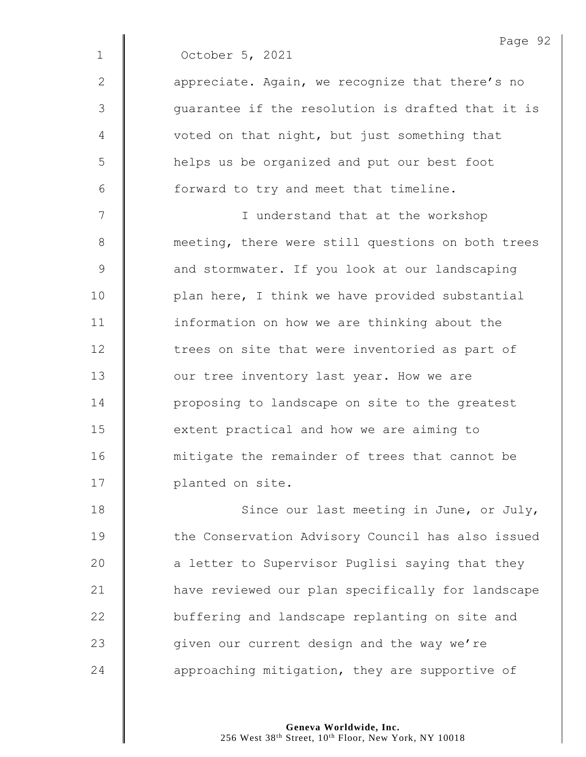October 5, 2021

appreciate. Again, we recognize that there's no guarantee if the resolution is drafted that it is voted on that night, but just something that helps us be organized and put our best foot forward to try and meet that timeline.

I understand that at the workshop meeting, there were still questions on both trees and stormwater. If you look at our landscaping plan here, I think we have provided substantial information on how we are thinking about the trees on site that were inventoried as part of our tree inventory last year. How we are proposing to landscape on site to the greatest extent practical and how we are aiming to mitigate the remainder of trees that cannot be planted on site.

Since our last meeting in June, or July, the Conservation Advisory Council has also issued a letter to Supervisor Puglisi saying that they have reviewed our plan specifically for landscape buffering and landscape replanting on site and given our current design and the way we're approaching mitigation, they are supportive of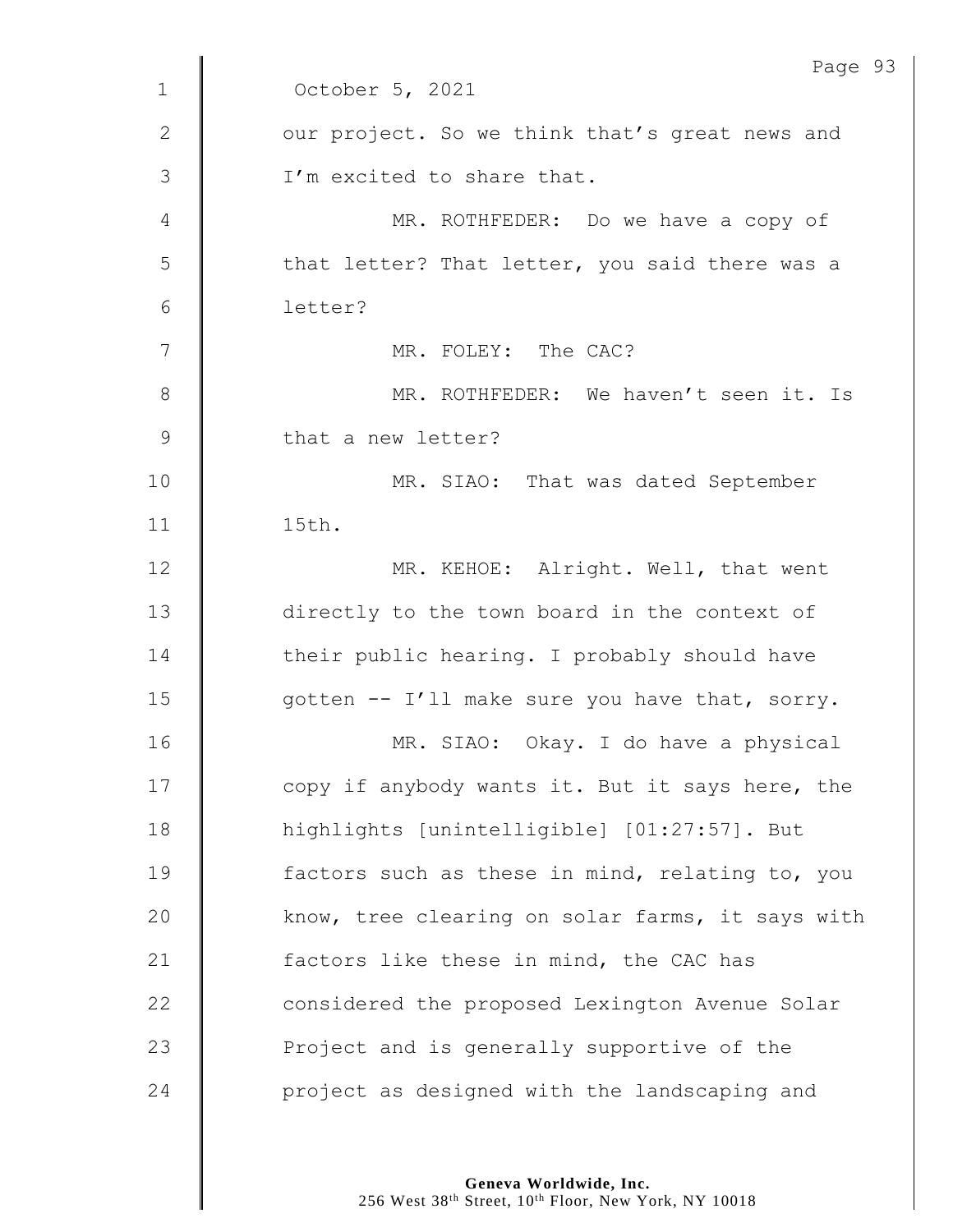October 5, 2021

our project. So we think that's great news and I'm excited to share that.

MR. ROTHFEDER: Do we have a copy of that letter? That letter, you said there was a letter?

MR. FOLEY: The CAC?

MR. ROTHFEDER: We haven't seen it. Is that a new letter?

MR. SIAO: That was dated September 15th.

MR. KEHOE: Alright. Well, that went directly to the town board in the context of their public hearing. I probably should have gotten -- I'll make sure you have that, sorry.

MR. SIAO: Okay. I do have a physical copy if anybody wants it. But it says here, the highlights [unintelligible] [01:27:57]. But factors such as these in mind, relating to, you know, tree clearing on solar farms, it says with factors like these in mind, the CAC has considered the proposed Lexington Avenue Solar Project and is generally supportive of the project as designed with the landscaping and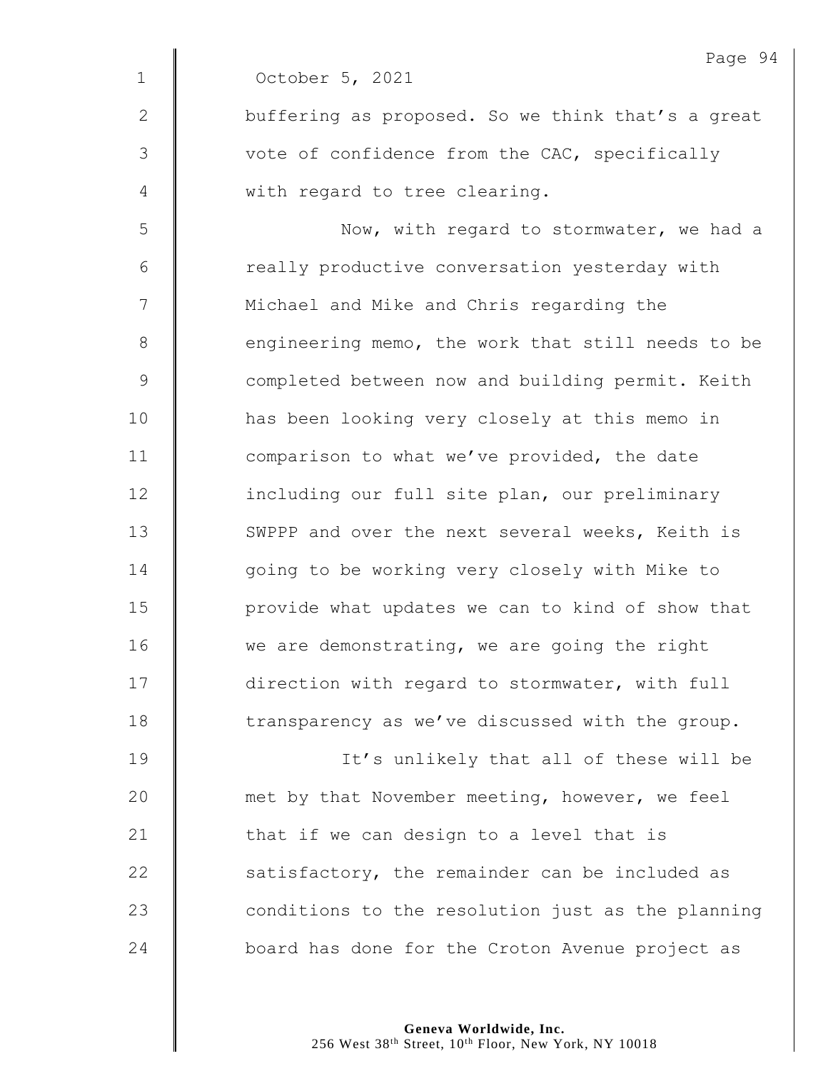October 5, 2021

buffering as proposed. So we think that's a great vote of confidence from the CAC, specifically with regard to tree clearing.

Now, with regard to stormwater, we had a really productive conversation yesterday with Michael and Mike and Chris regarding the engineering memo, the work that still needs to be completed between now and building permit. Keith has been looking very closely at this memo in comparison to what we've provided, the date including our full site plan, our preliminary SWPPP and over the next several weeks, Keith is going to be working very closely with Mike to provide what updates we can to kind of show that we are demonstrating, we are going the right direction with regard to stormwater, with full transparency as we've discussed with the group.

It's unlikely that all of these will be met by that November meeting, however, we feel that if we can design to a level that is satisfactory, the remainder can be included as conditions to the resolution just as the planning board has done for the Croton Avenue project as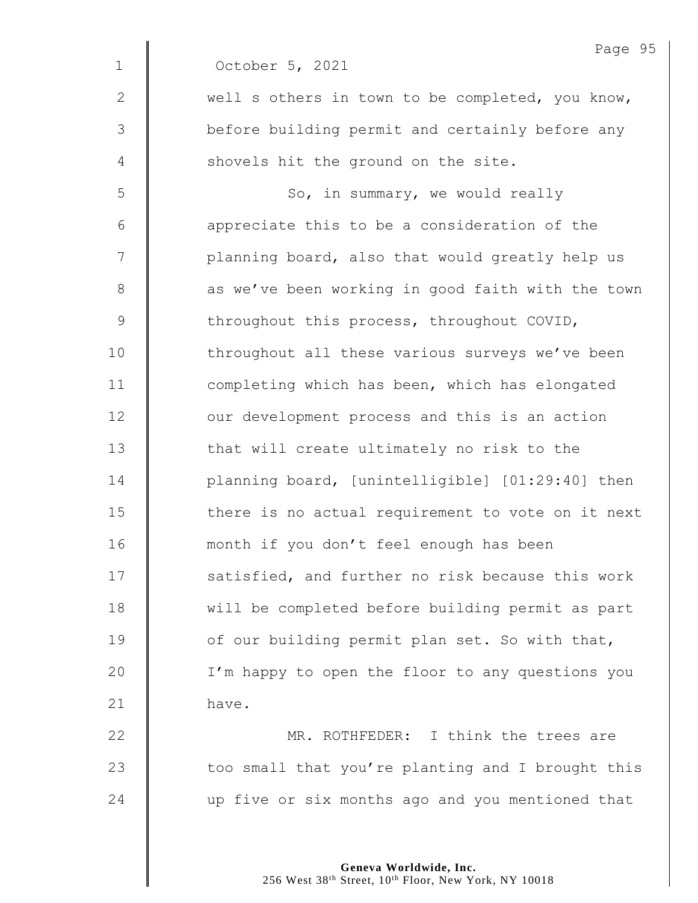October 5, 2021

well s others in town to be completed, you know, before building permit and certainly before any shovels hit the ground on the site.

So, in summary, we would really appreciate this to be a consideration of the planning board, also that would greatly help us as we've been working in good faith with the town throughout this process, throughout COVID, throughout all these various surveys we've been completing which has been, which has elongated our development process and this is an action that will create ultimately no risk to the planning board, [unintelligible] [01:29:40] then there is no actual requirement to vote on it next month if you don't feel enough has been satisfied, and further no risk because this work will be completed before building permit as part of our building permit plan set. So with that, I'm happy to open the floor to any questions you have.

MR. ROTHFEDER: I think the trees are too small that you're planting and I brought this up five or six months ago and you mentioned that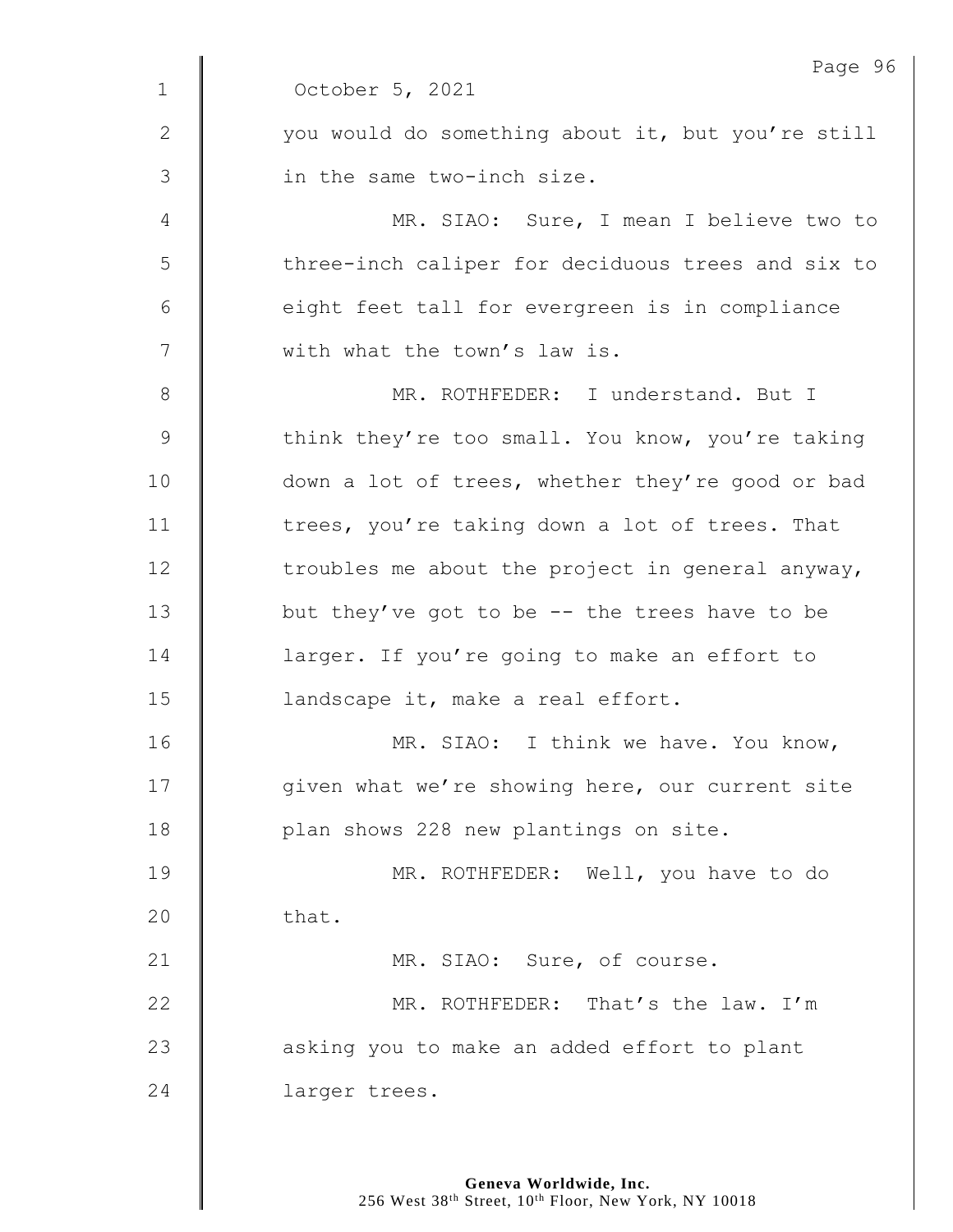October 5, 2021

you would do something about it, but you're still in the same two-inch size.

MR. SIAO: Sure, I mean I believe two to three-inch caliper for deciduous trees and six to eight feet tall for evergreen is in compliance with what the town's law is.

MR. ROTHFEDER: I understand. But I think they're too small. You know, you're taking down a lot of trees, whether they're good or bad trees, you're taking down a lot of trees. That troubles me about the project in general anyway, but they've got to be -- the trees have to be larger. If you're going to make an effort to landscape it, make a real effort.

MR. SIAO: I think we have. You know, given what we're showing here, our current site plan shows 228 new plantings on site.

MR. ROTHFEDER: Well, you have to do that.

MR. SIAO: Sure, of course.

MR. ROTHFEDER: That's the law. I'm asking you to make an added effort to plant larger trees.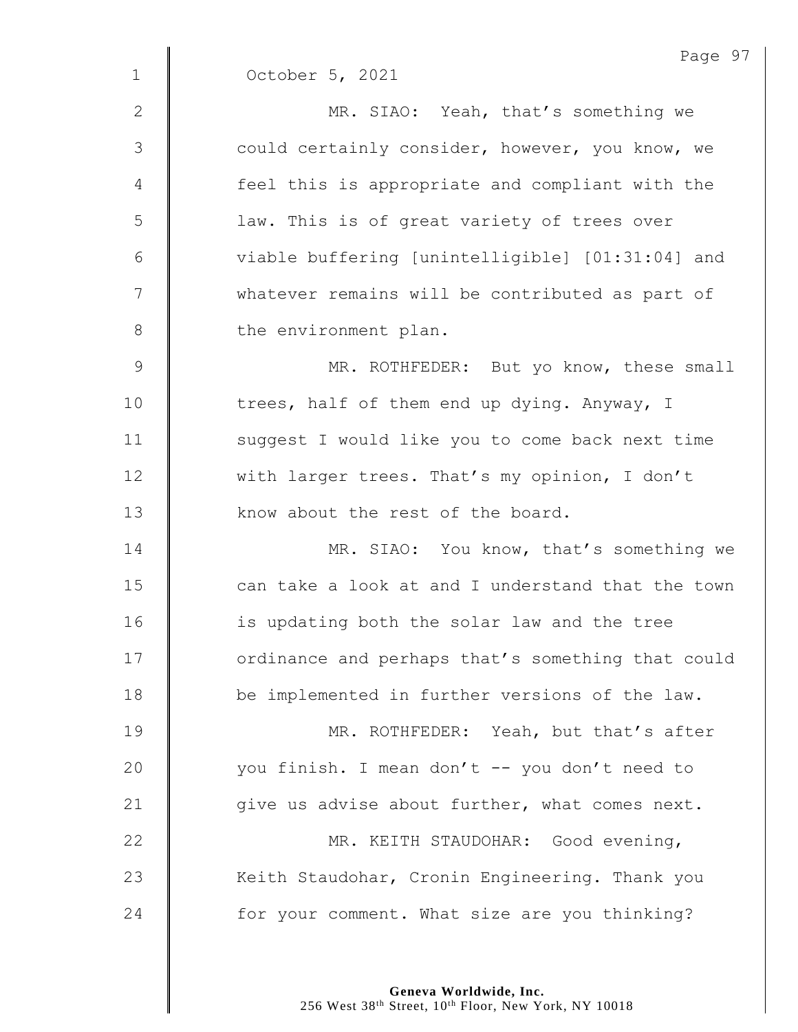October 5, 2021

MR. SIAO: Yeah, that's something we could certainly consider, however, you know, we feel this is appropriate and compliant with the law. This is of great variety of trees over viable buffering [unintelligible] [01:31:04] and whatever remains will be contributed as part of the environment plan.

MR. ROTHFEDER: But yo know, these small trees, half of them end up dying. Anyway, I suggest I would like you to come back next time with larger trees. That's my opinion, I don't know about the rest of the board.

MR. SIAO: You know, that's something we can take a look at and I understand that the town is updating both the solar law and the tree ordinance and perhaps that's something that could be implemented in further versions of the law.

MR. ROTHFEDER: Yeah, but that's after you finish. I mean don't -- you don't need to give us advise about further, what comes next.

MR. KEITH STAUDOHAR: Good evening, Keith Staudohar, Cronin Engineering. Thank you for your comment. What size are you thinking?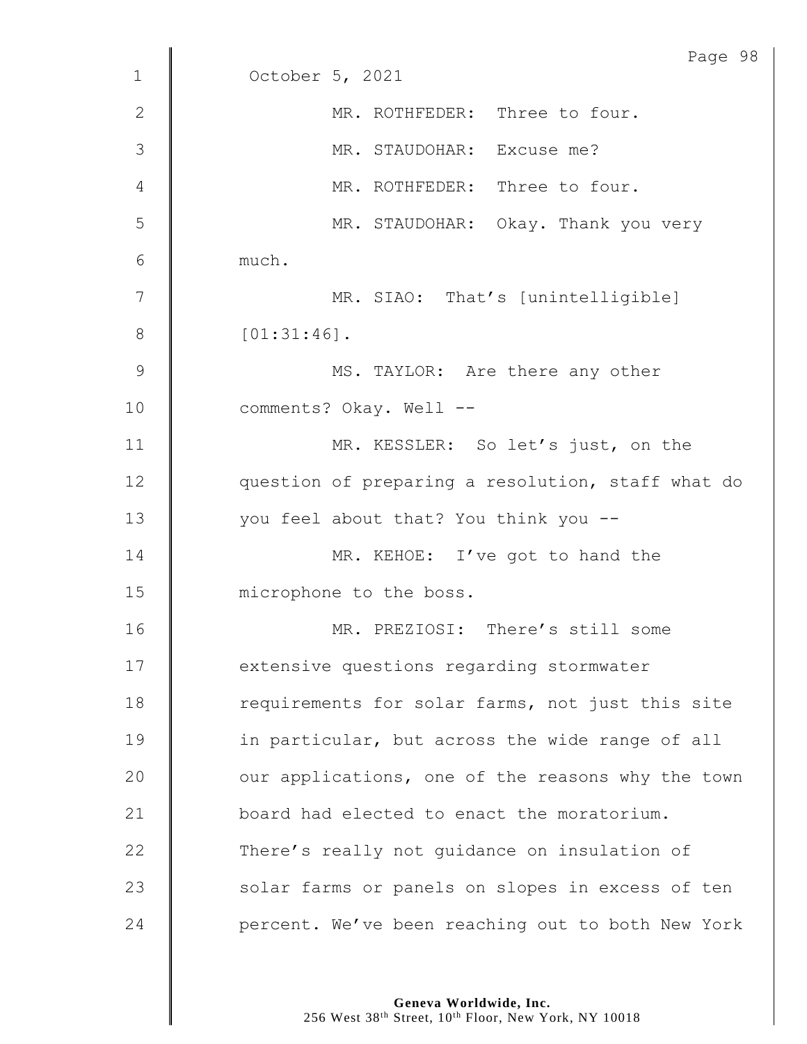October 5, 2021

MR. ROTHFEDER: Three to four.

MR. STAUDOHAR: Excuse me?

MR. ROTHFEDER: Three to four.

MR. STAUDOHAR: Okay. Thank you very much.

MR. SIAO: That's [unintelligible] [01:31:46].

MS. TAYLOR: Are there any other comments? Okay. Well --

MR. KESSLER: So let's just, on the question of preparing a resolution, staff what do you feel about that? You think you --

MR. KEHOE: I've got to hand the microphone to the boss.

MR. PREZIOSI: There's still some extensive questions regarding stormwater requirements for solar farms, not just this site in particular, but across the wide range of all our applications, one of the reasons why the town board had elected to enact the moratorium. There's really not guidance on insulation of solar farms or panels on slopes in excess of ten percent. We've been reaching out to both New York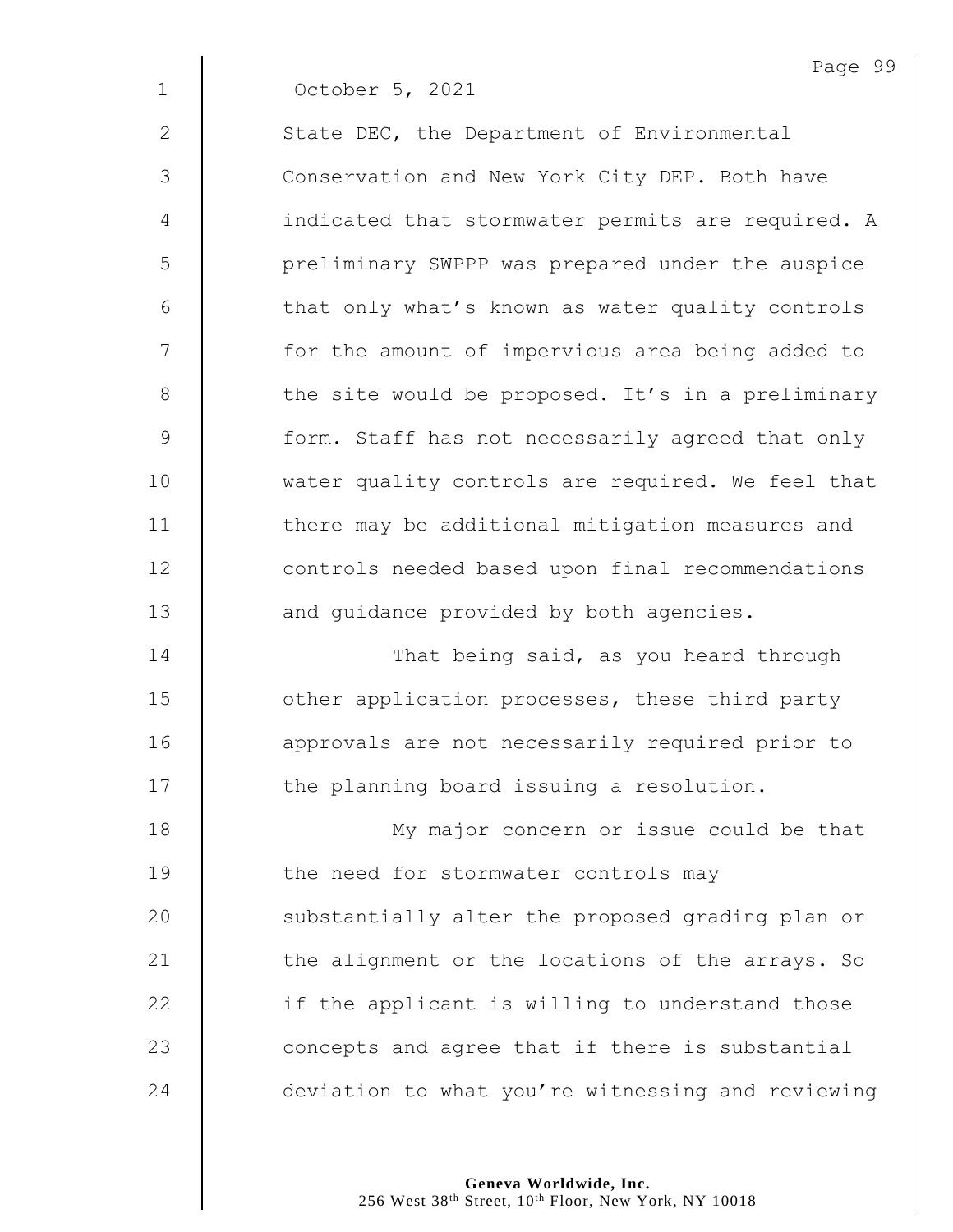October 5, 2021

State DEC, the Department of Environmental Conservation and New York City DEP. Both have indicated that stormwater permits are required. A preliminary SWPPP was prepared under the auspice that only what's known as water quality controls for the amount of impervious area being added to the site would be proposed. It's in a preliminary form. Staff has not necessarily agreed that only water quality controls are required. We feel that there may be additional mitigation measures and controls needed based upon final recommendations and guidance provided by both agencies.

That being said, as you heard through other application processes, these third party approvals are not necessarily required prior to the planning board issuing a resolution.

My major concern or issue could be that the need for stormwater controls may substantially alter the proposed grading plan or the alignment or the locations of the arrays. So if the applicant is willing to understand those concepts and agree that if there is substantial deviation to what you're witnessing and reviewing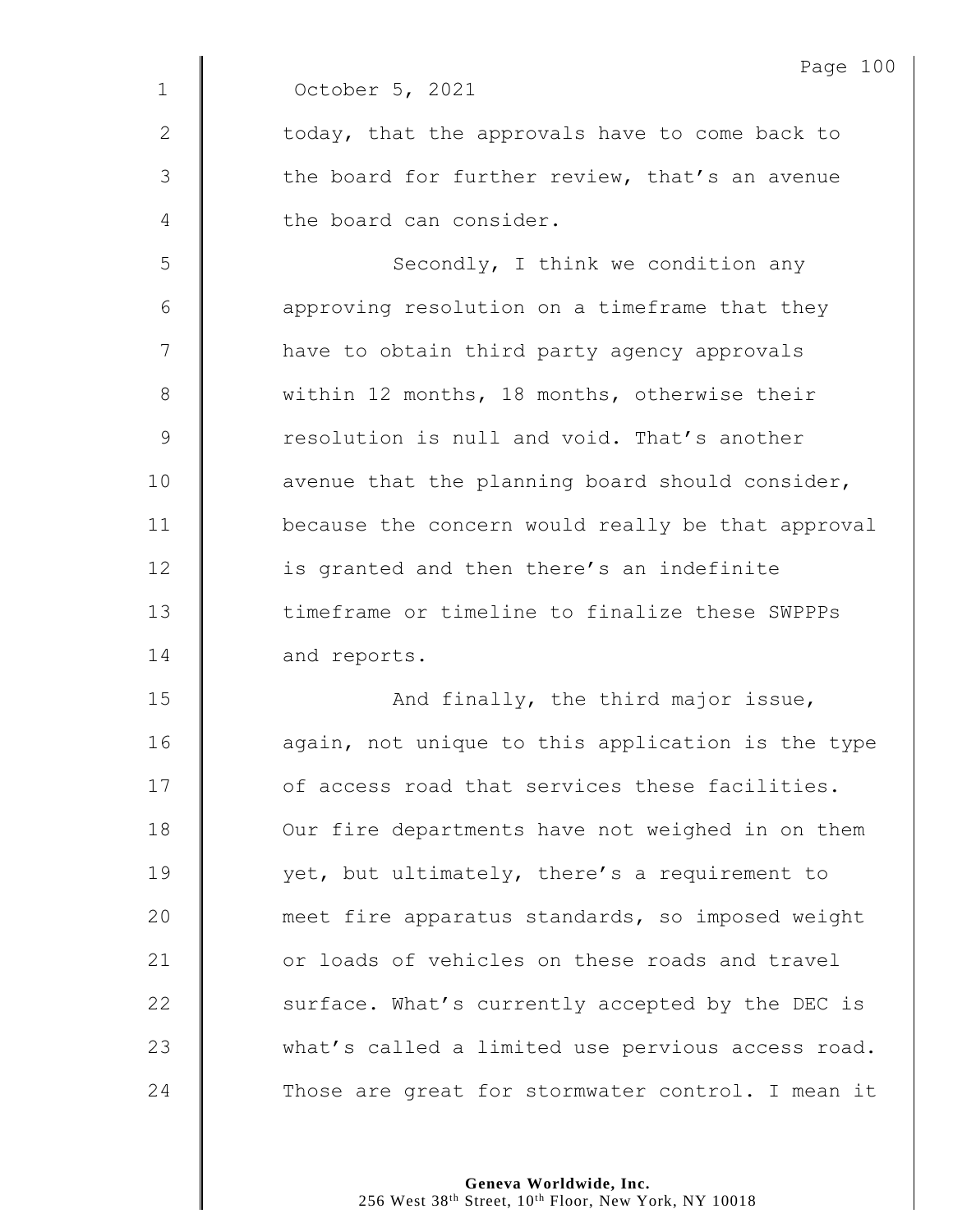October 5, 2021

today, that the approvals have to come back to the board for further review, that's an avenue the board can consider.

Secondly, I think we condition any approving resolution on a timeframe that they have to obtain third party agency approvals within 12 months, 18 months, otherwise their resolution is null and void. That's another avenue that the planning board should consider, because the concern would really be that approval is granted and then there's an indefinite timeframe or timeline to finalize these SWPPPs and reports.

And finally, the third major issue, again, not unique to this application is the type of access road that services these facilities. Our fire departments have not weighed in on them yet, but ultimately, there's a requirement to meet fire apparatus standards, so imposed weight or loads of vehicles on these roads and travel surface. What's currently accepted by the DEC is what's called a limited use pervious access road. Those are great for stormwater control. I mean it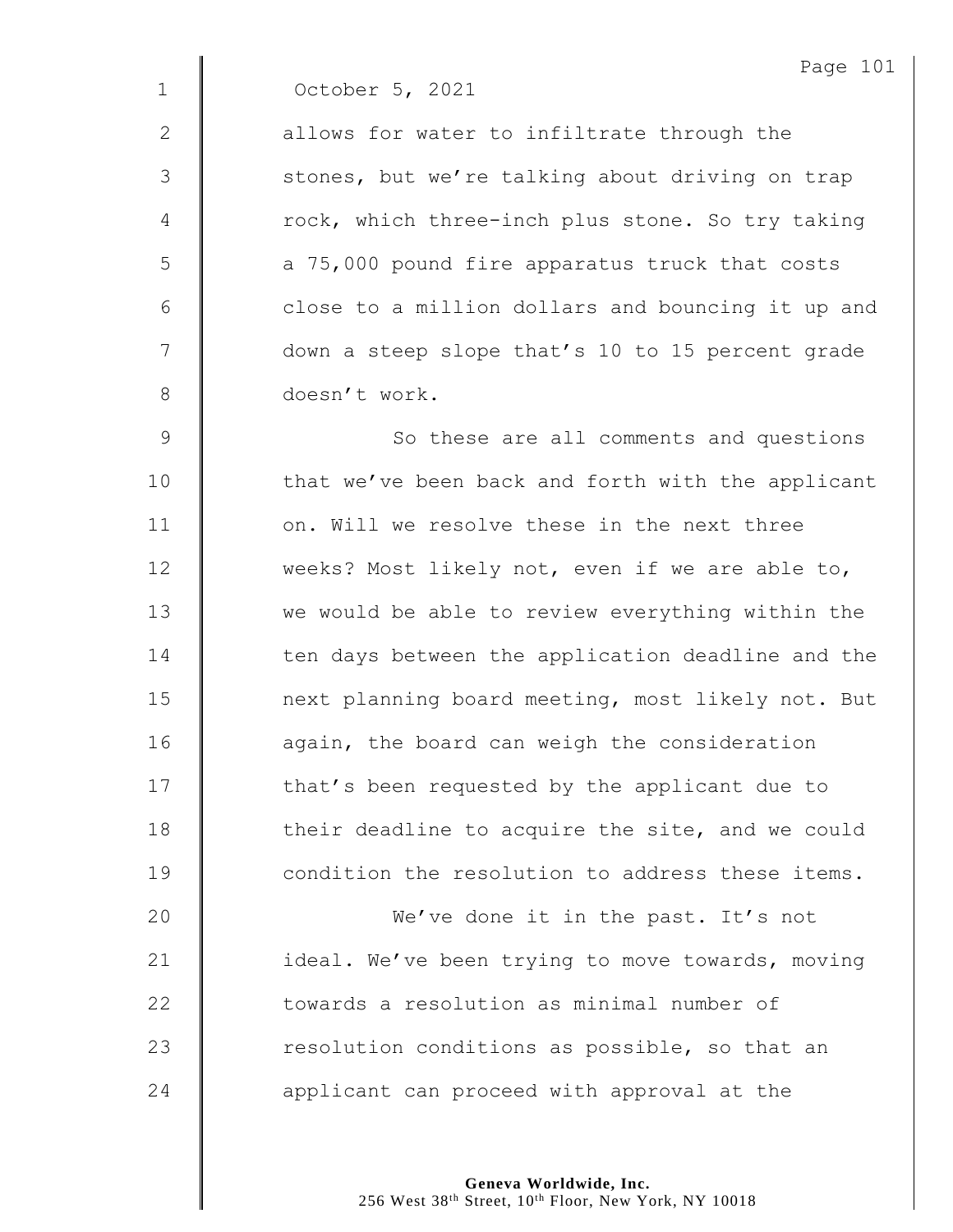October 5, 2021

allows for water to infiltrate through the stones, but we're talking about driving on trap rock, which three-inch plus stone. So try taking a 75,000 pound fire apparatus truck that costs close to a million dollars and bouncing it up and down a steep slope that's 10 to 15 percent grade doesn't work.

So these are all comments and questions that we've been back and forth with the applicant on. Will we resolve these in the next three weeks? Most likely not, even if we are able to, we would be able to review everything within the ten days between the application deadline and the next planning board meeting, most likely not. But again, the board can weigh the consideration that's been requested by the applicant due to their deadline to acquire the site, and we could condition the resolution to address these items.

We've done it in the past. It's not ideal. We've been trying to move towards, moving towards a resolution as minimal number of resolution conditions as possible, so that an applicant can proceed with approval at the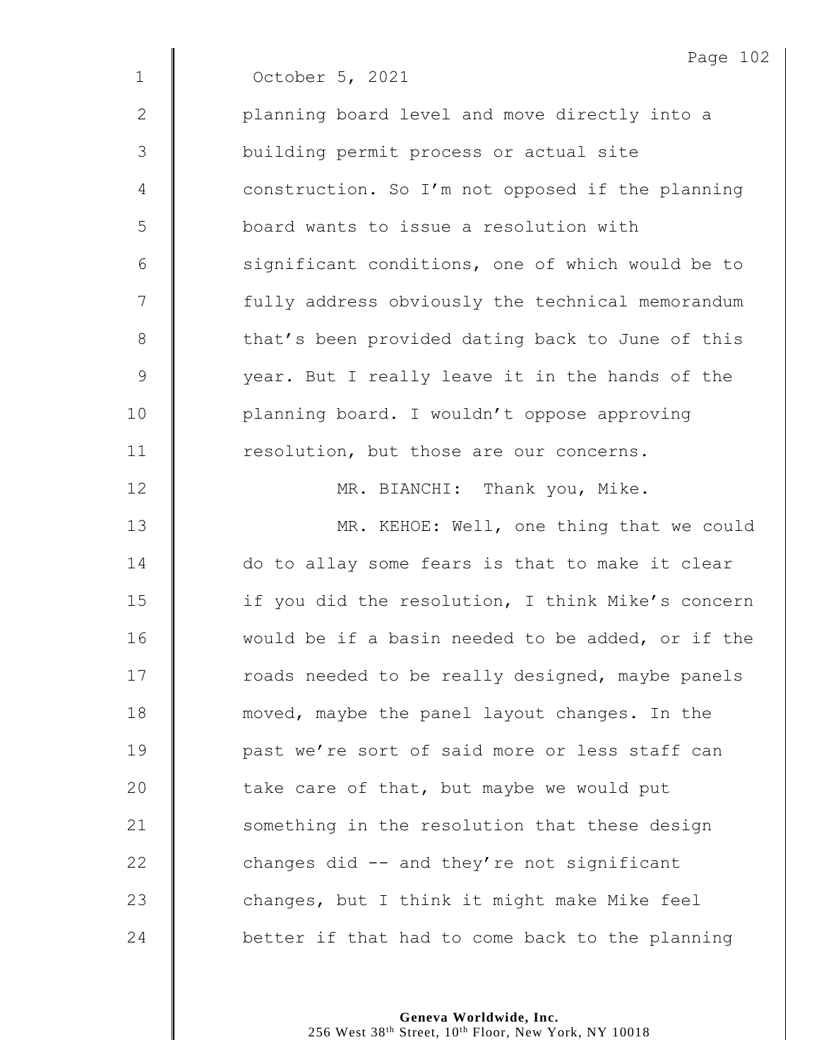October 5, 2021

planning board level and move directly into a building permit process or actual site construction. So I'm not opposed if the planning board wants to issue a resolution with significant conditions, one of which would be to fully address obviously the technical memorandum that's been provided dating back to June of this year. But I really leave it in the hands of the planning board. I wouldn't oppose approving resolution, but those are our concerns.

MR. BIANCHI: Thank you, Mike.

MR. KEHOE: Well, one thing that we could do to allay some fears is that to make it clear if you did the resolution, I think Mike's concern would be if a basin needed to be added, or if the roads needed to be really designed, maybe panels moved, maybe the panel layout changes. In the past we're sort of said more or less staff can take care of that, but maybe we would put something in the resolution that these design changes did -- and they're not significant changes, but I think it might make Mike feel better if that had to come back to the planning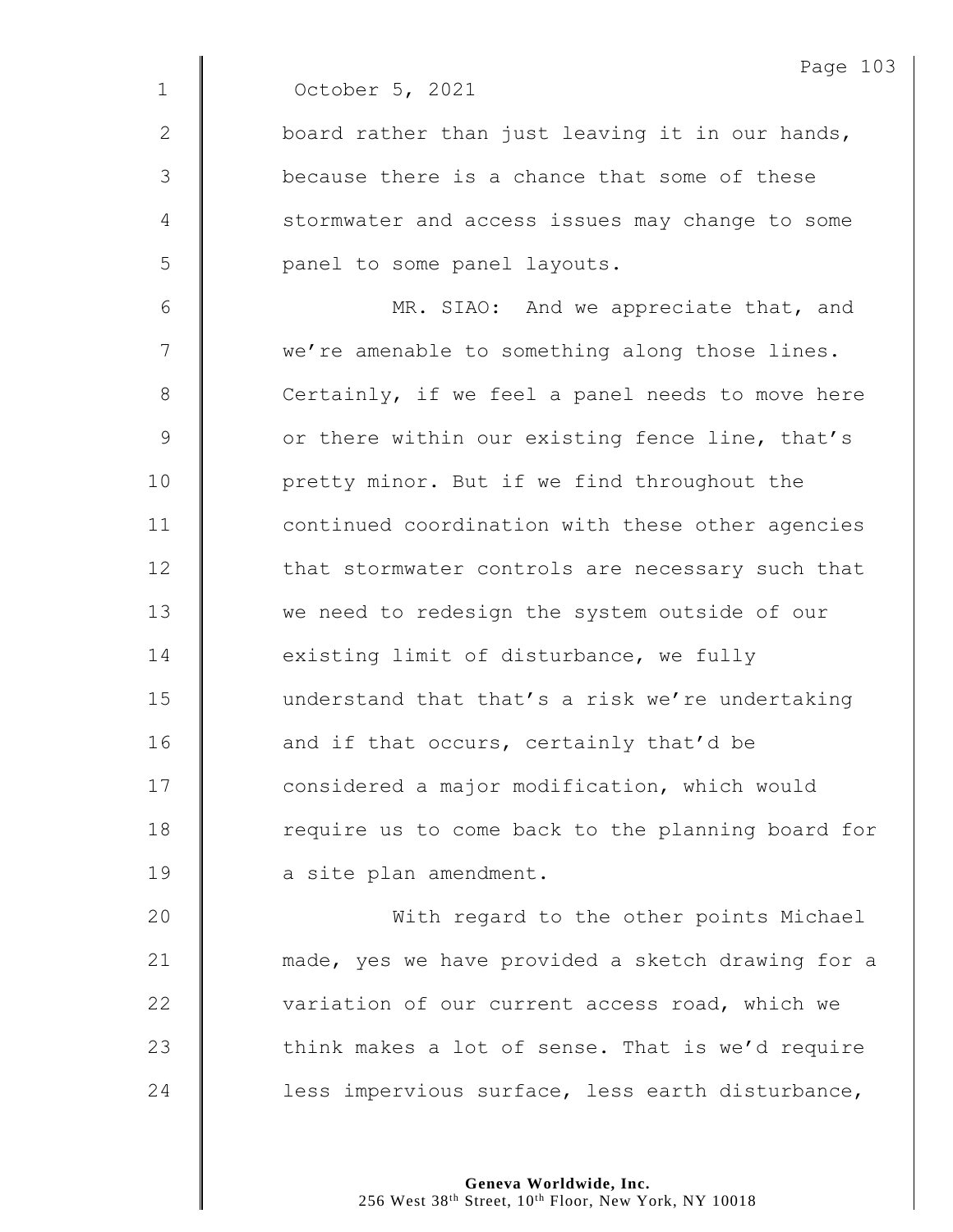October 5, 2021

board rather than just leaving it in our hands, because there is a chance that some of these stormwater and access issues may change to some panel to some panel layouts.

MR. SIAO: And we appreciate that, and we're amenable to something along those lines. Certainly, if we feel a panel needs to move here or there within our existing fence line, that's pretty minor. But if we find throughout the continued coordination with these other agencies that stormwater controls are necessary such that we need to redesign the system outside of our existing limit of disturbance, we fully understand that that's a risk we're undertaking and if that occurs, certainly that'd be considered a major modification, which would require us to come back to the planning board for a site plan amendment.

With regard to the other points Michael made, yes we have provided a sketch drawing for a variation of our current access road, which we think makes a lot of sense. That is we'd require less impervious surface, less earth disturbance,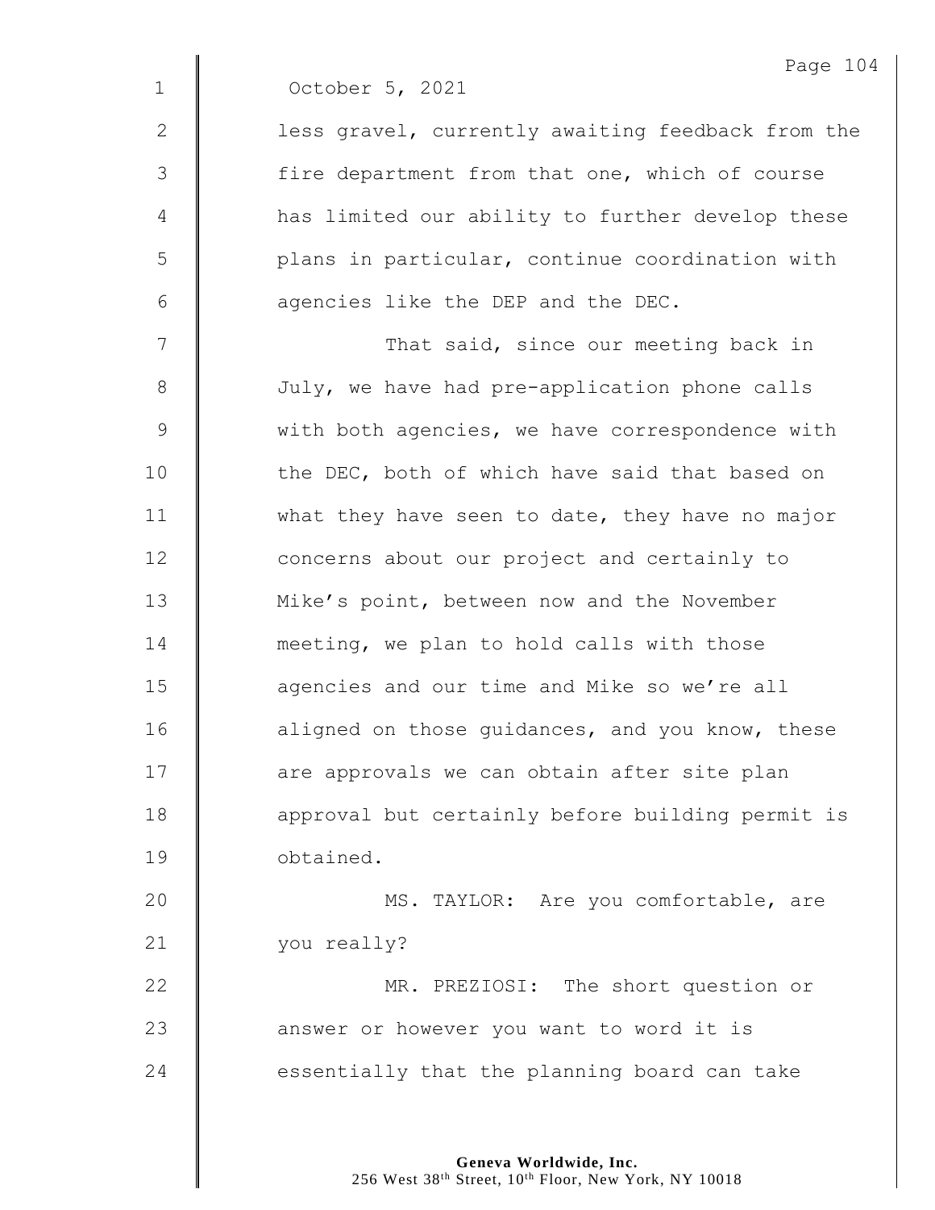October 5, 2021

less gravel, currently awaiting feedback from the fire department from that one, which of course has limited our ability to further develop these plans in particular, continue coordination with agencies like the DEP and the DEC.

That said, since our meeting back in July, we have had pre-application phone calls with both agencies, we have correspondence with the DEC, both of which have said that based on what they have seen to date, they have no major concerns about our project and certainly to Mike's point, between now and the November meeting, we plan to hold calls with those agencies and our time and Mike so we're all aligned on those guidances, and you know, these are approvals we can obtain after site plan approval but certainly before building permit is obtained.

MS. TAYLOR: Are you comfortable, are you really?

MR. PREZIOSI: The short question or answer or however you want to word it is essentially that the planning board can take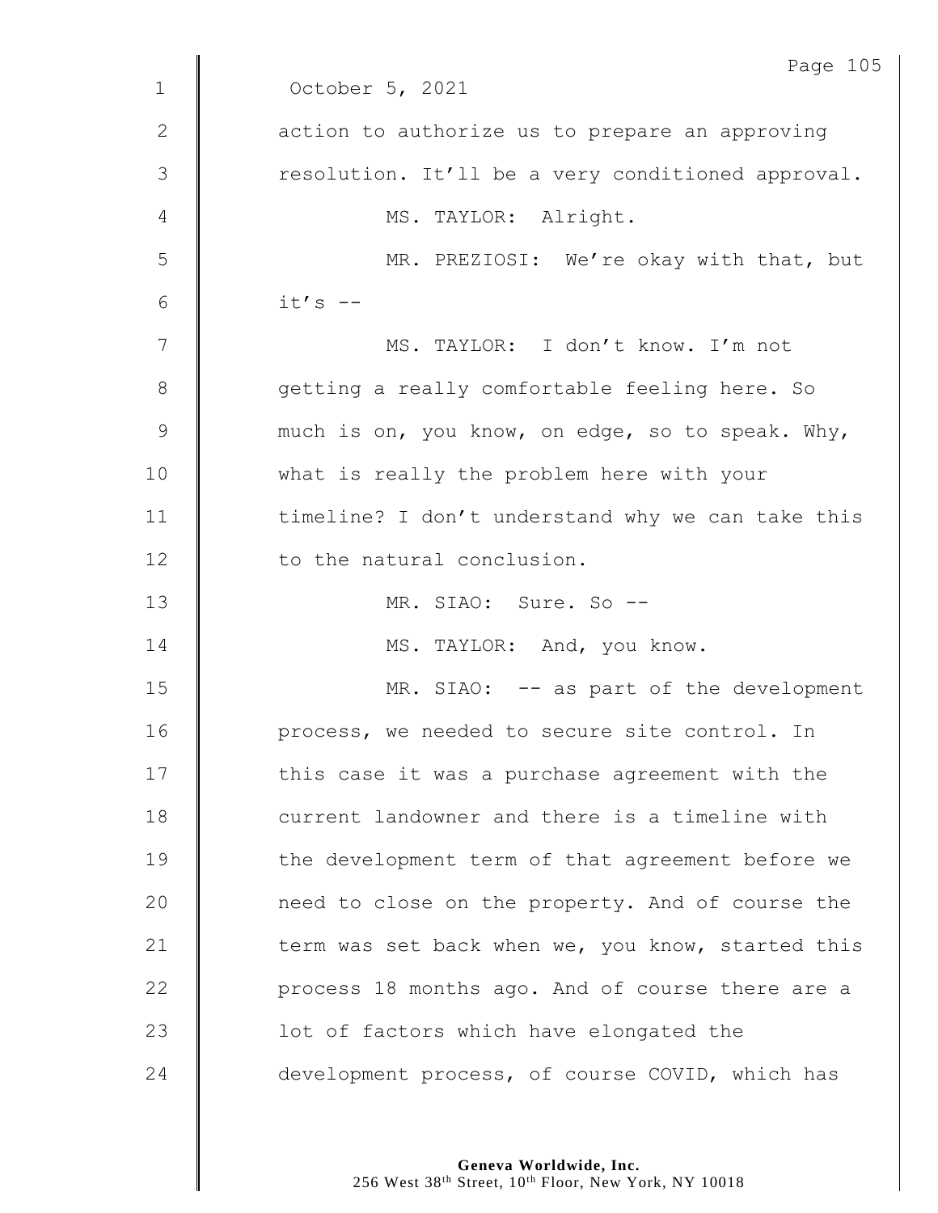October 5, 2021

action to authorize us to prepare an approving resolution. It'll be a very conditioned approval.

MS. TAYLOR: Alright.

MR. PREZIOSI: We're okay with that, but it's --

MS. TAYLOR: I don't know. I'm not getting a really comfortable feeling here. So much is on, you know, on edge, so to speak. Why, what is really the problem here with your timeline? I don't understand why we can take this to the natural conclusion.

MR. SIAO: Sure. So --

MS. TAYLOR: And, you know.

MR. SIAO: -- as part of the development process, we needed to secure site control. In this case it was a purchase agreement with the current landowner and there is a timeline with the development term of that agreement before we need to close on the property. And of course the term was set back when we, you know, started this process 18 months ago. And of course there are a lot of factors which have elongated the development process, of course COVID, which has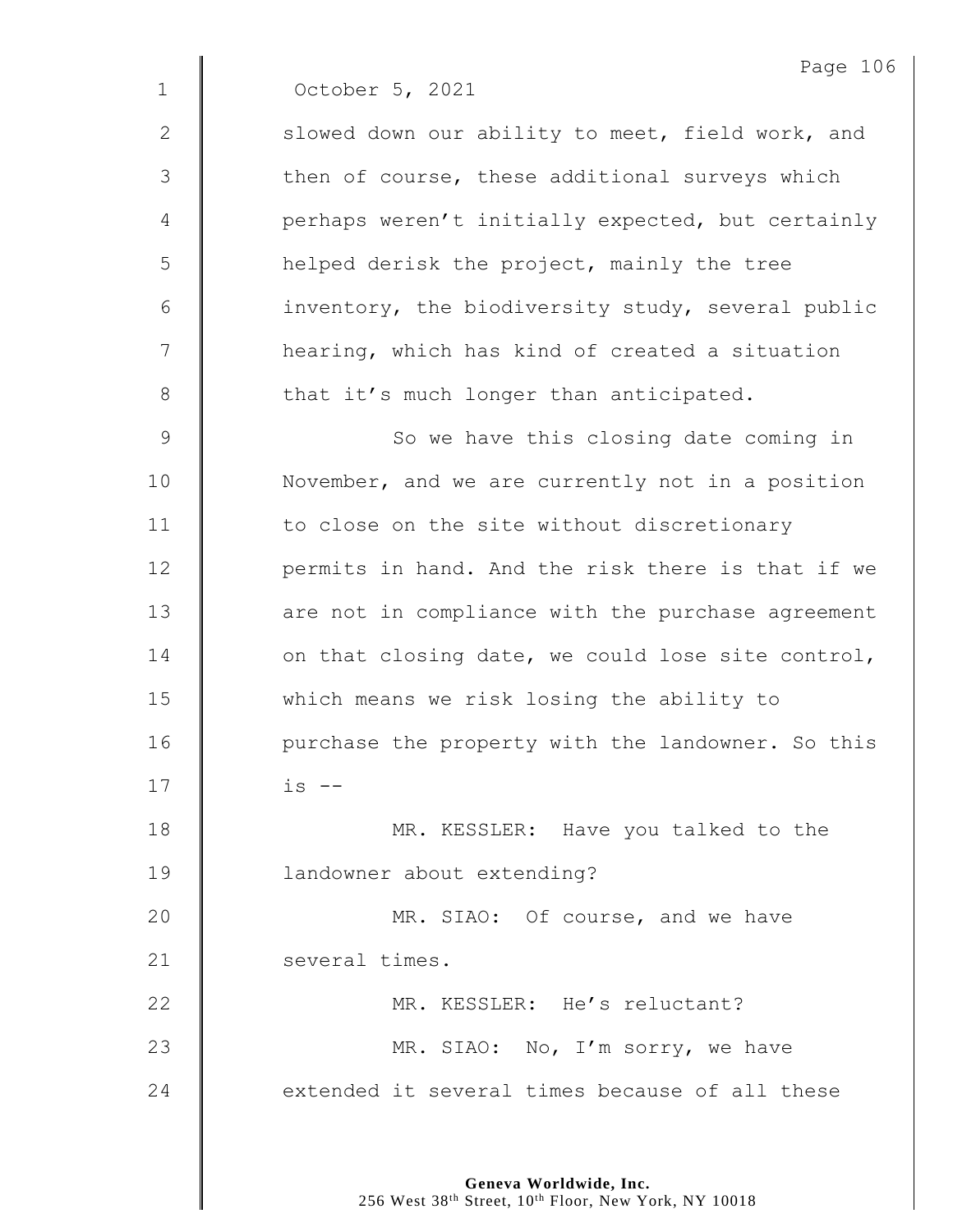October 5, 2021

slowed down our ability to meet, field work, and then of course, these additional surveys which perhaps weren't initially expected, but certainly helped derisk the project, mainly the tree inventory, the biodiversity study, several public hearing, which has kind of created a situation that it's much longer than anticipated.

So we have this closing date coming in November, and we are currently not in a position to close on the site without discretionary permits in hand. And the risk there is that if we are not in compliance with the purchase agreement on that closing date, we could lose site control, which means we risk losing the ability to purchase the property with the landowner. So this is --

MR. KESSLER: Have you talked to the landowner about extending?

MR. SIAO: Of course, and we have several times.

MR. KESSLER: He's reluctant?

MR. SIAO: No, I'm sorry, we have extended it several times because of all these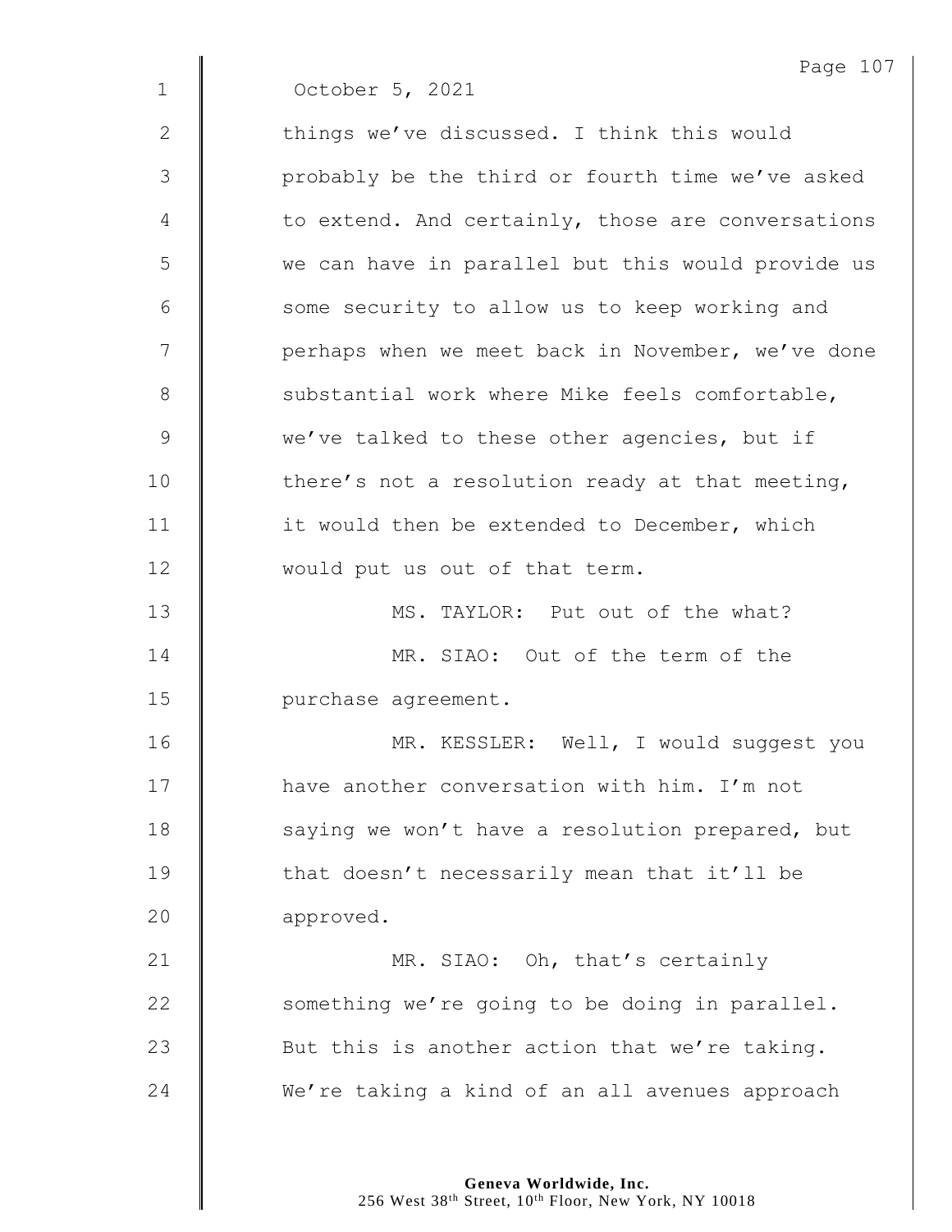October 5, 2021

things we've discussed. I think this would probably be the third or fourth time we've asked to extend. And certainly, those are conversations we can have in parallel but this would provide us some security to allow us to keep working and perhaps when we meet back in November, we've done substantial work where Mike feels comfortable, we've talked to these other agencies, but if there's not a resolution ready at that meeting, it would then be extended to December, which would put us out of that term.

MS. TAYLOR: Put out of the what?

MR. SIAO: Out of the term of the purchase agreement.

MR. KESSLER: Well, I would suggest you have another conversation with him. I'm not saying we won't have a resolution prepared, but that doesn't necessarily mean that it'll be approved.

MR. SIAO: Oh, that's certainly something we're going to be doing in parallel. But this is another action that we're taking. We're taking a kind of an all avenues approach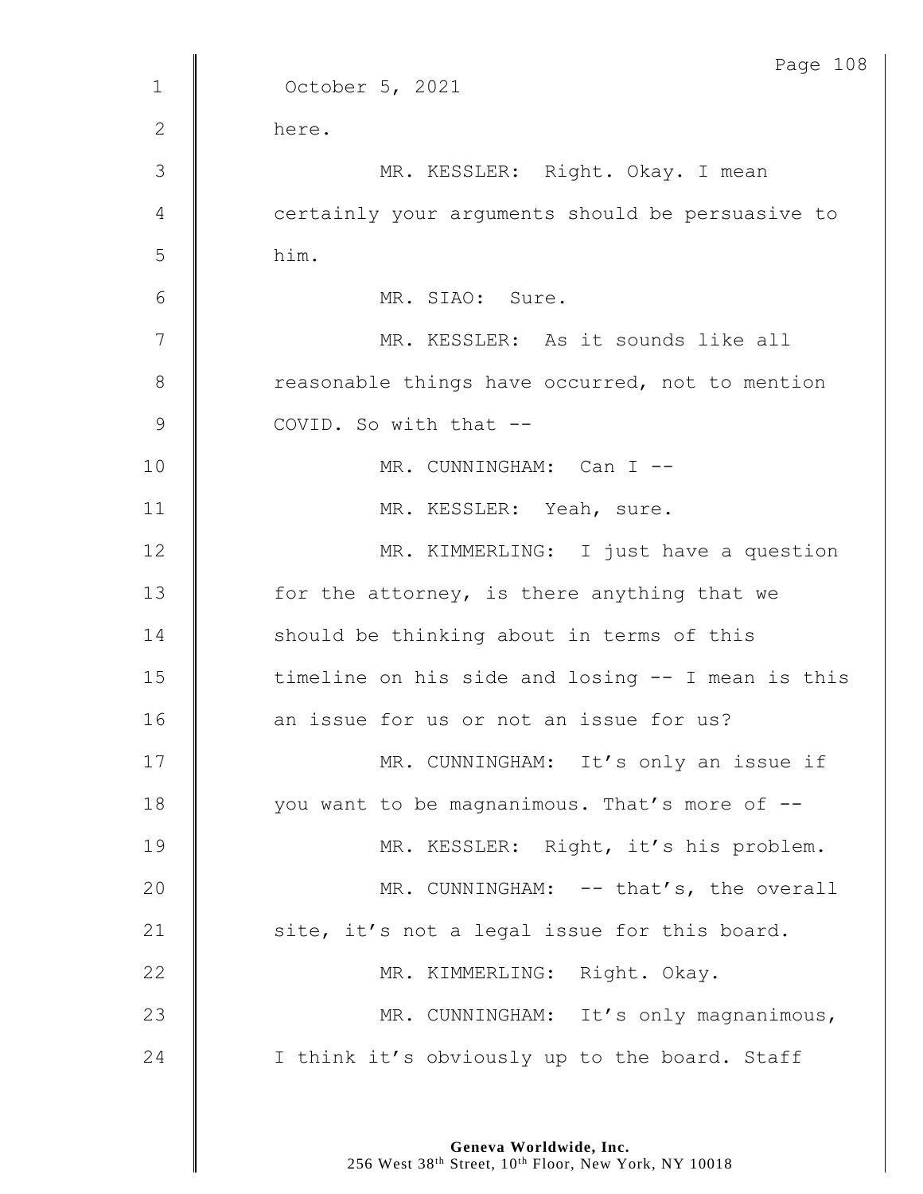October 5, 2021

here.

MR. KESSLER: Right. Okay. I mean certainly your arguments should be persuasive to him.

MR. SIAO: Sure.

MR. KESSLER: As it sounds like all reasonable things have occurred, not to mention COVID. So with that --

MR. CUNNINGHAM: Can I --

MR. KESSLER: Yeah, sure.

MR. KIMMERLING: I just have a question for the attorney, is there anything that we should be thinking about in terms of this timeline on his side and losing -- I mean is this an issue for us or not an issue for us?

MR. CUNNINGHAM: It's only an issue if you want to be magnanimous. That's more of --

MR. KESSLER: Right, it's his problem.

MR. CUNNINGHAM: -- that's, the overall site, it's not a legal issue for this board.

MR. KIMMERLING: Right. Okay.

MR. CUNNINGHAM: It's only magnanimous, I think it's obviously up to the board. Staff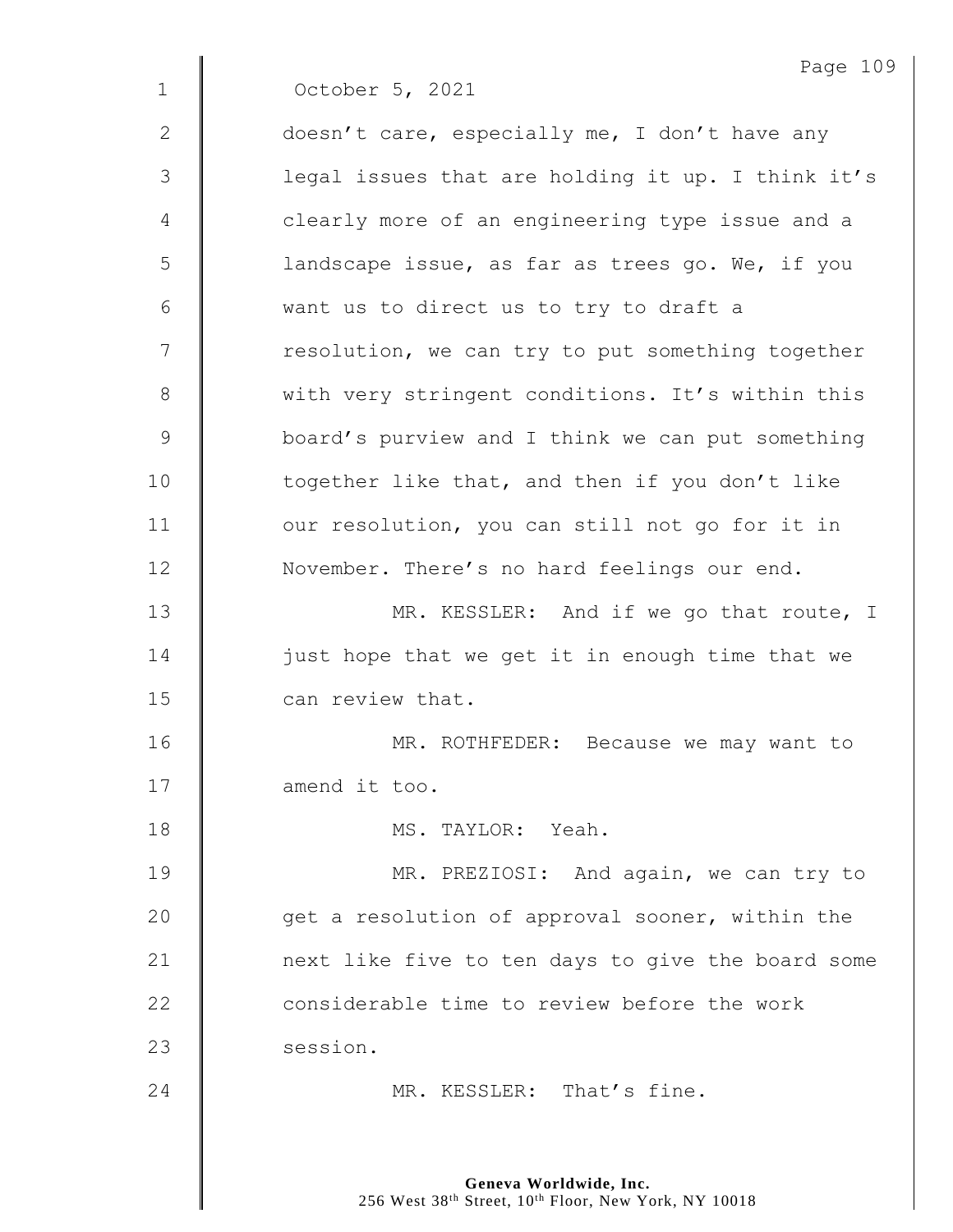October 5, 2021

doesn't care, especially me, I don't have any legal issues that are holding it up. I think it's clearly more of an engineering type issue and a landscape issue, as far as trees go. We, if you want us to direct us to try to draft a resolution, we can try to put something together with very stringent conditions. It's within this board's purview and I think we can put something together like that, and then if you don't like our resolution, you can still not go for it in November. There's no hard feelings our end.

MR. KESSLER: And if we go that route, I just hope that we get it in enough time that we can review that.

MR. ROTHFEDER: Because we may want to amend it too.

MS. TAYLOR: Yeah.

MR. PREZIOSI: And again, we can try to get a resolution of approval sooner, within the next like five to ten days to give the board some considerable time to review before the work session.

MR. KESSLER: That's fine.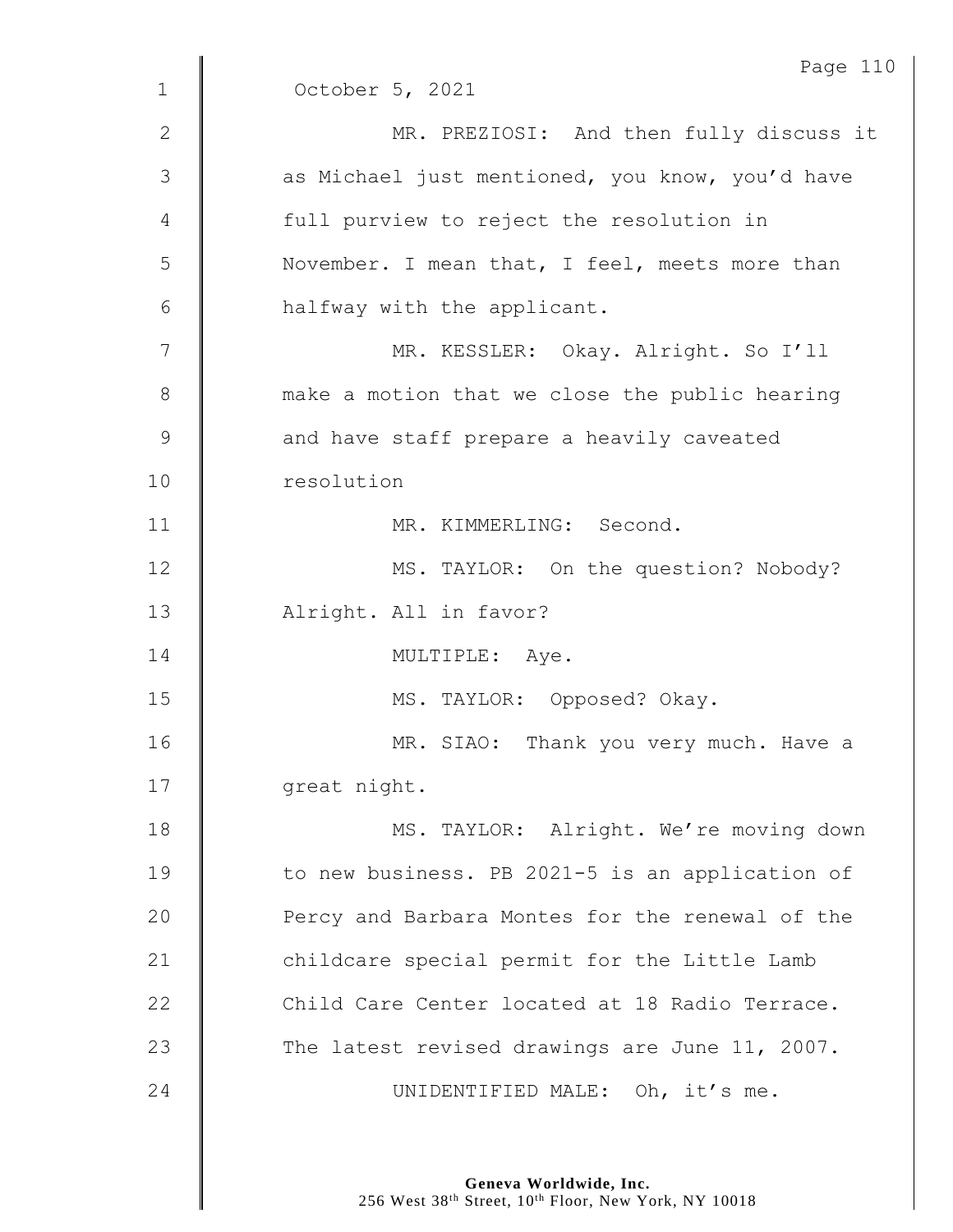October 5, 2021

MR. PREZIOSI: And then fully discuss it as Michael just mentioned, you know, you'd have full purview to reject the resolution in November. I mean that, I feel, meets more than halfway with the applicant.

MR. KESSLER: Okay. Alright. So I'll make a motion that we close the public hearing and have staff prepare a heavily caveated resolution

MR. KIMMERLING: Second.

MS. TAYLOR: On the question? Nobody? Alright. All in favor?

MULTIPLE: Aye.

MS. TAYLOR: Opposed? Okay.

MR. SIAO: Thank you very much. Have a great night.

MS. TAYLOR: Alright. We're moving down to new business. PB 2021-5 is an application of Percy and Barbara Montes for the renewal of the childcare special permit for the Little Lamb Child Care Center located at 18 Radio Terrace. The latest revised drawings are June 11, 2007.

UNIDENTIFIED MALE: Oh, it's me.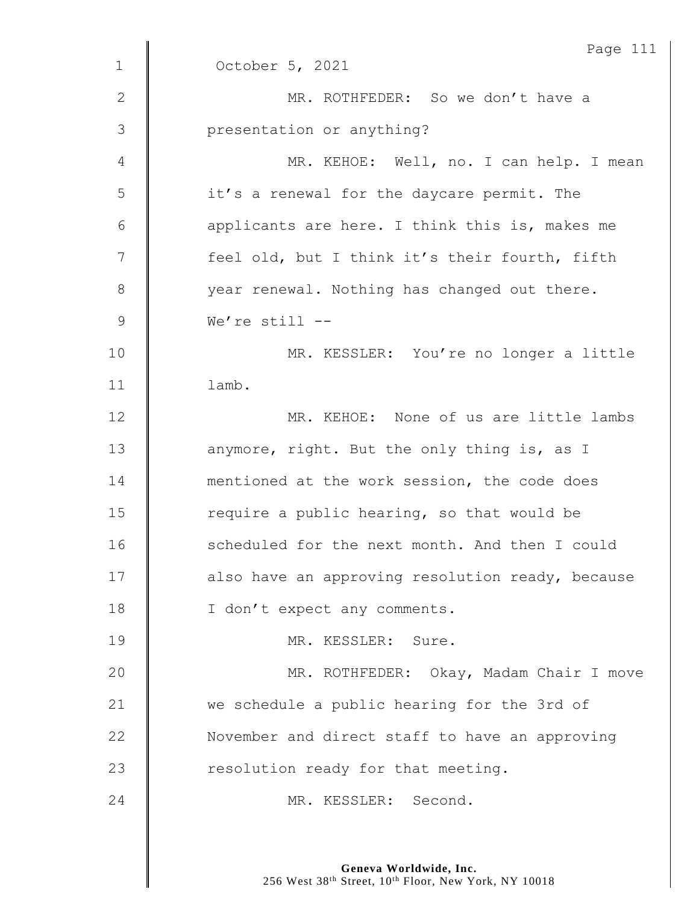October 5, 2021

MR. ROTHFEDER: So we don't have a presentation or anything?

MR. KEHOE: Well, no. I can help. I mean it's a renewal for the daycare permit. The applicants are here. I think this is, makes me feel old, but I think it's their fourth, fifth year renewal. Nothing has changed out there. We're still --

MR. KESSLER: You're no longer a little lamb.

MR. KEHOE: None of us are little lambs anymore, right. But the only thing is, as I mentioned at the work session, the code does require a public hearing, so that would be scheduled for the next month. And then I could also have an approving resolution ready, because I don't expect any comments.

MR. KESSLER: Sure.

MR. ROTHFEDER: Okay, Madam Chair I move we schedule a public hearing for the 3rd of November and direct staff to have an approving resolution ready for that meeting.

MR. KESSLER: Second.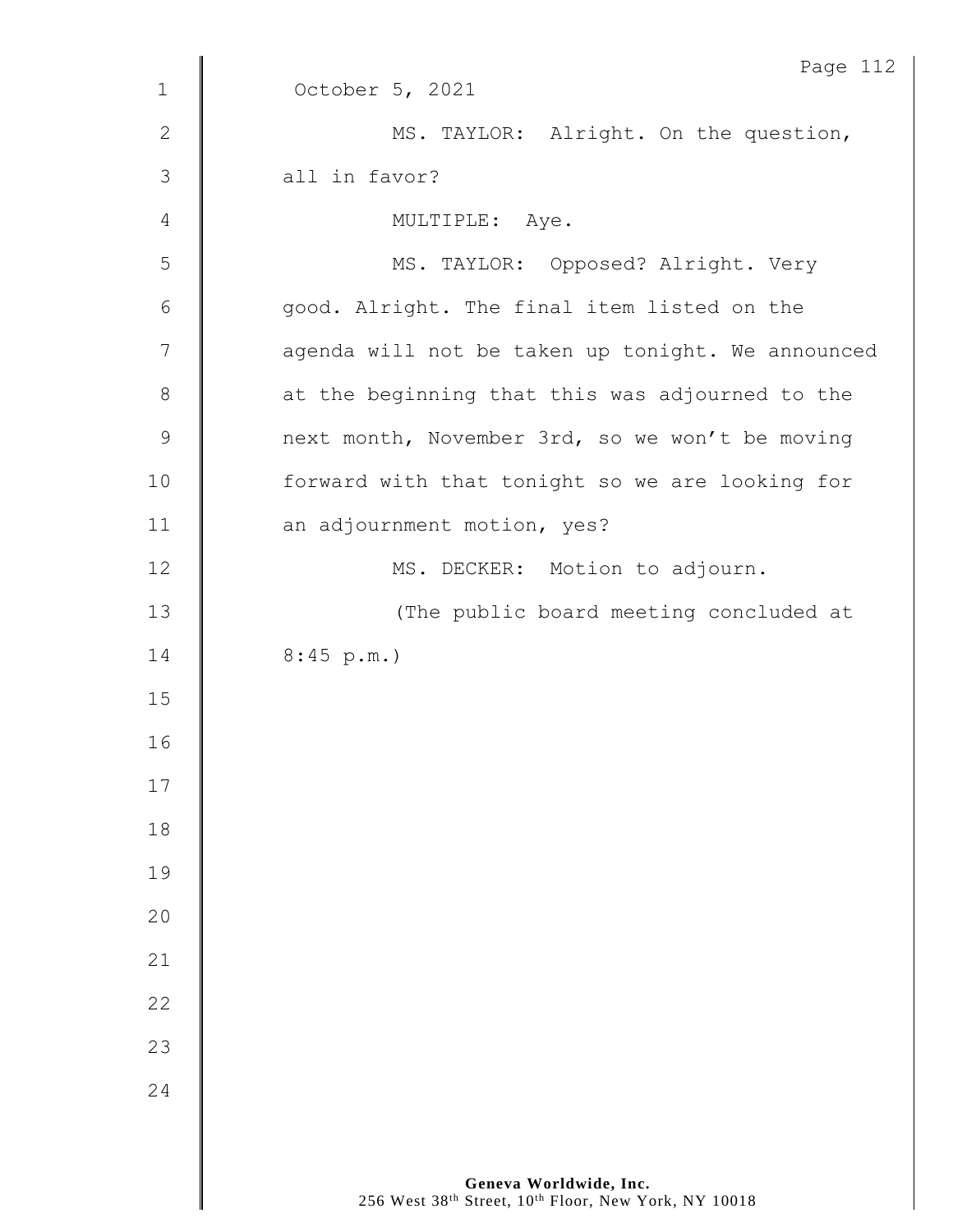October 5, 2021

MS. TAYLOR: Alright. On the question, all in favor?

MULTIPLE: Aye.

MS. TAYLOR: Opposed? Alright. Very good. Alright. The final item listed on the agenda will not be taken up tonight. We announced at the beginning that this was adjourned to the next month, November 3rd, so we won't be moving forward with that tonight so we are looking for an adjournment motion, yes?

MS. DECKER: Motion to adjourn.

(The public board meeting concluded at 8:45 p.m.)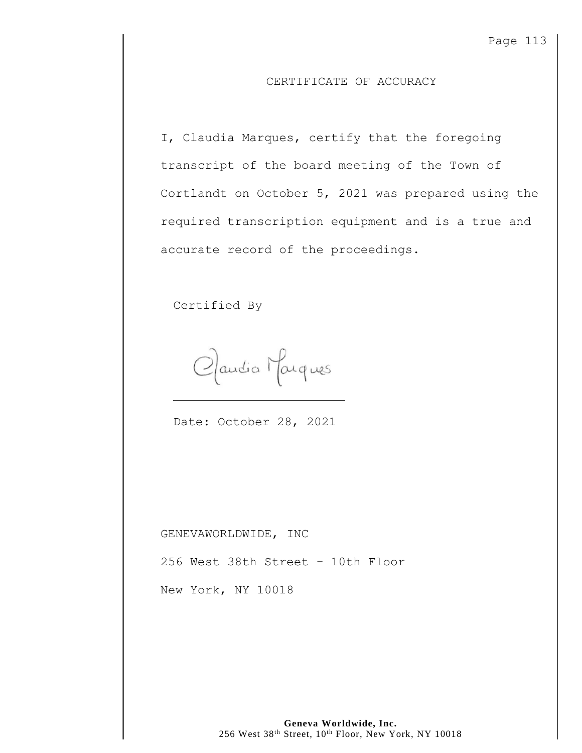CERTIFICATE OF ACCURACY

I, Claudia Marques, certify that the foregoing transcript of the board meeting of the Town of Cortlandt on October 5, 2021 was prepared using the required transcription equipment and is a true and accurate record of the proceedings.

Certified By

Claudia Marques

___________________________

Date: October 28, 2021

GENEVAWORLDWIDE, INC

256 West 38th Street - 10th Floor

New York, NY 10018